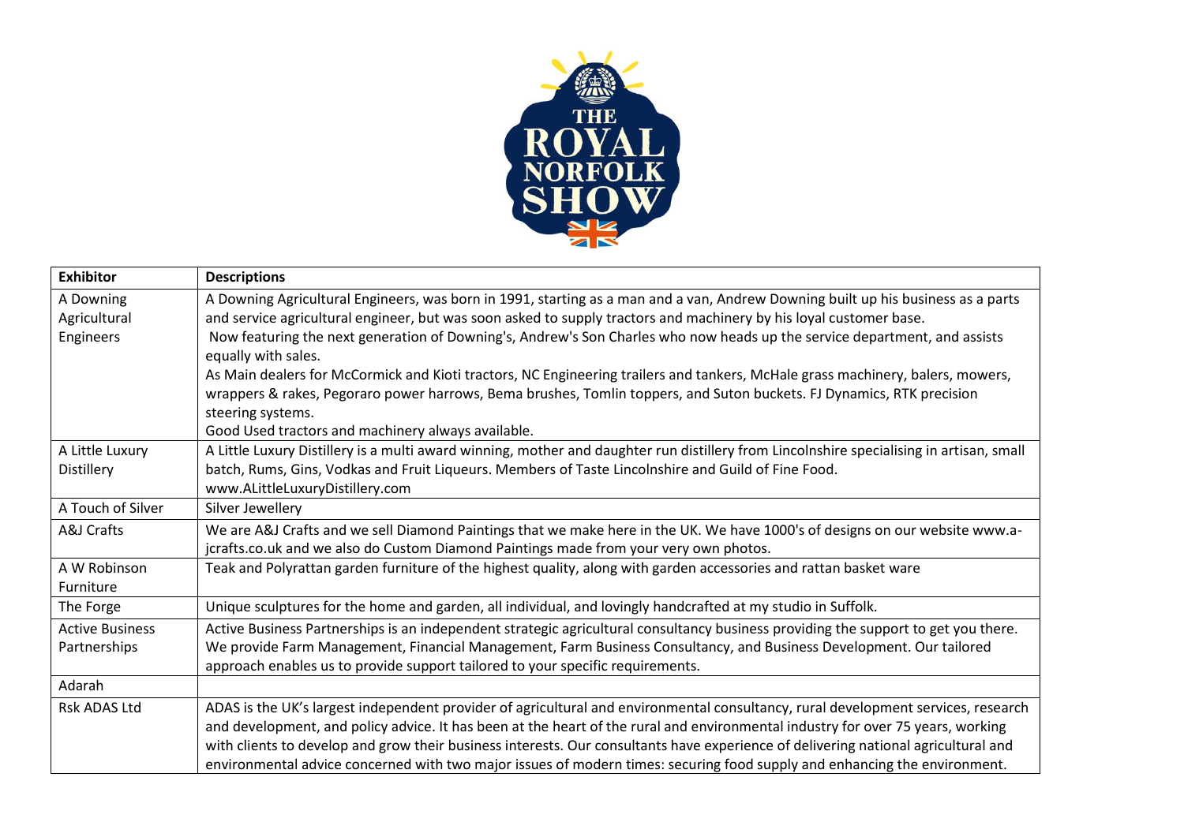| Exhibitor | Descriptions |
|---|---|
| A Downing Agricultural Engineers | A Downing Agricultural Engineers, was born in 1991, starting as a man and a van, Andrew Downing built up his business as a parts and service agricultural engineer, but was soon asked to supply tractors and machinery by his loyal customer base. Now featuring the next generation of Downing's, Andrew's Son Charles who now heads up the service department, and assists equally with sales. As Main dealers for McCormick and Kioti tractors, NC Engineering trailers and tankers, McHale grass machinery, balers, mowers, wrappers & rakes, Pegoraro power harrows, Bema brushes, Tomlin toppers, and Suton buckets. FJ Dynamics, RTK precision steering systems. Good Used tractors and machinery always available. |
| A Little Luxury Distillery | A Little Luxury Distillery is a multi award winning, mother and daughter run distillery from Lincolnshire specialising in artisan, small batch, Rums, Gins, Vodkas and Fruit Liqueurs. Members of Taste Lincolnshire and Guild of Fine Food. www.ALittleLuxuryDistillery.com |
| A Touch of Silver | Silver Jewellery |
| A&J Crafts | We are A&J Crafts and we sell Diamond Paintings that we make here in the UK. We have 1000's of designs on our website www.a-jcrafts.co.uk and we also do Custom Diamond Paintings made from your very own photos. |
| A W Robinson Furniture | Teak and Polyrattan garden furniture of the highest quality, along with garden accessories and rattan basket ware |
| The Forge | Unique sculptures for the home and garden, all individual, and lovingly handcrafted at my studio in Suffolk. |
| Active Business Partnerships | Active Business Partnerships is an independent strategic agricultural consultancy business providing the support to get you there. We provide Farm Management, Financial Management, Farm Business Consultancy, and Business Development. Our tailored approach enables us to provide support tailored to your specific requirements. |
| Adarah | |
| Rsk ADAS Ltd | ADAS is the UK's largest independent provider of agricultural and environmental consultancy, rural development services, research and development, and policy advice. It has been at the heart of the rural and environmental industry for over 75 years, working with clients to develop and grow their business interests. Our consultants have experience of delivering national agricultural and environmental advice concerned with two major issues of modern times: securing food supply and enhancing the environment. |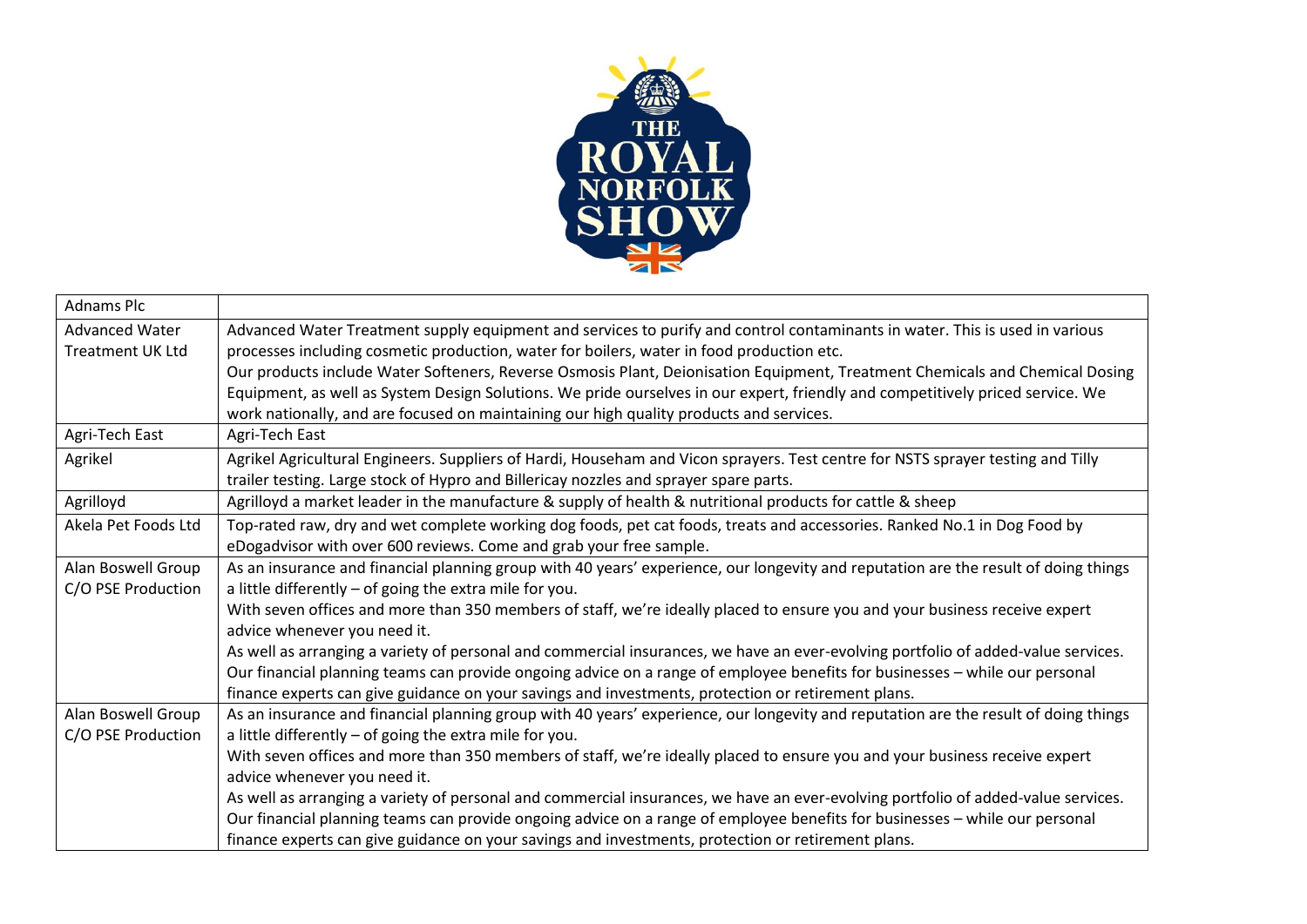| Adnams Plc | |
|---|---|
| Advanced Water Treatment UK Ltd | Advanced Water Treatment supply equipment and services to purify and control contaminants in water. This is used in various processes including cosmetic production, water for boilers, water in food production etc. Our products include Water Softeners, Reverse Osmosis Plant, Deionisation Equipment, Treatment Chemicals and Chemical Dosing Equipment, as well as System Design Solutions. We pride ourselves in our expert, friendly and competitively priced service. We work nationally, and are focused on maintaining our high quality products and services. |
| Agri-Tech East | Agri-Tech East |
| Agrikel | Agrikel Agricultural Engineers. Suppliers of Hardi, Househam and Vicon sprayers. Test centre for NSTS sprayer testing and Tilly trailer testing. Large stock of Hypro and Billericay nozzles and sprayer spare parts. |
| Agrilloyd | Agrilloyd a market leader in the manufacture & supply of health & nutritional products for cattle & sheep |
| Akela Pet Foods Ltd | Top-rated raw, dry and wet complete working dog foods, pet cat foods, treats and accessories. Ranked No.1 in Dog Food by eDogadvisor with over 600 reviews. Come and grab your free sample. |
| Alan Boswell Group C/O PSE Production | As an insurance and financial planning group with 40 years' experience, our longevity and reputation are the result of doing things a little differently – of going the extra mile for you. With seven offices and more than 350 members of staff, we're ideally placed to ensure you and your business receive expert advice whenever you need it. As well as arranging a variety of personal and commercial insurances, we have an ever-evolving portfolio of added-value services. Our financial planning teams can provide ongoing advice on a range of employee benefits for businesses – while our personal finance experts can give guidance on your savings and investments, protection or retirement plans. |
| Alan Boswell Group C/O PSE Production | As an insurance and financial planning group with 40 years' experience, our longevity and reputation are the result of doing things a little differently – of going the extra mile for you. With seven offices and more than 350 members of staff, we're ideally placed to ensure you and your business receive expert advice whenever you need it. As well as arranging a variety of personal and commercial insurances, we have an ever-evolving portfolio of added-value services. Our financial planning teams can provide ongoing advice on a range of employee benefits for businesses – while our personal finance experts can give guidance on your savings and investments, protection or retirement plans. |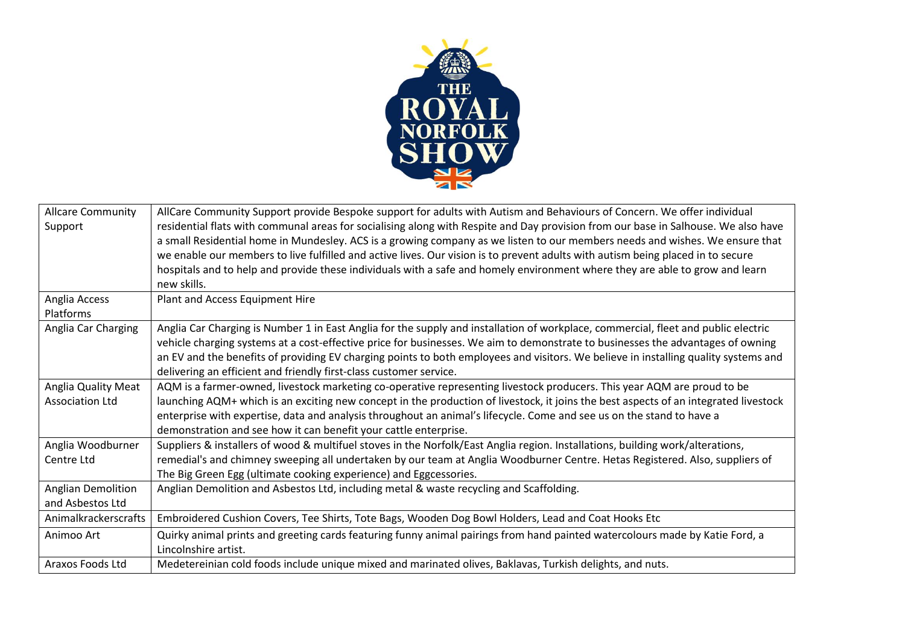| Allcare Community Support | AllCare Community Support provide Bespoke support for adults with Autism and Behaviours of Concern. We offer individual residential flats with communal areas for socialising along with Respite and Day provision from our base in Salhouse. We also have a small Residential home in Mundesley. ACS is a growing company as we listen to our members needs and wishes. We ensure that we enable our members to live fulfilled and active lives. Our vision is to prevent adults with autism being placed in to secure hospitals and to help and provide these individuals with a safe and homely environment where they are able to grow and learn new skills. |
|---|---|
| Anglia Access Platforms | Plant and Access Equipment Hire |
| Anglia Car Charging | Anglia Car Charging is Number 1 in East Anglia for the supply and installation of workplace, commercial, fleet and public electric vehicle charging systems at a cost-effective price for businesses. We aim to demonstrate to businesses the advantages of owning an EV and the benefits of providing EV charging points to both employees and visitors. We believe in installing quality systems and delivering an efficient and friendly first-class customer service. |
| Anglia Quality Meat Association Ltd | AQM is a farmer-owned, livestock marketing co-operative representing livestock producers. This year AQM are proud to be launching AQM+ which is an exciting new concept in the production of livestock, it joins the best aspects of an integrated livestock enterprise with expertise, data and analysis throughout an animal's lifecycle. Come and see us on the stand to have a demonstration and see how it can benefit your cattle enterprise. |
| Anglia Woodburner Centre Ltd | Suppliers & installers of wood & multifuel stoves in the Norfolk/East Anglia region. Installations, building work/alterations, remedial's and chimney sweeping all undertaken by our team at Anglia Woodburner Centre. Hetas Registered. Also, suppliers of The Big Green Egg (ultimate cooking experience) and Eggcessories. |
| Anglian Demolition and Asbestos Ltd | Anglian Demolition and Asbestos Ltd, including metal & waste recycling and Scaffolding. |
| Animalkrackerscrafts | Embroidered Cushion Covers, Tee Shirts, Tote Bags, Wooden Dog Bowl Holders, Lead and Coat Hooks Etc |
| Animoo Art | Quirky animal prints and greeting cards featuring funny animal pairings from hand painted watercolours made by Katie Ford, a Lincolnshire artist. |
| Araxos Foods Ltd | Medetereinian cold foods include unique mixed and marinated olives, Baklavas, Turkish delights, and nuts. |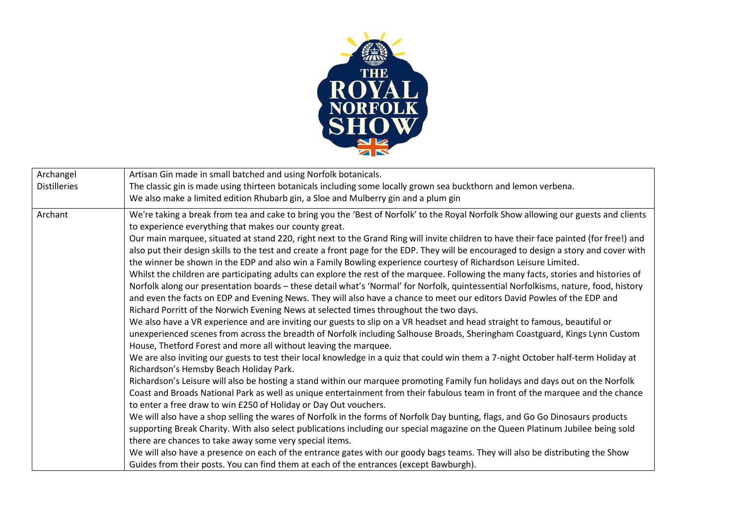| | |
|---|---|
| Archangel Distilleries | Artisan Gin made in small batched and using Norfolk botanicals.<br>The classic gin is made using thirteen botanicals including some locally grown sea buckthorn and lemon verbena.<br>We also make a limited edition Rhubarb gin, a Sloe and Mulberry gin and a plum gin |
| Archant | We're taking a break from tea and cake to bring you the 'Best of Norfolk' to the Royal Norfolk Show allowing our guests and clients to experience everything that makes our county great.<br>Our main marquee, situated at stand 220, right next to the Grand Ring will invite children to have their face painted (for free!) and also put their design skills to the test and create a front page for the EDP. They will be encouraged to design a story and cover with the winner be shown in the EDP and also win a Family Bowling experience courtesy of Richardson Leisure Limited.<br>Whilst the children are participating adults can explore the rest of the marquee. Following the many facts, stories and histories of Norfolk along our presentation boards – these detail what's 'Normal' for Norfolk, quintessential Norfolkisms, nature, food, history and even the facts on EDP and Evening News. They will also have a chance to meet our editors David Powles of the EDP and Richard Porritt of the Norwich Evening News at selected times throughout the two days.<br>We also have a VR experience and are inviting our guests to slip on a VR headset and head straight to famous, beautiful or unexperienced scenes from across the breadth of Norfolk including Salhouse Broads, Sheringham Coastguard, Kings Lynn Custom House, Thetford Forest and more all without leaving the marquee.<br>We are also inviting our guests to test their local knowledge in a quiz that could win them a 7-night October half-term Holiday at Richardson's Hemsby Beach Holiday Park.<br>Richardson's Leisure will also be hosting a stand within our marquee promoting Family fun holidays and days out on the Norfolk Coast and Broads National Park as well as unique entertainment from their fabulous team in front of the marquee and the chance to enter a free draw to win £250 of Holiday or Day Out vouchers.<br>We will also have a shop selling the wares of Norfolk in the forms of Norfolk Day bunting, flags, and Go Go Dinosaurs products supporting Break Charity. With also select publications including our special magazine on the Queen Platinum Jubilee being sold there are chances to take away some very special items.<br>We will also have a presence on each of the entrance gates with our goody bags teams. They will also be distributing the Show Guides from their posts. You can find them at each of the entrances (except Bawburgh). |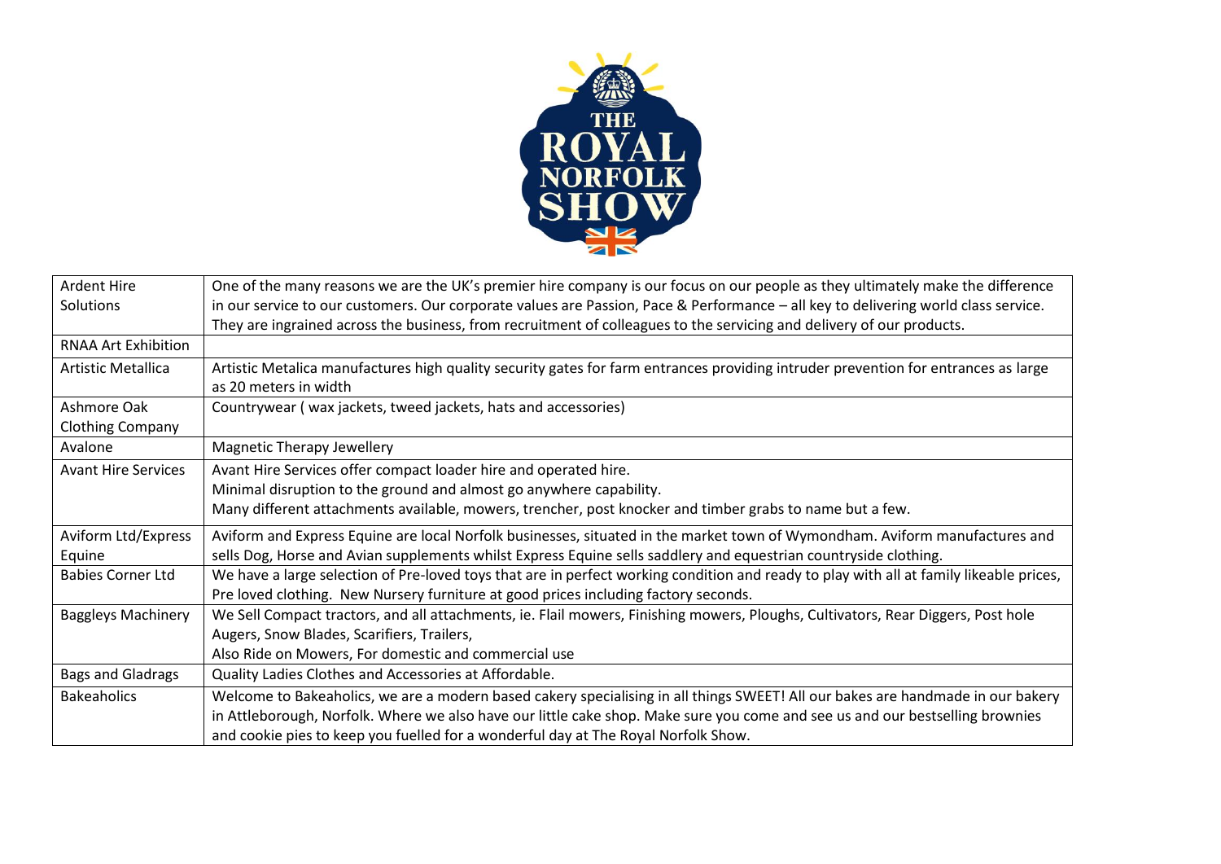| | |
|---|---|
| Ardent Hire Solutions | One of the many reasons we are the UK's premier hire company is our focus on our people as they ultimately make the difference in our service to our customers. Our corporate values are Passion, Pace & Performance – all key to delivering world class service. They are ingrained across the business, from recruitment of colleagues to the servicing and delivery of our products. |
| RNAA Art Exhibition | |
| Artistic Metallica | Artistic Metalica manufactures high quality security gates for farm entrances providing intruder prevention for entrances as large as 20 meters in width |
| Ashmore Oak Clothing Company | Countrywear ( wax jackets, tweed jackets, hats and accessories) |
| Avalone | Magnetic Therapy Jewellery |
| Avant Hire Services | Avant Hire Services offer compact loader hire and operated hire.<br>Minimal disruption to the ground and almost go anywhere capability.<br>Many different attachments available, mowers, trencher, post knocker and timber grabs to name but a few. |
| Aviform Ltd/Express Equine | Aviform and Express Equine are local Norfolk businesses, situated in the market town of Wymondham. Aviform manufactures and sells Dog, Horse and Avian supplements whilst Express Equine sells saddlery and equestrian countryside clothing. |
| Babies Corner Ltd | We have a large selection of Pre-loved toys that are in perfect working condition and ready to play with all at family likeable prices, Pre loved clothing. New Nursery furniture at good prices including factory seconds. |
| Baggleys Machinery | We Sell Compact tractors, and all attachments, ie. Flail mowers, Finishing mowers, Ploughs, Cultivators, Rear Diggers, Post hole Augers, Snow Blades, Scarifiers, Trailers,<br>Also Ride on Mowers, For domestic and commercial use |
| Bags and Gladrags | Quality Ladies Clothes and Accessories at Affordable. |
| Bakeaholics | Welcome to Bakeaholics, we are a modern based cakery specialising in all things SWEET! All our bakes are handmade in our bakery in Attleborough, Norfolk. Where we also have our little cake shop. Make sure you come and see us and our bestselling brownies and cookie pies to keep you fuelled for a wonderful day at The Royal Norfolk Show. |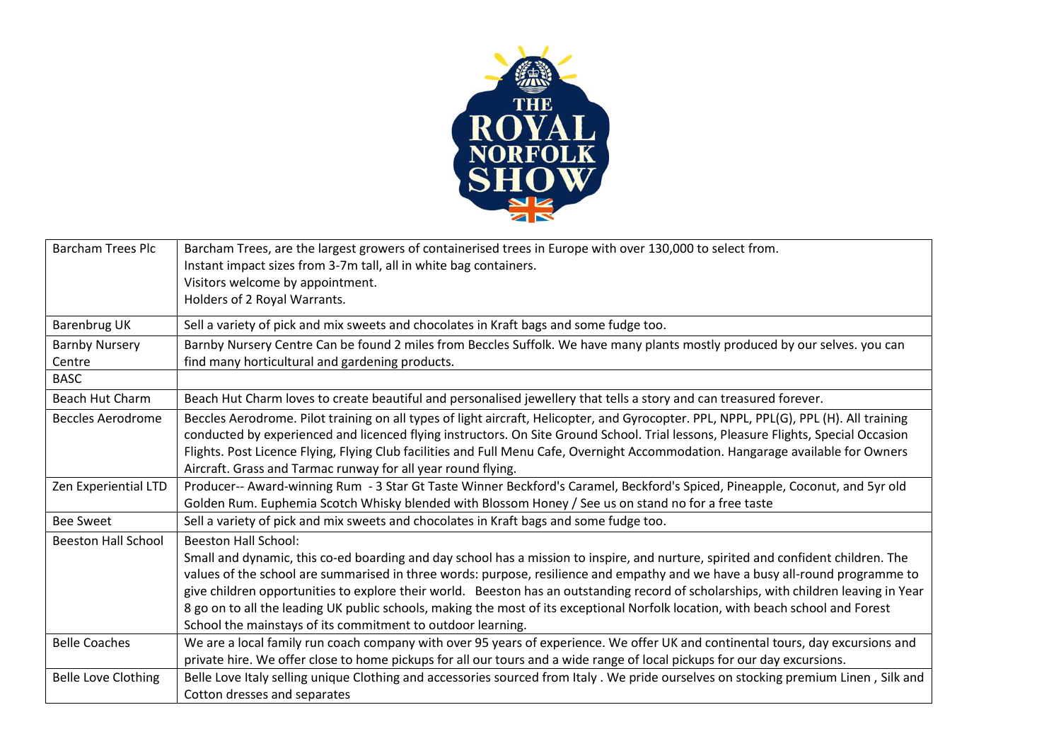| Barcham Trees Plc | Barcham Trees, are the largest growers of containerised trees in Europe with over 130,000 to select from.<br>Instant impact sizes from 3-7m tall, all in white bag containers.<br>Visitors welcome by appointment.<br>Holders of 2 Royal Warrants. |
|---|---|
| Barenbrug UK | Sell a variety of pick and mix sweets and chocolates in Kraft bags and some fudge too. |
| Barnby Nursery Centre | Barnby Nursery Centre Can be found 2 miles from Beccles Suffolk. We have many plants mostly produced by our selves. you can find many horticultural and gardening products. |
| BASC | |
| Beach Hut Charm | Beach Hut Charm loves to create beautiful and personalised jewellery that tells a story and can treasured forever. |
| Beccles Aerodrome | Beccles Aerodrome. Pilot training on all types of light aircraft, Helicopter, and Gyrocopter. PPL, NPPL, PPL(G), PPL (H). All training conducted by experienced and licenced flying instructors. On Site Ground School. Trial lessons, Pleasure Flights, Special Occasion Flights. Post Licence Flying, Flying Club facilities and Full Menu Cafe, Overnight Accommodation. Hangarage available for Owners Aircraft. Grass and Tarmac runway for all year round flying. |
| Zen Experiential LTD | Producer-- Award-winning Rum - 3 Star Gt Taste Winner Beckford's Caramel, Beckford's Spiced, Pineapple, Coconut, and 5yr old Golden Rum. Euphemia Scotch Whisky blended with Blossom Honey / See us on stand no for a free taste |
| Bee Sweet | Sell a variety of pick and mix sweets and chocolates in Kraft bags and some fudge too. |
| Beeston Hall School | Beeston Hall School:<br>Small and dynamic, this co-ed boarding and day school has a mission to inspire, and nurture, spirited and confident children. The values of the school are summarised in three words: purpose, resilience and empathy and we have a busy all-round programme to give children opportunities to explore their world. Beeston has an outstanding record of scholarships, with children leaving in Year 8 go on to all the leading UK public schools, making the most of its exceptional Norfolk location, with beach school and Forest School the mainstays of its commitment to outdoor learning. |
| Belle Coaches | We are a local family run coach company with over 95 years of experience. We offer UK and continental tours, day excursions and private hire. We offer close to home pickups for all our tours and a wide range of local pickups for our day excursions. |
| Belle Love Clothing | Belle Love Italy selling unique Clothing and accessories sourced from Italy . We pride ourselves on stocking premium Linen , Silk and Cotton dresses and separates |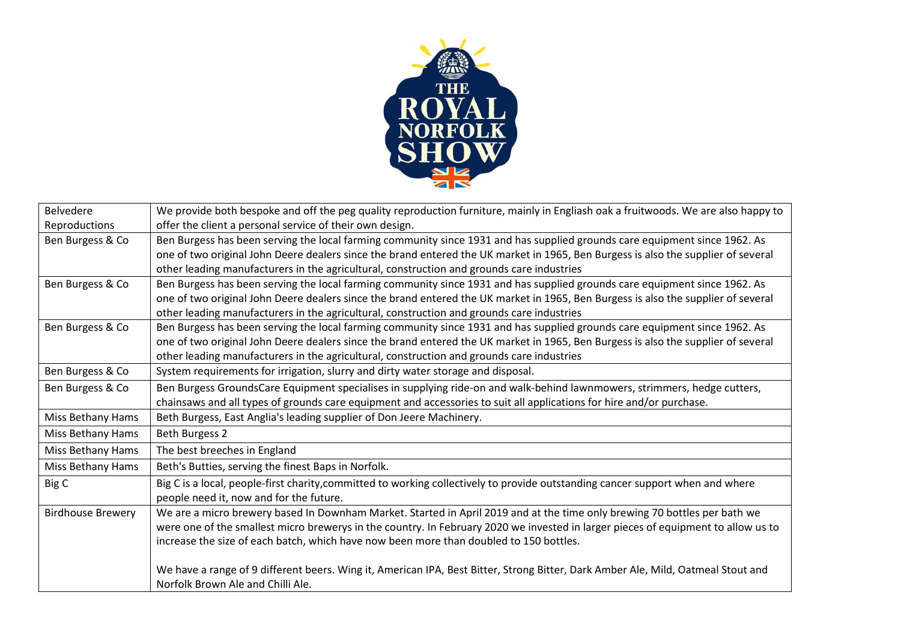| Belvedere Reproductions | We provide both bespoke and off the peg quality reproduction furniture, mainly in Engliash oak a fruitwoods. We are also happy to offer the client a personal service of their own design. |
|---|---|
| Ben Burgess & Co | Ben Burgess has been serving the local farming community since 1931 and has supplied grounds care equipment since 1962. As one of two original John Deere dealers since the brand entered the UK market in 1965, Ben Burgess is also the supplier of several other leading manufacturers in the agricultural, construction and grounds care industries |
| Ben Burgess & Co | Ben Burgess has been serving the local farming community since 1931 and has supplied grounds care equipment since 1962. As one of two original John Deere dealers since the brand entered the UK market in 1965, Ben Burgess is also the supplier of several other leading manufacturers in the agricultural, construction and grounds care industries |
| Ben Burgess & Co | Ben Burgess has been serving the local farming community since 1931 and has supplied grounds care equipment since 1962. As one of two original John Deere dealers since the brand entered the UK market in 1965, Ben Burgess is also the supplier of several other leading manufacturers in the agricultural, construction and grounds care industries |
| Ben Burgess & Co | System requirements for irrigation, slurry and dirty water storage and disposal. |
| Ben Burgess & Co | Ben Burgess GroundsCare Equipment specialises in supplying ride-on and walk-behind lawnmowers, strimmers, hedge cutters, chainsaws and all types of grounds care equipment and accessories to suit all applications for hire and/or purchase. |
| Miss Bethany Hams | Beth Burgess, East Anglia's leading supplier of Don Jeere Machinery. |
| Miss Bethany Hams | Beth Burgess 2 |
| Miss Bethany Hams | The best breeches in England |
| Miss Bethany Hams | Beth's Butties, serving the finest Baps in Norfolk. |
| Big C | Big C is a local, people-first charity,committed to working collectively to provide outstanding cancer support when and where people need it, now and for the future. |
| Birdhouse Brewery | We are a micro brewery based In Downham Market. Started in April 2019 and at the time only brewing 70 bottles per bath we were one of the smallest micro brewerys in the country. In February 2020 we invested in larger pieces of equipment to allow us to increase the size of each batch, which have now been more than doubled to 150 bottles.<br><br>We have a range of 9 different beers. Wing it, American IPA, Best Bitter, Strong Bitter, Dark Amber Ale, Mild, Oatmeal Stout and Norfolk Brown Ale and Chilli Ale. |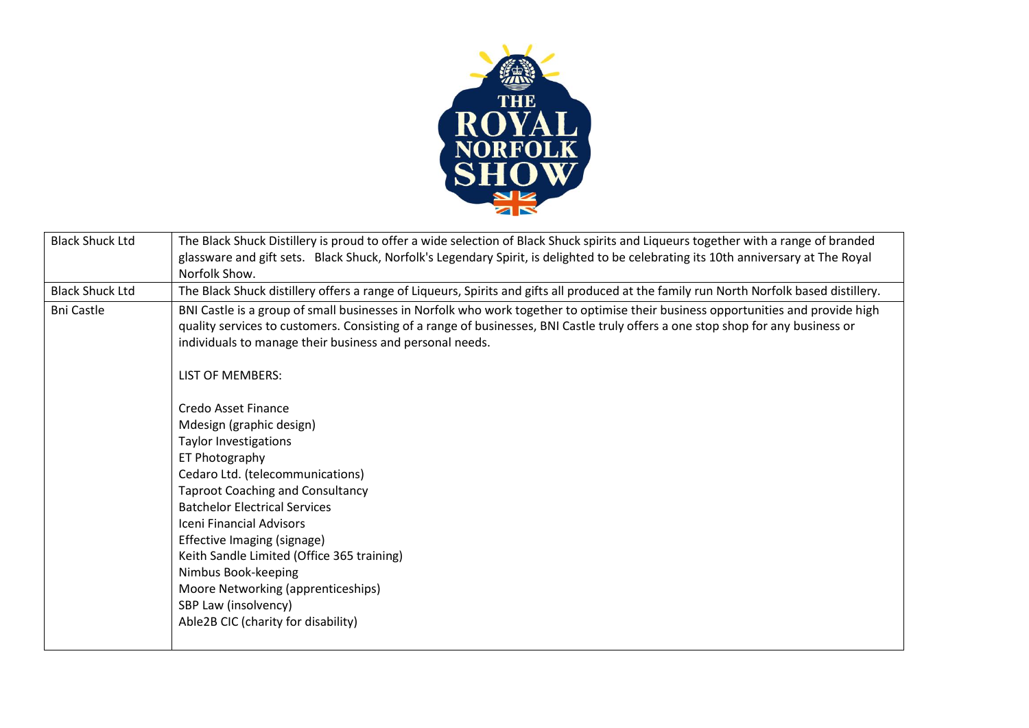| Black Shuck Ltd | The Black Shuck Distillery is proud to offer a wide selection of Black Shuck spirits and Liqueurs together with a range of branded glassware and gift sets. Black Shuck, Norfolk's Legendary Spirit, is delighted to be celebrating its 10th anniversary at The Royal Norfolk Show. |
|---|---|
| Black Shuck Ltd | The Black Shuck distillery offers a range of Liqueurs, Spirits and gifts all produced at the family run North Norfolk based distillery. |
| Bni Castle | BNI Castle is a group of small businesses in Norfolk who work together to optimise their business opportunities and provide high quality services to customers. Consisting of a range of businesses, BNI Castle truly offers a one stop shop for any business or individuals to manage their business and personal needs.<br><br>LIST OF MEMBERS:<br><br>Credo Asset Finance<br>Mdesign (graphic design)<br>Taylor Investigations<br>ET Photography<br>Cedaro Ltd. (telecommunications)<br>Taproot Coaching and Consultancy<br>Batchelor Electrical Services<br>Iceni Financial Advisors<br>Effective Imaging (signage)<br>Keith Sandle Limited (Office 365 training)<br>Nimbus Book-keeping<br>Moore Networking (apprenticeships)<br>SBP Law (insolvency)<br>Able2B CIC (charity for disability) |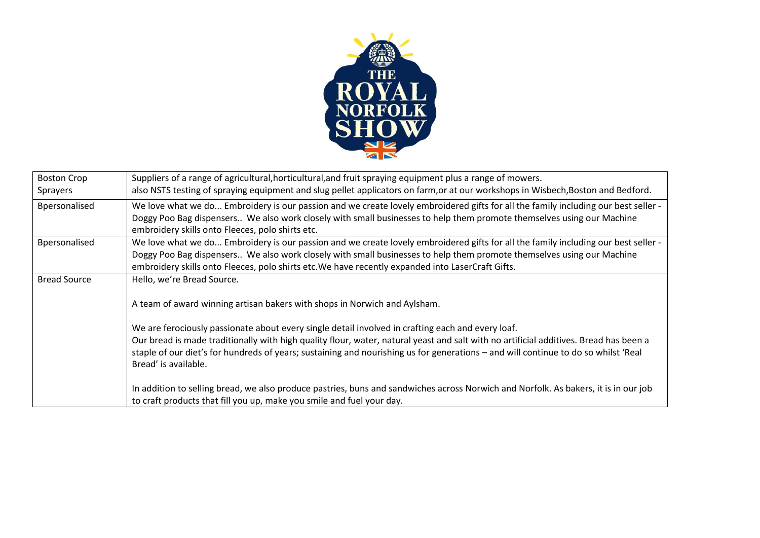| | |
|---|---|
| Boston Crop Sprayers | Suppliers of a range of agricultural,horticultural,and fruit spraying equipment plus a range of mowers.<br>also NSTS testing of spraying equipment and slug pellet applicators on farm,or at our workshops in Wisbech,Boston and Bedford. |
| Bpersonalised | We love what we do... Embroidery is our passion and we create lovely embroidered gifts for all the family including our best seller - Doggy Poo Bag dispensers.. We also work closely with small businesses to help them promote themselves using our Machine embroidery skills onto Fleeces, polo shirts etc. |
| Bpersonalised | We love what we do... Embroidery is our passion and we create lovely embroidered gifts for all the family including our best seller - Doggy Poo Bag dispensers.. We also work closely with small businesses to help them promote themselves using our Machine embroidery skills onto Fleeces, polo shirts etc.We have recently expanded into LaserCraft Gifts. |
| Bread Source | Hello, we're Bread Source.<br><br>A team of award winning artisan bakers with shops in Norwich and Aylsham.<br><br>We are ferociously passionate about every single detail involved in crafting each and every loaf.<br>Our bread is made traditionally with high quality flour, water, natural yeast and salt with no artificial additives. Bread has been a staple of our diet's for hundreds of years; sustaining and nourishing us for generations – and will continue to do so whilst 'Real Bread' is available.<br><br>In addition to selling bread, we also produce pastries, buns and sandwiches across Norwich and Norfolk. As bakers, it is in our job to craft products that fill you up, make you smile and fuel your day. |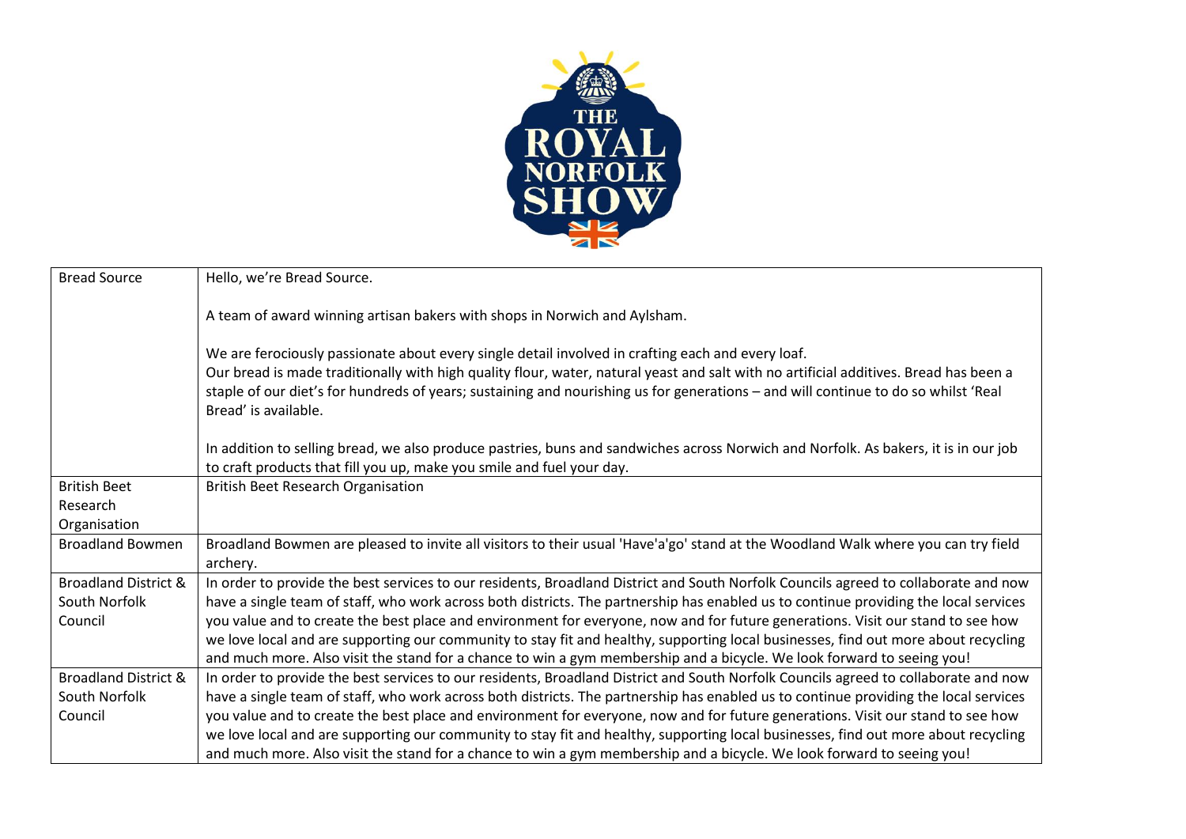| Bread Source | Hello, we're Bread Source.<br><br>A team of award winning artisan bakers with shops in Norwich and Aylsham.<br><br>We are ferociously passionate about every single detail involved in crafting each and every loaf.<br>Our bread is made traditionally with high quality flour, water, natural yeast and salt with no artificial additives. Bread has been a staple of our diet's for hundreds of years; sustaining and nourishing us for generations – and will continue to do so whilst 'Real Bread' is available.<br><br>In addition to selling bread, we also produce pastries, buns and sandwiches across Norwich and Norfolk. As bakers, it is in our job to craft products that fill you up, make you smile and fuel your day. |
|---|---|
| British Beet Research Organisation | British Beet Research Organisation |
| Broadland Bowmen | Broadland Bowmen are pleased to invite all visitors to their usual 'Have'a'go' stand at the Woodland Walk where you can try field archery. |
| Broadland District & South Norfolk Council | In order to provide the best services to our residents, Broadland District and South Norfolk Councils agreed to collaborate and now have a single team of staff, who work across both districts. The partnership has enabled us to continue providing the local services you value and to create the best place and environment for everyone, now and for future generations. Visit our stand to see how we love local and are supporting our community to stay fit and healthy, supporting local businesses, find out more about recycling and much more. Also visit the stand for a chance to win a gym membership and a bicycle. We look forward to seeing you! |
| Broadland District & South Norfolk Council | In order to provide the best services to our residents, Broadland District and South Norfolk Councils agreed to collaborate and now have a single team of staff, who work across both districts. The partnership has enabled us to continue providing the local services you value and to create the best place and environment for everyone, now and for future generations. Visit our stand to see how we love local and are supporting our community to stay fit and healthy, supporting local businesses, find out more about recycling and much more. Also visit the stand for a chance to win a gym membership and a bicycle. We look forward to seeing you! |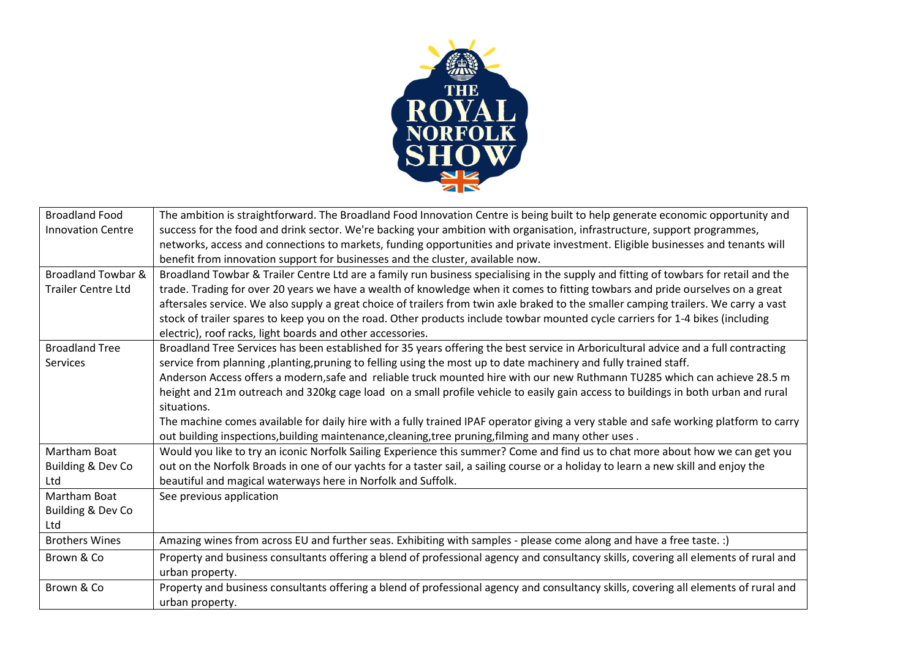| | |
|---|---|
| Broadland Food Innovation Centre | The ambition is straightforward. The Broadland Food Innovation Centre is being built to help generate economic opportunity and success for the food and drink sector. We're backing your ambition with organisation, infrastructure, support programmes, networks, access and connections to markets, funding opportunities and private investment. Eligible businesses and tenants will benefit from innovation support for businesses and the cluster, available now. |
| Broadland Towbar & Trailer Centre Ltd | Broadland Towbar & Trailer Centre Ltd are a family run business specialising in the supply and fitting of towbars for retail and the trade. Trading for over 20 years we have a wealth of knowledge when it comes to fitting towbars and pride ourselves on a great aftersales service. We also supply a great choice of trailers from twin axle braked to the smaller camping trailers. We carry a vast stock of trailer spares to keep you on the road. Other products include towbar mounted cycle carriers for 1-4 bikes (including electric), roof racks, light boards and other accessories. |
| Broadland Tree Services | Broadland Tree Services has been established for 35 years offering the best service in Arboricultural advice and a full contracting service from planning ,planting,pruning to felling using the most up to date machinery and fully trained staff.<br>Anderson Access offers a modern,safe and reliable truck mounted hire with our new Ruthmann TU285 which can achieve 28.5 m height and 21m outreach and 320kg cage load on a small profile vehicle to easily gain access to buildings in both urban and rural situations.<br>The machine comes available for daily hire with a fully trained IPAF operator giving a very stable and safe working platform to carry out building inspections,building maintenance,cleaning,tree pruning,filming and many other uses . |
| Martham Boat Building & Dev Co Ltd | Would you like to try an iconic Norfolk Sailing Experience this summer? Come and find us to chat more about how we can get you out on the Norfolk Broads in one of our yachts for a taster sail, a sailing course or a holiday to learn a new skill and enjoy the beautiful and magical waterways here in Norfolk and Suffolk. |
| Martham Boat Building & Dev Co Ltd | See previous application |
| Brothers Wines | Amazing wines from across EU and further seas. Exhibiting with samples - please come along and have a free taste. :) |
| Brown & Co | Property and business consultants offering a blend of professional agency and consultancy skills, covering all elements of rural and urban property. |
| Brown & Co | Property and business consultants offering a blend of professional agency and consultancy skills, covering all elements of rural and urban property. |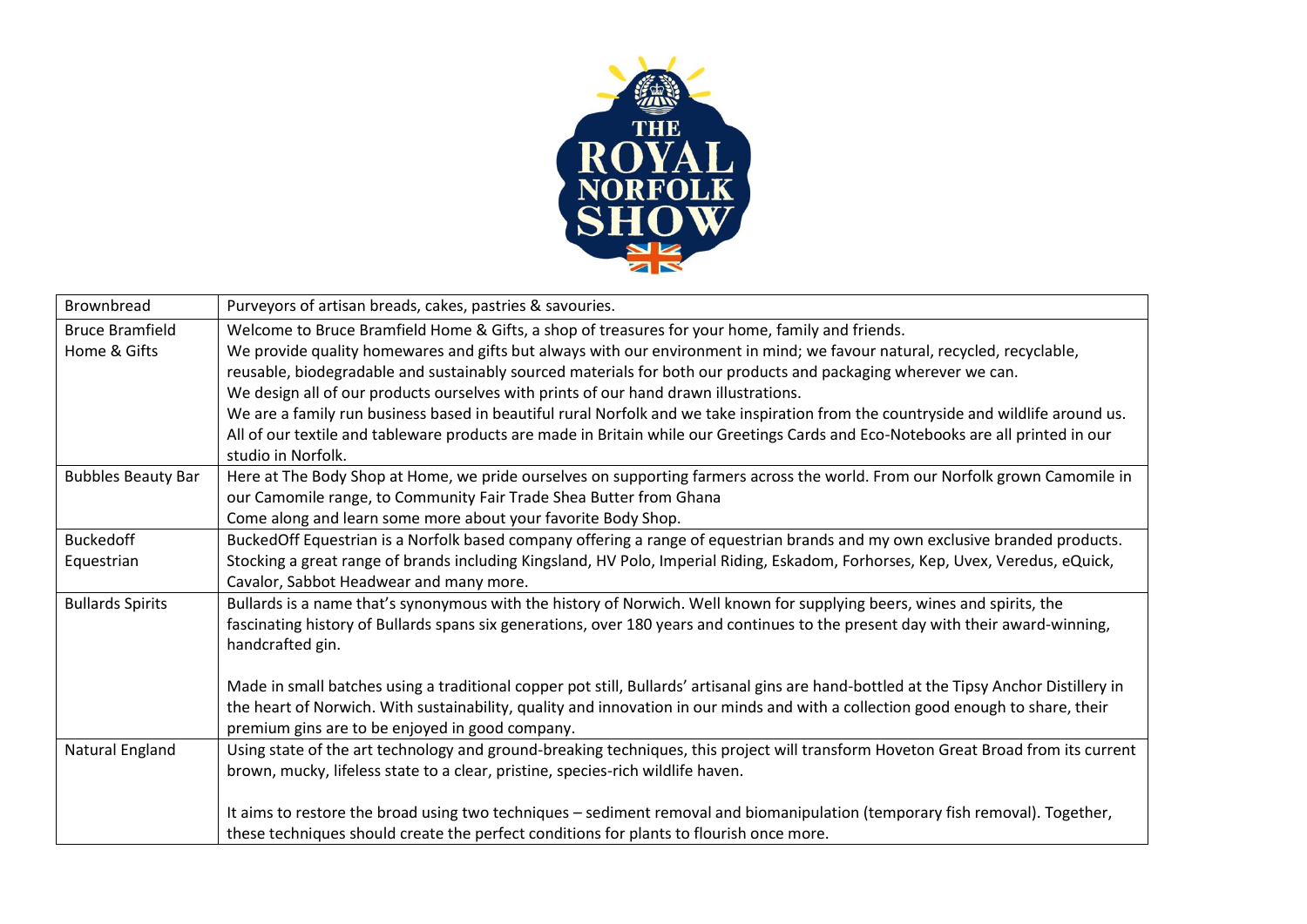| Brownbread | Purveyors of artisan breads, cakes, pastries & savouries. |
|---|---|
| Bruce Bramfield Home & Gifts | Welcome to Bruce Bramfield Home & Gifts, a shop of treasures for your home, family and friends.<br>We provide quality homewares and gifts but always with our environment in mind; we favour natural, recycled, recyclable, reusable, biodegradable and sustainably sourced materials for both our products and packaging wherever we can.<br>We design all of our products ourselves with prints of our hand drawn illustrations.<br>We are a family run business based in beautiful rural Norfolk and we take inspiration from the countryside and wildlife around us.<br>All of our textile and tableware products are made in Britain while our Greetings Cards and Eco-Notebooks are all printed in our studio in Norfolk. |
| Bubbles Beauty Bar | Here at The Body Shop at Home, we pride ourselves on supporting farmers across the world. From our Norfolk grown Camomile in our Camomile range, to Community Fair Trade Shea Butter from Ghana<br>Come along and learn some more about your favorite Body Shop. |
| Buckedoff Equestrian | BuckedOff Equestrian is a Norfolk based company offering a range of equestrian brands and my own exclusive branded products. Stocking a great range of brands including Kingsland, HV Polo, Imperial Riding, Eskadom, Forhorses, Kep, Uvex, Veredus, eQuick, Cavalor, Sabbot Headwear and many more. |
| Bullards Spirits | Bullards is a name that's synonymous with the history of Norwich. Well known for supplying beers, wines and spirits, the fascinating history of Bullards spans six generations, over 180 years and continues to the present day with their award-winning, handcrafted gin.<br><br>Made in small batches using a traditional copper pot still, Bullards' artisanal gins are hand-bottled at the Tipsy Anchor Distillery in the heart of Norwich. With sustainability, quality and innovation in our minds and with a collection good enough to share, their premium gins are to be enjoyed in good company. |
| Natural England | Using state of the art technology and ground-breaking techniques, this project will transform Hoveton Great Broad from its current brown, mucky, lifeless state to a clear, pristine, species-rich wildlife haven.<br><br>It aims to restore the broad using two techniques – sediment removal and biomanipulation (temporary fish removal). Together, these techniques should create the perfect conditions for plants to flourish once more. |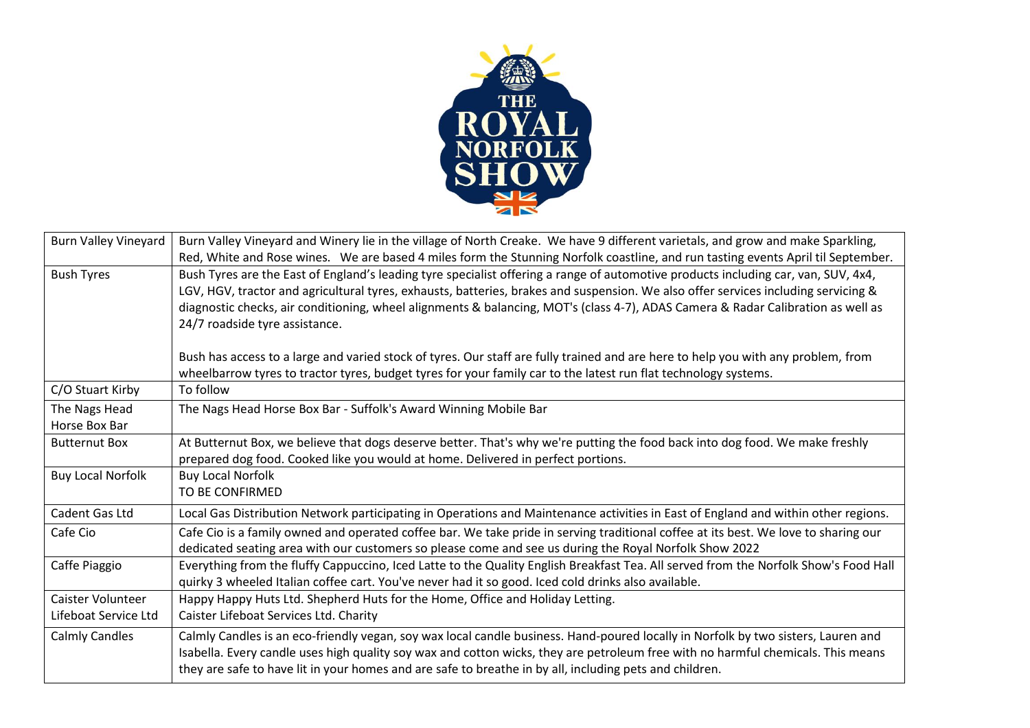| Burn Valley Vineyard | Burn Valley Vineyard and Winery lie in the village of North Creake. We have 9 different varietals, and grow and make Sparkling, Red, White and Rose wines. We are based 4 miles form the Stunning Norfolk coastline, and run tasting events April til September. |
|---|---|
| Bush Tyres | Bush Tyres are the East of England's leading tyre specialist offering a range of automotive products including car, van, SUV, 4x4, LGV, HGV, tractor and agricultural tyres, exhausts, batteries, brakes and suspension. We also offer services including servicing & diagnostic checks, air conditioning, wheel alignments & balancing, MOT's (class 4-7), ADAS Camera & Radar Calibration as well as 24/7 roadside tyre assistance.<br><br>Bush has access to a large and varied stock of tyres. Our staff are fully trained and are here to help you with any problem, from wheelbarrow tyres to tractor tyres, budget tyres for your family car to the latest run flat technology systems. |
| C/O Stuart Kirby | To follow |
| The Nags Head Horse Box Bar | The Nags Head Horse Box Bar - Suffolk's Award Winning Mobile Bar |
| Butternut Box | At Butternut Box, we believe that dogs deserve better. That's why we're putting the food back into dog food. We make freshly prepared dog food. Cooked like you would at home. Delivered in perfect portions. |
| Buy Local Norfolk | Buy Local Norfolk<br>TO BE CONFIRMED |
| Cadent Gas Ltd | Local Gas Distribution Network participating in Operations and Maintenance activities in East of England and within other regions. |
| Cafe Cio | Cafe Cio is a family owned and operated coffee bar. We take pride in serving traditional coffee at its best. We love to sharing our dedicated seating area with our customers so please come and see us during the Royal Norfolk Show 2022 |
| Caffe Piaggio | Everything from the fluffy Cappuccino, Iced Latte to the Quality English Breakfast Tea. All served from the Norfolk Show's Food Hall quirky 3 wheeled Italian coffee cart. You've never had it so good. Iced cold drinks also available. |
| Caister Volunteer Lifeboat Service Ltd | Happy Happy Huts Ltd. Shepherd Huts for the Home, Office and Holiday Letting.<br>Caister Lifeboat Services Ltd. Charity |
| Calmly Candles | Calmly Candles is an eco-friendly vegan, soy wax local candle business. Hand-poured locally in Norfolk by two sisters, Lauren and Isabella. Every candle uses high quality soy wax and cotton wicks, they are petroleum free with no harmful chemicals. This means they are safe to have lit in your homes and are safe to breathe in by all, including pets and children. |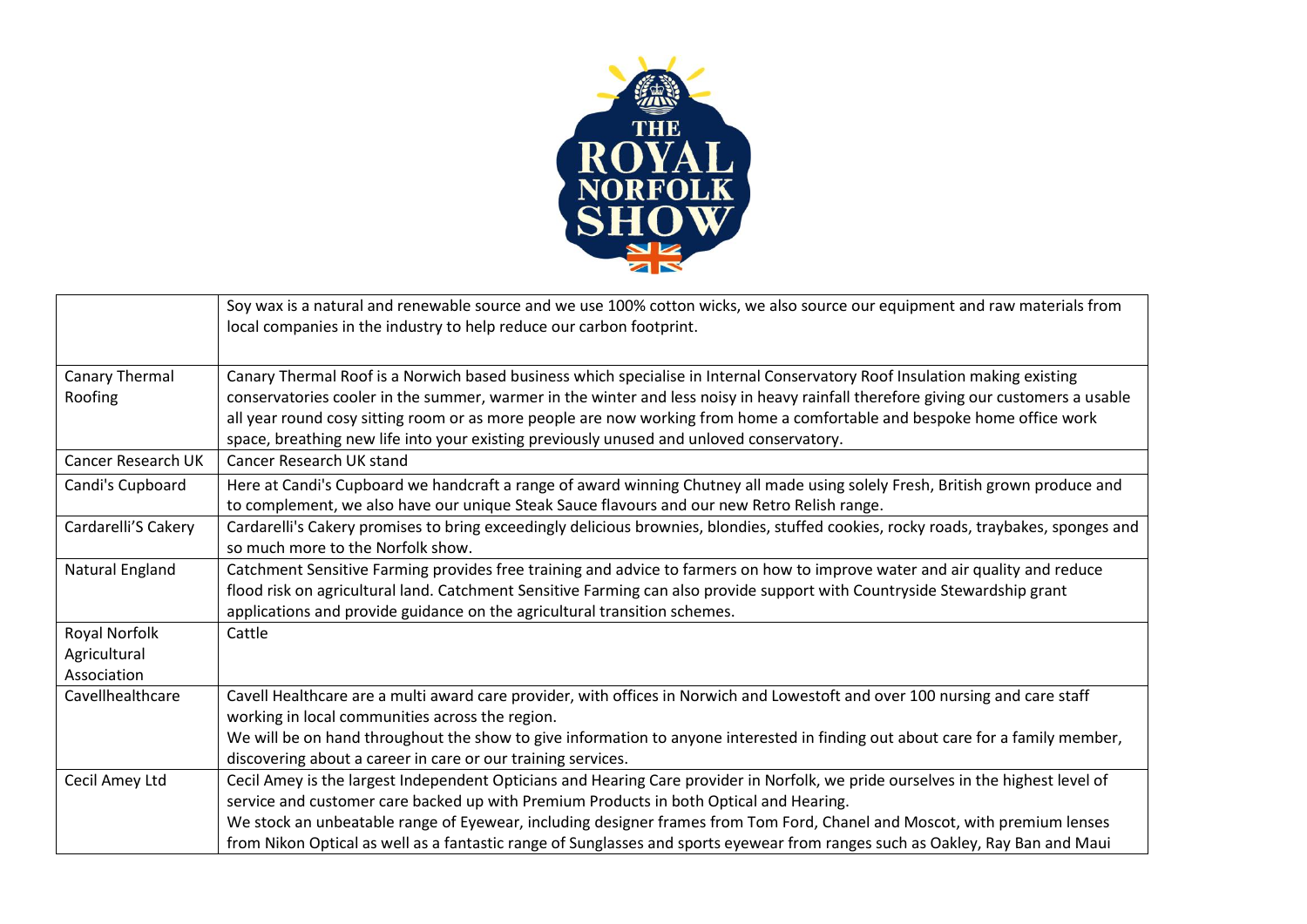| | |
|---|---|
| | Soy wax is a natural and renewable source and we use 100% cotton wicks, we also source our equipment and raw materials from local companies in the industry to help reduce our carbon footprint. |
| Canary Thermal Roofing | Canary Thermal Roof is a Norwich based business which specialise in Internal Conservatory Roof Insulation making existing conservatories cooler in the summer, warmer in the winter and less noisy in heavy rainfall therefore giving our customers a usable all year round cosy sitting room or as more people are now working from home a comfortable and bespoke home office work space, breathing new life into your existing previously unused and unloved conservatory. |
| Cancer Research UK | Cancer Research UK stand |
| Candi's Cupboard | Here at Candi's Cupboard we handcraft a range of award winning Chutney all made using solely Fresh, British grown produce and to complement, we also have our unique Steak Sauce flavours and our new Retro Relish range. |
| Cardarelli'S Cakery | Cardarelli's Cakery promises to bring exceedingly delicious brownies, blondies, stuffed cookies, rocky roads, traybakes, sponges and so much more to the Norfolk show. |
| Natural England | Catchment Sensitive Farming provides free training and advice to farmers on how to improve water and air quality and reduce flood risk on agricultural land. Catchment Sensitive Farming can also provide support with Countryside Stewardship grant applications and provide guidance on the agricultural transition schemes. |
| Royal Norfolk Agricultural Association | Cattle |
| Cavellhealthcare | Cavell Healthcare are a multi award care provider, with offices in Norwich and Lowestoft and over 100 nursing and care staff working in local communities across the region.<br>We will be on hand throughout the show to give information to anyone interested in finding out about care for a family member, discovering about a career in care or our training services. |
| Cecil Amey Ltd | Cecil Amey is the largest Independent Opticians and Hearing Care provider in Norfolk, we pride ourselves in the highest level of service and customer care backed up with Premium Products in both Optical and Hearing.<br>We stock an unbeatable range of Eyewear, including designer frames from Tom Ford, Chanel and Moscot, with premium lenses from Nikon Optical as well as a fantastic range of Sunglasses and sports eyewear from ranges such as Oakley, Ray Ban and Maui |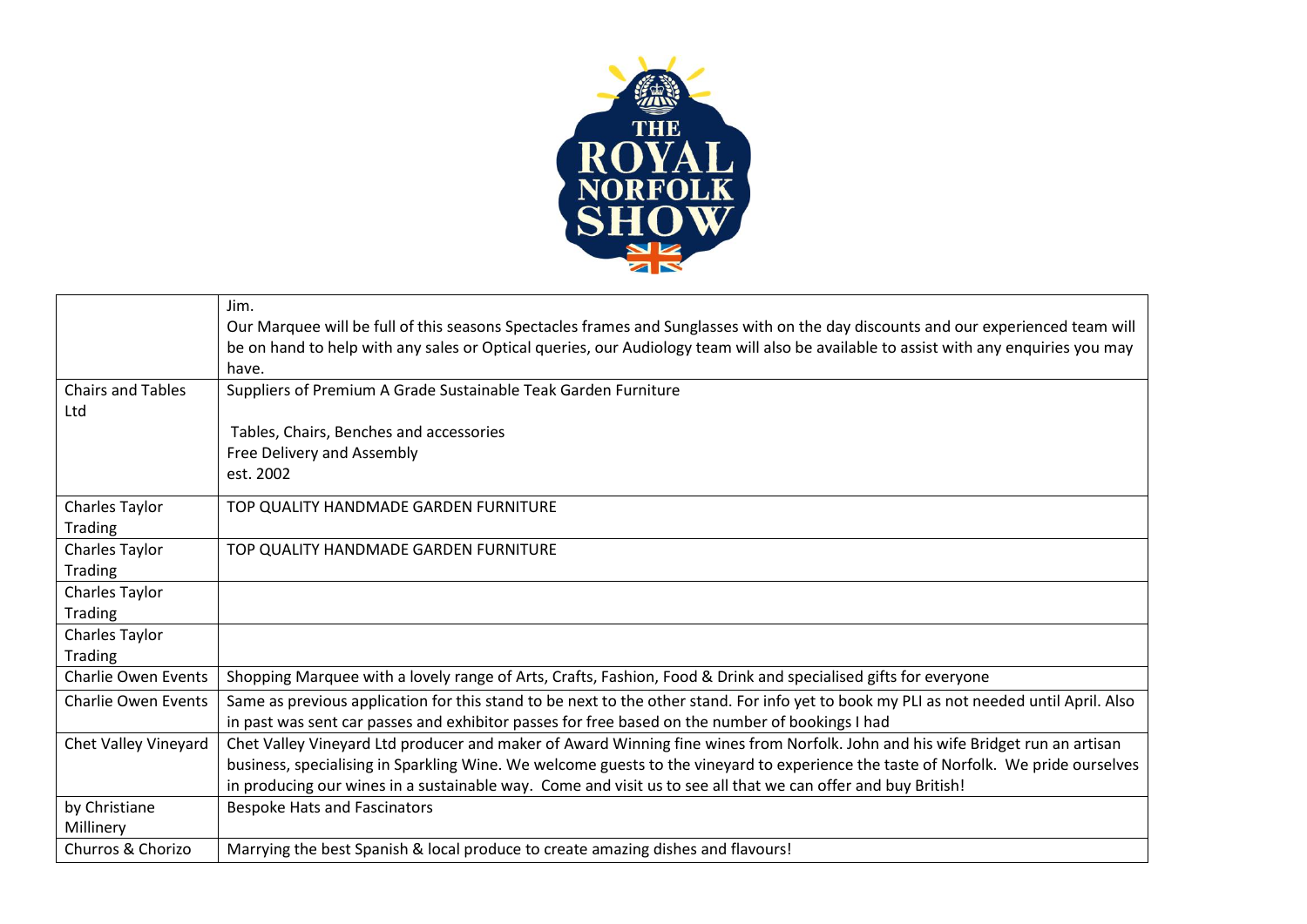| | |
|---|---|
| | Jim.<br>Our Marquee will be full of this seasons Spectacles frames and Sunglasses with on the day discounts and our experienced team will be on hand to help with any sales or Optical queries, our Audiology team will also be available to assist with any enquiries you may have. |
| Chairs and Tables Ltd | Suppliers of Premium A Grade Sustainable Teak Garden Furniture<br><br>Tables, Chairs, Benches and accessories<br>Free Delivery and Assembly<br>est. 2002 |
| Charles Taylor Trading | TOP QUALITY HANDMADE GARDEN FURNITURE |
| Charles Taylor Trading | TOP QUALITY HANDMADE GARDEN FURNITURE |
| Charles Taylor Trading | |
| Charles Taylor Trading | |
| Charlie Owen Events | Shopping Marquee with a lovely range of Arts, Crafts, Fashion, Food & Drink and specialised gifts for everyone |
| Charlie Owen Events | Same as previous application for this stand to be next to the other stand. For info yet to book my PLI as not needed until April. Also in past was sent car passes and exhibitor passes for free based on the number of bookings I had |
| Chet Valley Vineyard | Chet Valley Vineyard Ltd producer and maker of Award Winning fine wines from Norfolk. John and his wife Bridget run an artisan business, specialising in Sparkling Wine. We welcome guests to the vineyard to experience the taste of Norfolk. We pride ourselves in producing our wines in a sustainable way. Come and visit us to see all that we can offer and buy British! |
| by Christiane Millinery | Bespoke Hats and Fascinators |
| Churros & Chorizo | Marrying the best Spanish & local produce to create amazing dishes and flavours! |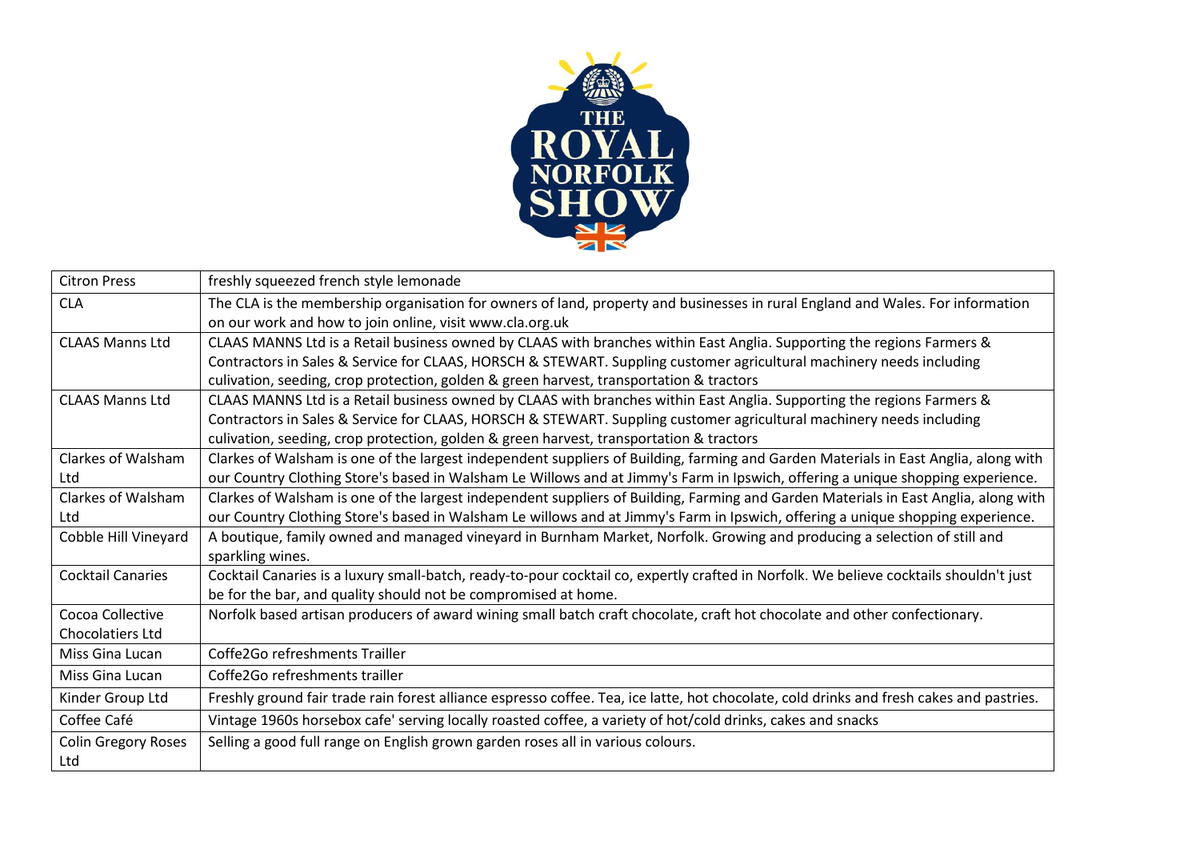| Citron Press | freshly squeezed french style lemonade |
|---|---|
| CLA | The CLA is the membership organisation for owners of land, property and businesses in rural England and Wales. For information on our work and how to join online, visit www.cla.org.uk |
| CLAAS Manns Ltd | CLAAS MANNS Ltd is a Retail business owned by CLAAS with branches within East Anglia. Supporting the regions Farmers & Contractors in Sales & Service for CLAAS, HORSCH & STEWART. Suppling customer agricultural machinery needs including culivation, seeding, crop protection, golden & green harvest, transportation & tractors |
| CLAAS Manns Ltd | CLAAS MANNS Ltd is a Retail business owned by CLAAS with branches within East Anglia. Supporting the regions Farmers & Contractors in Sales & Service for CLAAS, HORSCH & STEWART. Suppling customer agricultural machinery needs including culivation, seeding, crop protection, golden & green harvest, transportation & tractors |
| Clarkes of Walsham Ltd | Clarkes of Walsham is one of the largest independent suppliers of Building, farming and Garden Materials in East Anglia, along with our Country Clothing Store's based in Walsham Le Willows and at Jimmy's Farm in Ipswich, offering a unique shopping experience. |
| Clarkes of Walsham Ltd | Clarkes of Walsham is one of the largest independent suppliers of Building, Farming and Garden Materials in East Anglia, along with our Country Clothing Store's based in Walsham Le willows and at Jimmy's Farm in Ipswich, offering a unique shopping experience. |
| Cobble Hill Vineyard | A boutique, family owned and managed vineyard in Burnham Market, Norfolk. Growing and producing a selection of still and sparkling wines. |
| Cocktail Canaries | Cocktail Canaries is a luxury small-batch, ready-to-pour cocktail co, expertly crafted in Norfolk. We believe cocktails shouldn't just be for the bar, and quality should not be compromised at home. |
| Cocoa Collective Chocolatiers Ltd | Norfolk based artisan producers of award wining small batch craft chocolate, craft hot chocolate and other confectionary. |
| Miss Gina Lucan | Coffe2Go refreshments Trailler |
| Miss Gina Lucan | Coffe2Go refreshments trailler |
| Kinder Group Ltd | Freshly ground fair trade rain forest alliance espresso coffee. Tea, ice latte, hot chocolate, cold drinks and fresh cakes and pastries. |
| Coffee Café | Vintage 1960s horsebox cafe' serving locally roasted coffee, a variety of hot/cold drinks, cakes and snacks |
| Colin Gregory Roses Ltd | Selling a good full range on English grown garden roses all in various colours. |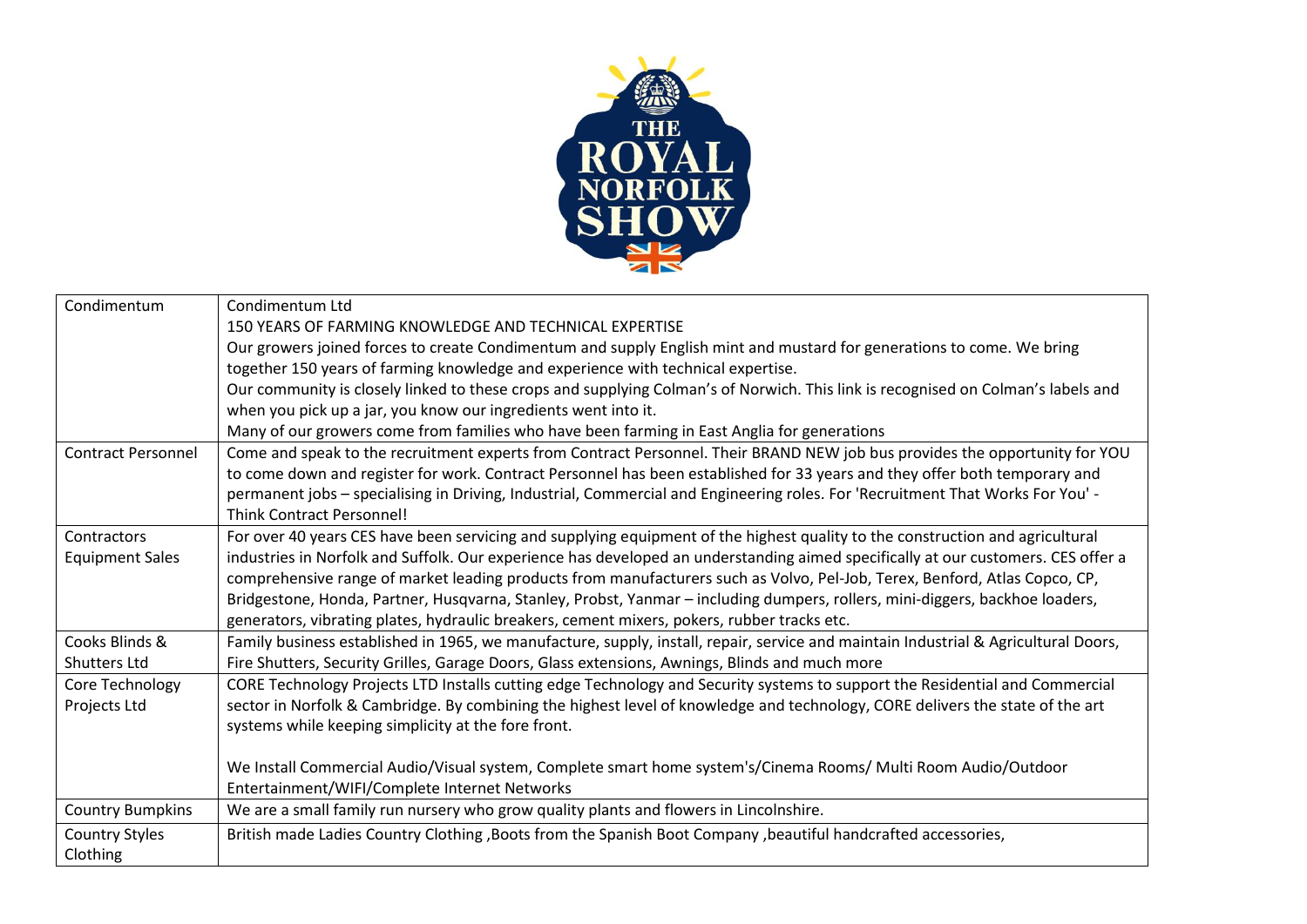| Condimentum | Condimentum Ltd<br>150 YEARS OF FARMING KNOWLEDGE AND TECHNICAL EXPERTISE<br>Our growers joined forces to create Condimentum and supply English mint and mustard for generations to come. We bring together 150 years of farming knowledge and experience with technical expertise.<br>Our community is closely linked to these crops and supplying Colman's of Norwich. This link is recognised on Colman's labels and when you pick up a jar, you know our ingredients went into it.<br>Many of our growers come from families who have been farming in East Anglia for generations |
|---|---|
| Contract Personnel | Come and speak to the recruitment experts from Contract Personnel. Their BRAND NEW job bus provides the opportunity for YOU to come down and register for work. Contract Personnel has been established for 33 years and they offer both temporary and permanent jobs – specialising in Driving, Industrial, Commercial and Engineering roles. For 'Recruitment That Works For You' - Think Contract Personnel! |
| Contractors Equipment Sales | For over 40 years CES have been servicing and supplying equipment of the highest quality to the construction and agricultural industries in Norfolk and Suffolk. Our experience has developed an understanding aimed specifically at our customers. CES offer a comprehensive range of market leading products from manufacturers such as Volvo, Pel-Job, Terex, Benford, Atlas Copco, CP, Bridgestone, Honda, Partner, Husqvarna, Stanley, Probst, Yanmar – including dumpers, rollers, mini-diggers, backhoe loaders, generators, vibrating plates, hydraulic breakers, cement mixers, pokers, rubber tracks etc. |
| Cooks Blinds & Shutters Ltd | Family business established in 1965, we manufacture, supply, install, repair, service and maintain Industrial & Agricultural Doors, Fire Shutters, Security Grilles, Garage Doors, Glass extensions, Awnings, Blinds and much more |
| Core Technology Projects Ltd | CORE Technology Projects LTD Installs cutting edge Technology and Security systems to support the Residential and Commercial sector in Norfolk & Cambridge. By combining the highest level of knowledge and technology, CORE delivers the state of the art systems while keeping simplicity at the fore front.<br><br>We Install Commercial Audio/Visual system, Complete smart home system's/Cinema Rooms/ Multi Room Audio/Outdoor Entertainment/WIFI/Complete Internet Networks |
| Country Bumpkins | We are a small family run nursery who grow quality plants and flowers in Lincolnshire. |
| Country Styles Clothing | British made Ladies Country Clothing ,Boots from the Spanish Boot Company ,beautiful handcrafted accessories, |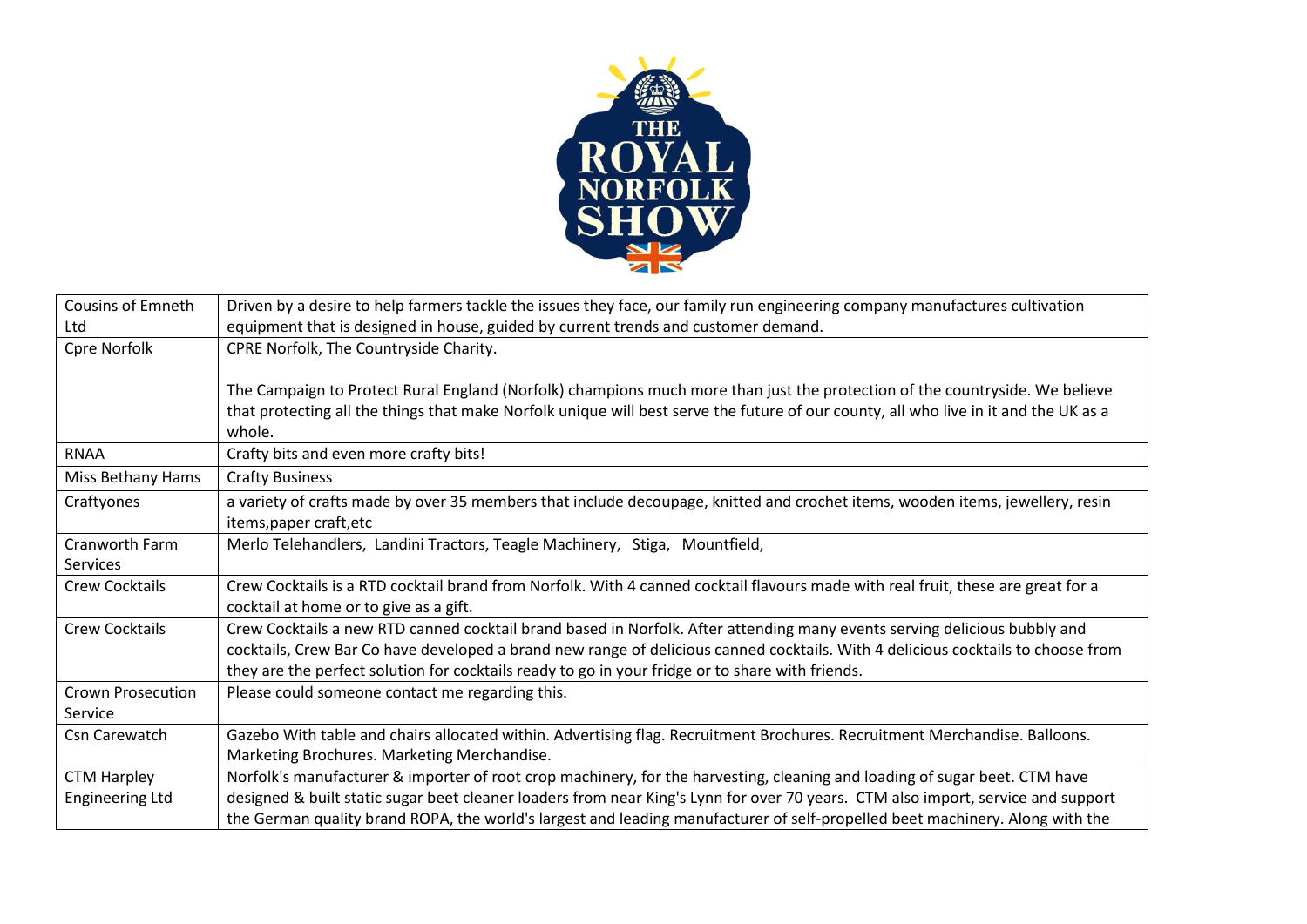| Cousins of Emneth Ltd | Driven by a desire to help farmers tackle the issues they face, our family run engineering company manufactures cultivation equipment that is designed in house, guided by current trends and customer demand. |
|---|---|
| Cpre Norfolk | CPRE Norfolk, The Countryside Charity.<br><br>The Campaign to Protect Rural England (Norfolk) champions much more than just the protection of the countryside. We believe that protecting all the things that make Norfolk unique will best serve the future of our county, all who live in it and the UK as a whole. |
| RNAA | Crafty bits and even more crafty bits! |
| Miss Bethany Hams | Crafty Business |
| Craftyones | a variety of crafts made by over 35 members that include decoupage, knitted and crochet items, wooden items, jewellery, resin items,paper craft,etc |
| Cranworth Farm Services | Merlo Telehandlers, Landini Tractors, Teagle Machinery, Stiga, Mountfield, |
| Crew Cocktails | Crew Cocktails is a RTD cocktail brand from Norfolk. With 4 canned cocktail flavours made with real fruit, these are great for a cocktail at home or to give as a gift. |
| Crew Cocktails | Crew Cocktails a new RTD canned cocktail brand based in Norfolk. After attending many events serving delicious bubbly and cocktails, Crew Bar Co have developed a brand new range of delicious canned cocktails. With 4 delicious cocktails to choose from they are the perfect solution for cocktails ready to go in your fridge or to share with friends. |
| Crown Prosecution Service | Please could someone contact me regarding this. |
| Csn Carewatch | Gazebo With table and chairs allocated within. Advertising flag. Recruitment Brochures. Recruitment Merchandise. Balloons. Marketing Brochures. Marketing Merchandise. |
| CTM Harpley Engineering Ltd | Norfolk's manufacturer & importer of root crop machinery, for the harvesting, cleaning and loading of sugar beet. CTM have designed & built static sugar beet cleaner loaders from near King's Lynn for over 70 years. CTM also import, service and support the German quality brand ROPA, the world's largest and leading manufacturer of self-propelled beet machinery. Along with the |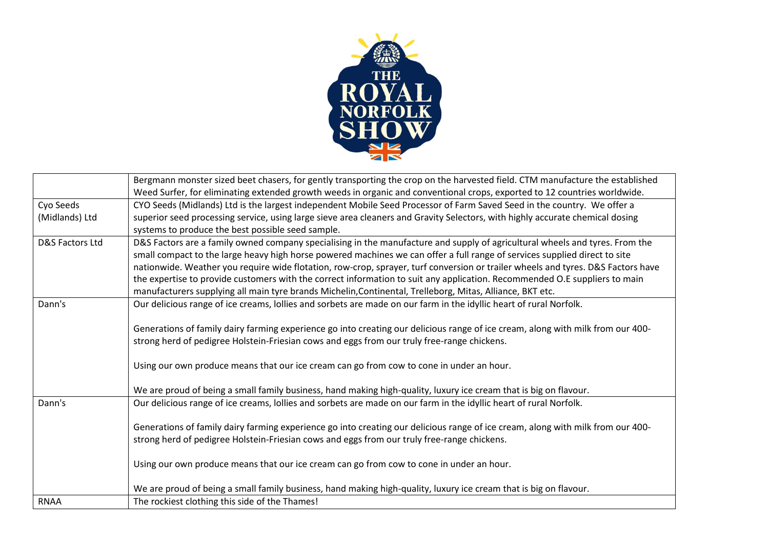| | |
|---|---|
| | Bergmann monster sized beet chasers, for gently transporting the crop on the harvested field. CTM manufacture the established Weed Surfer, for eliminating extended growth weeds in organic and conventional crops, exported to 12 countries worldwide. |
| Cyo Seeds (Midlands) Ltd | CYO Seeds (Midlands) Ltd is the largest independent Mobile Seed Processor of Farm Saved Seed in the country. We offer a superior seed processing service, using large sieve area cleaners and Gravity Selectors, with highly accurate chemical dosing systems to produce the best possible seed sample. |
| D&S Factors Ltd | D&S Factors are a family owned company specialising in the manufacture and supply of agricultural wheels and tyres. From the small compact to the large heavy high horse powered machines we can offer a full range of services supplied direct to site nationwide. Weather you require wide flotation, row-crop, sprayer, turf conversion or trailer wheels and tyres. D&S Factors have the expertise to provide customers with the correct information to suit any application. Recommended O.E suppliers to main manufacturers supplying all main tyre brands Michelin,Continental, Trelleborg, Mitas, Alliance, BKT etc. |
| Dann's | Our delicious range of ice creams, lollies and sorbets are made on our farm in the idyllic heart of rural Norfolk.<br><br>Generations of family dairy farming experience go into creating our delicious range of ice cream, along with milk from our 400-strong herd of pedigree Holstein-Friesian cows and eggs from our truly free-range chickens.<br><br>Using our own produce means that our ice cream can go from cow to cone in under an hour.<br><br>We are proud of being a small family business, hand making high-quality, luxury ice cream that is big on flavour. |
| Dann's | Our delicious range of ice creams, lollies and sorbets are made on our farm in the idyllic heart of rural Norfolk.<br><br>Generations of family dairy farming experience go into creating our delicious range of ice cream, along with milk from our 400-strong herd of pedigree Holstein-Friesian cows and eggs from our truly free-range chickens.<br><br>Using our own produce means that our ice cream can go from cow to cone in under an hour.<br><br>We are proud of being a small family business, hand making high-quality, luxury ice cream that is big on flavour. |
| RNAA | The rockiest clothing this side of the Thames! |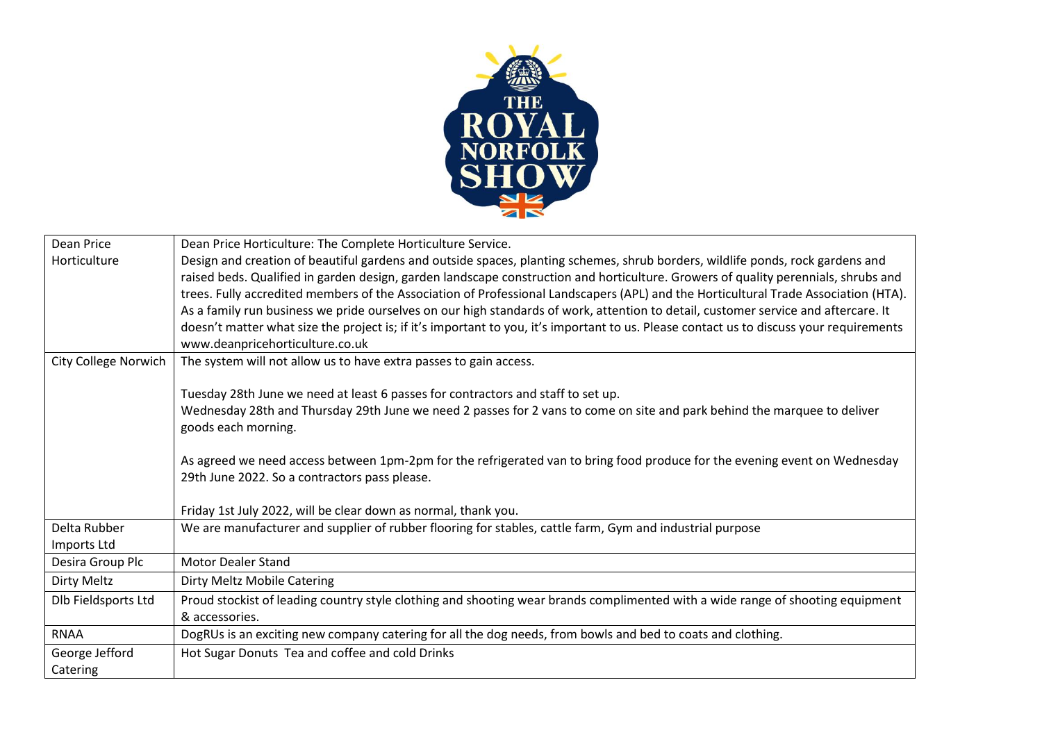| Dean Price Horticulture | Dean Price Horticulture: The Complete Horticulture Service.<br>Design and creation of beautiful gardens and outside spaces, planting schemes, shrub borders, wildlife ponds, rock gardens and raised beds. Qualified in garden design, garden landscape construction and horticulture. Growers of quality perennials, shrubs and trees. Fully accredited members of the Association of Professional Landscapers (APL) and the Horticultural Trade Association (HTA). As a family run business we pride ourselves on our high standards of work, attention to detail, customer service and aftercare. It doesn't matter what size the project is; if it's important to you, it's important to us. Please contact us to discuss your requirements www.deanpricehorticulture.co.uk |
|---|---|
| City College Norwich | The system will not allow us to have extra passes to gain access.<br><br>Tuesday 28th June we need at least 6 passes for contractors and staff to set up.<br>Wednesday 28th and Thursday 29th June we need 2 passes for 2 vans to come on site and park behind the marquee to deliver goods each morning.<br><br>As agreed we need access between 1pm-2pm for the refrigerated van to bring food produce for the evening event on Wednesday 29th June 2022. So a contractors pass please.<br><br>Friday 1st July 2022, will be clear down as normal, thank you. |
| Delta Rubber Imports Ltd | We are manufacturer and supplier of rubber flooring for stables, cattle farm, Gym and industrial purpose |
| Desira Group Plc | Motor Dealer Stand |
| Dirty Meltz | Dirty Meltz Mobile Catering |
| Dlb Fieldsports Ltd | Proud stockist of leading country style clothing and shooting wear brands complimented with a wide range of shooting equipment & accessories. |
| RNAA | DogRUs is an exciting new company catering for all the dog needs, from bowls and bed to coats and clothing. |
| George Jefford Catering | Hot Sugar Donuts Tea and coffee and cold Drinks |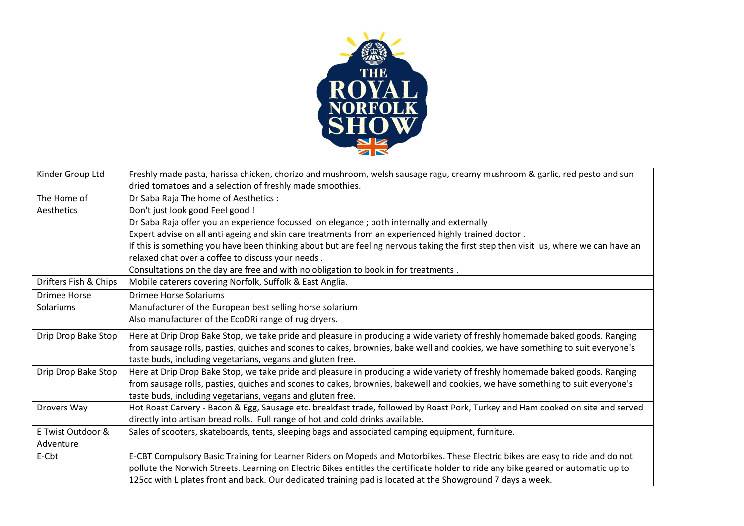| Kinder Group Ltd | Freshly made pasta, harissa chicken, chorizo and mushroom, welsh sausage ragu, creamy mushroom & garlic, red pesto and sun dried tomatoes and a selection of freshly made smoothies. |
|---|---|
| The Home of Aesthetics | Dr Saba Raja The home of Aesthetics :<br>Don't just look good Feel good !<br>Dr Saba Raja offer you an experience focussed on elegance ; both internally and externally<br>Expert advise on all anti ageing and skin care treatments from an experienced highly trained doctor .<br>If this is something you have been thinking about but are feeling nervous taking the first step then visit us, where we can have an relaxed chat over a coffee to discuss your needs .<br>Consultations on the day are free and with no obligation to book in for treatments . |
| Drifters Fish & Chips | Mobile caterers covering Norfolk, Suffolk & East Anglia. |
| Drimee Horse Solariums | Drimee Horse Solariums<br>Manufacturer of the European best selling horse solarium<br>Also manufacturer of the EcoDRi range of rug dryers. |
| Drip Drop Bake Stop | Here at Drip Drop Bake Stop, we take pride and pleasure in producing a wide variety of freshly homemade baked goods. Ranging from sausage rolls, pasties, quiches and scones to cakes, brownies, bake well and cookies, we have something to suit everyone's taste buds, including vegetarians, vegans and gluten free. |
| Drip Drop Bake Stop | Here at Drip Drop Bake Stop, we take pride and pleasure in producing a wide variety of freshly homemade baked goods. Ranging from sausage rolls, pasties, quiches and scones to cakes, brownies, bakewell and cookies, we have something to suit everyone's taste buds, including vegetarians, vegans and gluten free. |
| Drovers Way | Hot Roast Carvery - Bacon & Egg, Sausage etc. breakfast trade, followed by Roast Pork, Turkey and Ham cooked on site and served directly into artisan bread rolls. Full range of hot and cold drinks available. |
| E Twist Outdoor & Adventure | Sales of scooters, skateboards, tents, sleeping bags and associated camping equipment, furniture. |
| E-Cbt | E-CBT Compulsory Basic Training for Learner Riders on Mopeds and Motorbikes. These Electric bikes are easy to ride and do not pollute the Norwich Streets. Learning on Electric Bikes entitles the certificate holder to ride any bike geared or automatic up to 125cc with L plates front and back. Our dedicated training pad is located at the Showground 7 days a week. |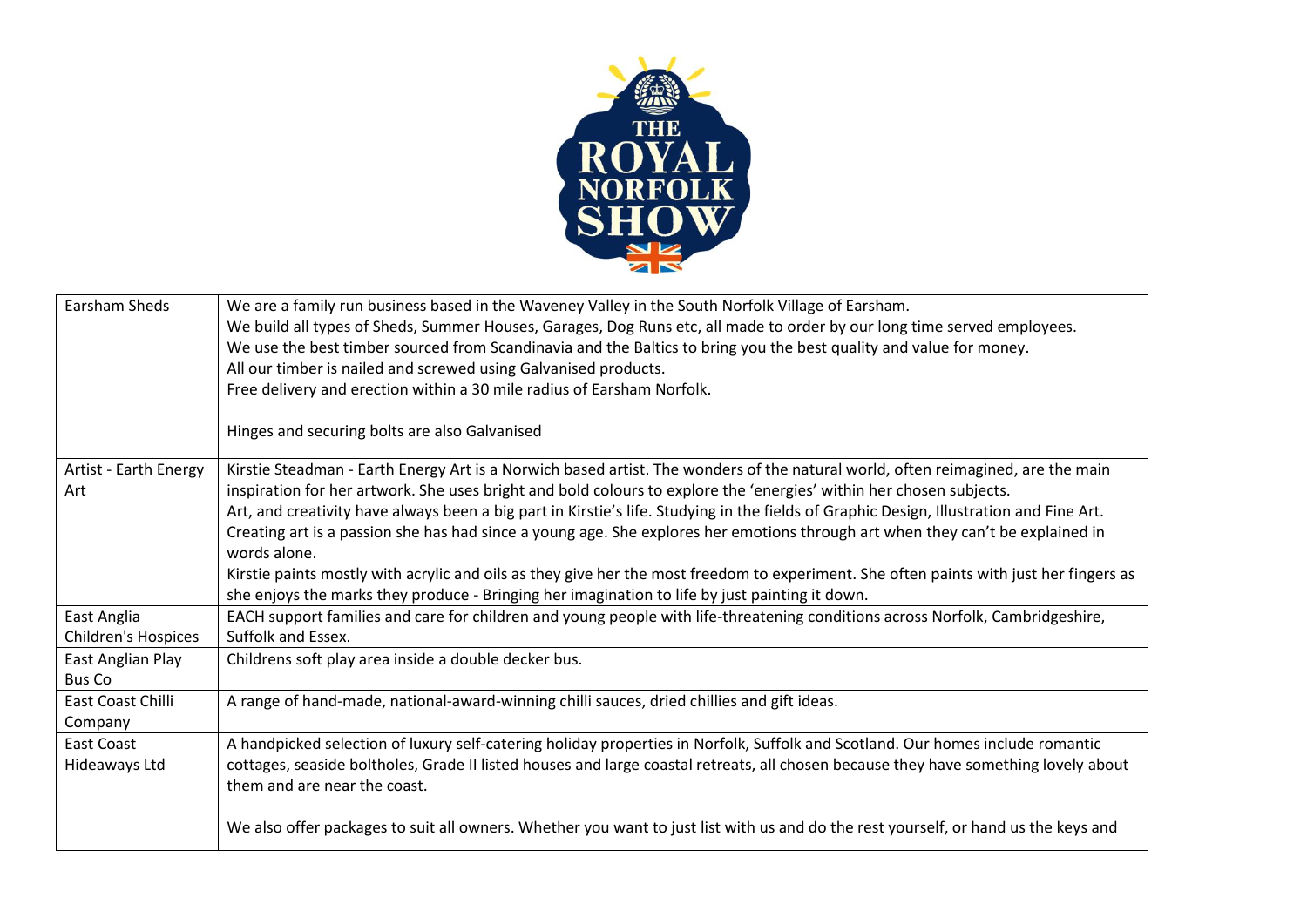| Earsham Sheds | We are a family run business based in the Waveney Valley in the South Norfolk Village of Earsham.<br>We build all types of Sheds, Summer Houses, Garages, Dog Runs etc, all made to order by our long time served employees.<br>We use the best timber sourced from Scandinavia and the Baltics to bring you the best quality and value for money.<br>All our timber is nailed and screwed using Galvanised products.<br>Free delivery and erection within a 30 mile radius of Earsham Norfolk.<br><br>Hinges and securing bolts are also Galvanised |
|---|---|
| Artist - Earth Energy Art | Kirstie Steadman - Earth Energy Art is a Norwich based artist. The wonders of the natural world, often reimagined, are the main inspiration for her artwork. She uses bright and bold colours to explore the 'energies' within her chosen subjects.<br>Art, and creativity have always been a big part in Kirstie's life. Studying in the fields of Graphic Design, Illustration and Fine Art. Creating art is a passion she has had since a young age. She explores her emotions through art when they can't be explained in words alone.<br>Kirstie paints mostly with acrylic and oils as they give her the most freedom to experiment. She often paints with just her fingers as she enjoys the marks they produce - Bringing her imagination to life by just painting it down. |
| East Anglia Children's Hospices | EACH support families and care for children and young people with life-threatening conditions across Norfolk, Cambridgeshire, Suffolk and Essex. |
| East Anglian Play Bus Co | Childrens soft play area inside a double decker bus. |
| East Coast Chilli Company | A range of hand-made, national-award-winning chilli sauces, dried chillies and gift ideas. |
| East Coast Hideaways Ltd | A handpicked selection of luxury self-catering holiday properties in Norfolk, Suffolk and Scotland. Our homes include romantic cottages, seaside boltholes, Grade II listed houses and large coastal retreats, all chosen because they have something lovely about them and are near the coast.<br><br>We also offer packages to suit all owners. Whether you want to just list with us and do the rest yourself, or hand us the keys and |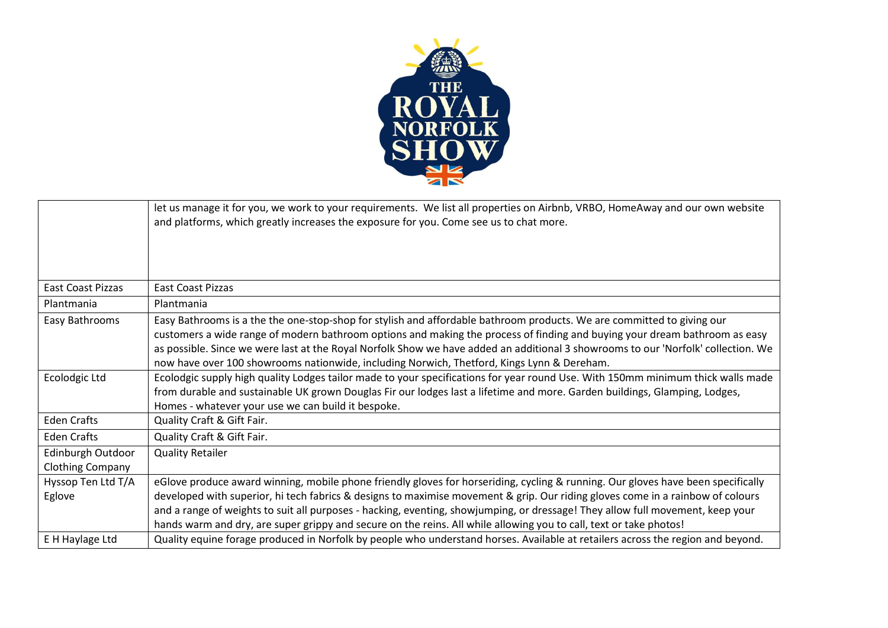| | |
|---|---|
| | let us manage it for you, we work to your requirements. We list all properties on Airbnb, VRBO, HomeAway and our own website and platforms, which greatly increases the exposure for you. Come see us to chat more. |
| East Coast Pizzas | East Coast Pizzas |
| Plantmania | Plantmania |
| Easy Bathrooms | Easy Bathrooms is a the the one-stop-shop for stylish and affordable bathroom products. We are committed to giving our customers a wide range of modern bathroom options and making the process of finding and buying your dream bathroom as easy as possible. Since we were last at the Royal Norfolk Show we have added an additional 3 showrooms to our 'Norfolk' collection. We now have over 100 showrooms nationwide, including Norwich, Thetford, Kings Lynn & Dereham. |
| Ecolodgic Ltd | Ecolodgic supply high quality Lodges tailor made to your specifications for year round Use. With 150mm minimum thick walls made from durable and sustainable UK grown Douglas Fir our lodges last a lifetime and more. Garden buildings, Glamping, Lodges, Homes - whatever your use we can build it bespoke. |
| Eden Crafts | Quality Craft & Gift Fair. |
| Eden Crafts | Quality Craft & Gift Fair. |
| Edinburgh Outdoor Clothing Company | Quality Retailer |
| Hyssop Ten Ltd T/A Eglove | eGlove produce award winning, mobile phone friendly gloves for horseriding, cycling & running. Our gloves have been specifically developed with superior, hi tech fabrics & designs to maximise movement & grip. Our riding gloves come in a rainbow of colours and a range of weights to suit all purposes - hacking, eventing, showjumping, or dressage! They allow full movement, keep your hands warm and dry, are super grippy and secure on the reins. All while allowing you to call, text or take photos! |
| E H Haylage Ltd | Quality equine forage produced in Norfolk by people who understand horses. Available at retailers across the region and beyond. |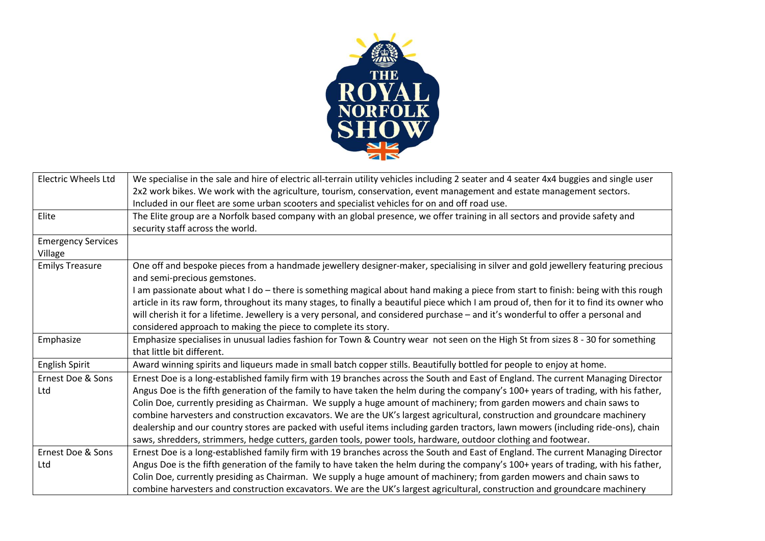| Electric Wheels Ltd | We specialise in the sale and hire of electric all-terrain utility vehicles including 2 seater and 4 seater 4x4 buggies and single user 2x2 work bikes. We work with the agriculture, tourism, conservation, event management and estate management sectors. Included in our fleet are some urban scooters and specialist vehicles for on and off road use. |
|---|---|
| Elite | The Elite group are a Norfolk based company with an global presence, we offer training in all sectors and provide safety and security staff across the world. |
| Emergency Services Village | |
| Emilys Treasure | One off and bespoke pieces from a handmade jewellery designer-maker, specialising in silver and gold jewellery featuring precious and semi-precious gemstones.<br>I am passionate about what I do – there is something magical about hand making a piece from start to finish: being with this rough article in its raw form, throughout its many stages, to finally a beautiful piece which I am proud of, then for it to find its owner who will cherish it for a lifetime. Jewellery is a very personal, and considered purchase – and it's wonderful to offer a personal and considered approach to making the piece to complete its story. |
| Emphasize | Emphasize specialises in unusual ladies fashion for Town & Country wear not seen on the High St from sizes 8 - 30 for something that little bit different. |
| English Spirit | Award winning spirits and liqueurs made in small batch copper stills. Beautifully bottled for people to enjoy at home. |
| Ernest Doe & Sons Ltd | Ernest Doe is a long-established family firm with 19 branches across the South and East of England. The current Managing Director Angus Doe is the fifth generation of the family to have taken the helm during the company's 100+ years of trading, with his father, Colin Doe, currently presiding as Chairman. We supply a huge amount of machinery; from garden mowers and chain saws to combine harvesters and construction excavators. We are the UK's largest agricultural, construction and groundcare machinery dealership and our country stores are packed with useful items including garden tractors, lawn mowers (including ride-ons), chain saws, shredders, strimmers, hedge cutters, garden tools, power tools, hardware, outdoor clothing and footwear. |
| Ernest Doe & Sons Ltd | Ernest Doe is a long-established family firm with 19 branches across the South and East of England. The current Managing Director Angus Doe is the fifth generation of the family to have taken the helm during the company's 100+ years of trading, with his father, Colin Doe, currently presiding as Chairman. We supply a huge amount of machinery; from garden mowers and chain saws to combine harvesters and construction excavators. We are the UK's largest agricultural, construction and groundcare machinery |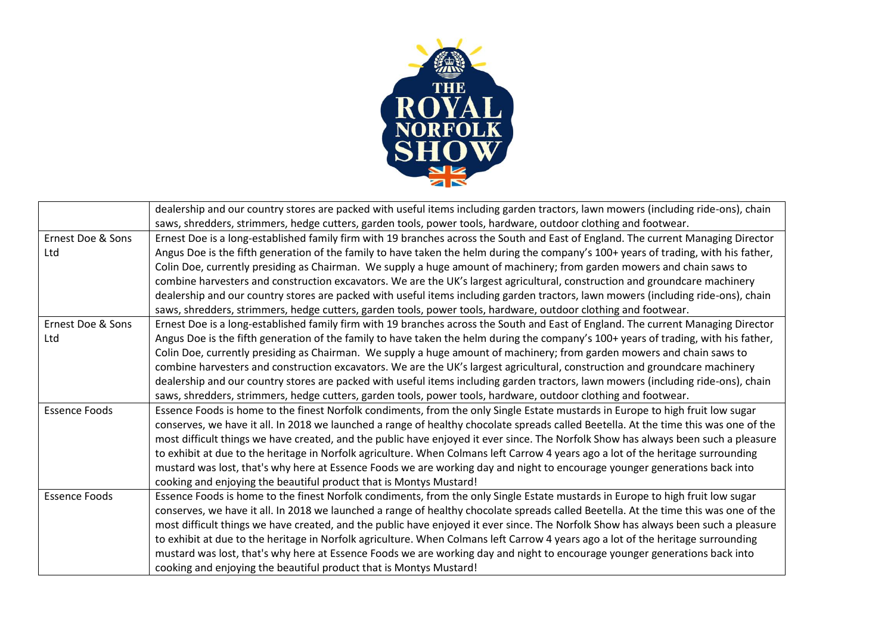|  |  |
|---|---|
|  | dealership and our country stores are packed with useful items including garden tractors, lawn mowers (including ride-ons), chain saws, shredders, strimmers, hedge cutters, garden tools, power tools, hardware, outdoor clothing and footwear. |
| Ernest Doe & Sons Ltd | Ernest Doe is a long-established family firm with 19 branches across the South and East of England. The current Managing Director Angus Doe is the fifth generation of the family to have taken the helm during the company's 100+ years of trading, with his father, Colin Doe, currently presiding as Chairman. We supply a huge amount of machinery; from garden mowers and chain saws to combine harvesters and construction excavators. We are the UK's largest agricultural, construction and groundcare machinery dealership and our country stores are packed with useful items including garden tractors, lawn mowers (including ride-ons), chain saws, shredders, strimmers, hedge cutters, garden tools, power tools, hardware, outdoor clothing and footwear. |
| Ernest Doe & Sons Ltd | Ernest Doe is a long-established family firm with 19 branches across the South and East of England. The current Managing Director Angus Doe is the fifth generation of the family to have taken the helm during the company's 100+ years of trading, with his father, Colin Doe, currently presiding as Chairman. We supply a huge amount of machinery; from garden mowers and chain saws to combine harvesters and construction excavators. We are the UK's largest agricultural, construction and groundcare machinery dealership and our country stores are packed with useful items including garden tractors, lawn mowers (including ride-ons), chain saws, shredders, strimmers, hedge cutters, garden tools, power tools, hardware, outdoor clothing and footwear. |
| Essence Foods | Essence Foods is home to the finest Norfolk condiments, from the only Single Estate mustards in Europe to high fruit low sugar conserves, we have it all. In 2018 we launched a range of healthy chocolate spreads called Beetella. At the time this was one of the most difficult things we have created, and the public have enjoyed it ever since. The Norfolk Show has always been such a pleasure to exhibit at due to the heritage in Norfolk agriculture. When Colmans left Carrow 4 years ago a lot of the heritage surrounding mustard was lost, that's why here at Essence Foods we are working day and night to encourage younger generations back into cooking and enjoying the beautiful product that is Montys Mustard! |
| Essence Foods | Essence Foods is home to the finest Norfolk condiments, from the only Single Estate mustards in Europe to high fruit low sugar conserves, we have it all. In 2018 we launched a range of healthy chocolate spreads called Beetella. At the time this was one of the most difficult things we have created, and the public have enjoyed it ever since. The Norfolk Show has always been such a pleasure to exhibit at due to the heritage in Norfolk agriculture. When Colmans left Carrow 4 years ago a lot of the heritage surrounding mustard was lost, that's why here at Essence Foods we are working day and night to encourage younger generations back into cooking and enjoying the beautiful product that is Montys Mustard! |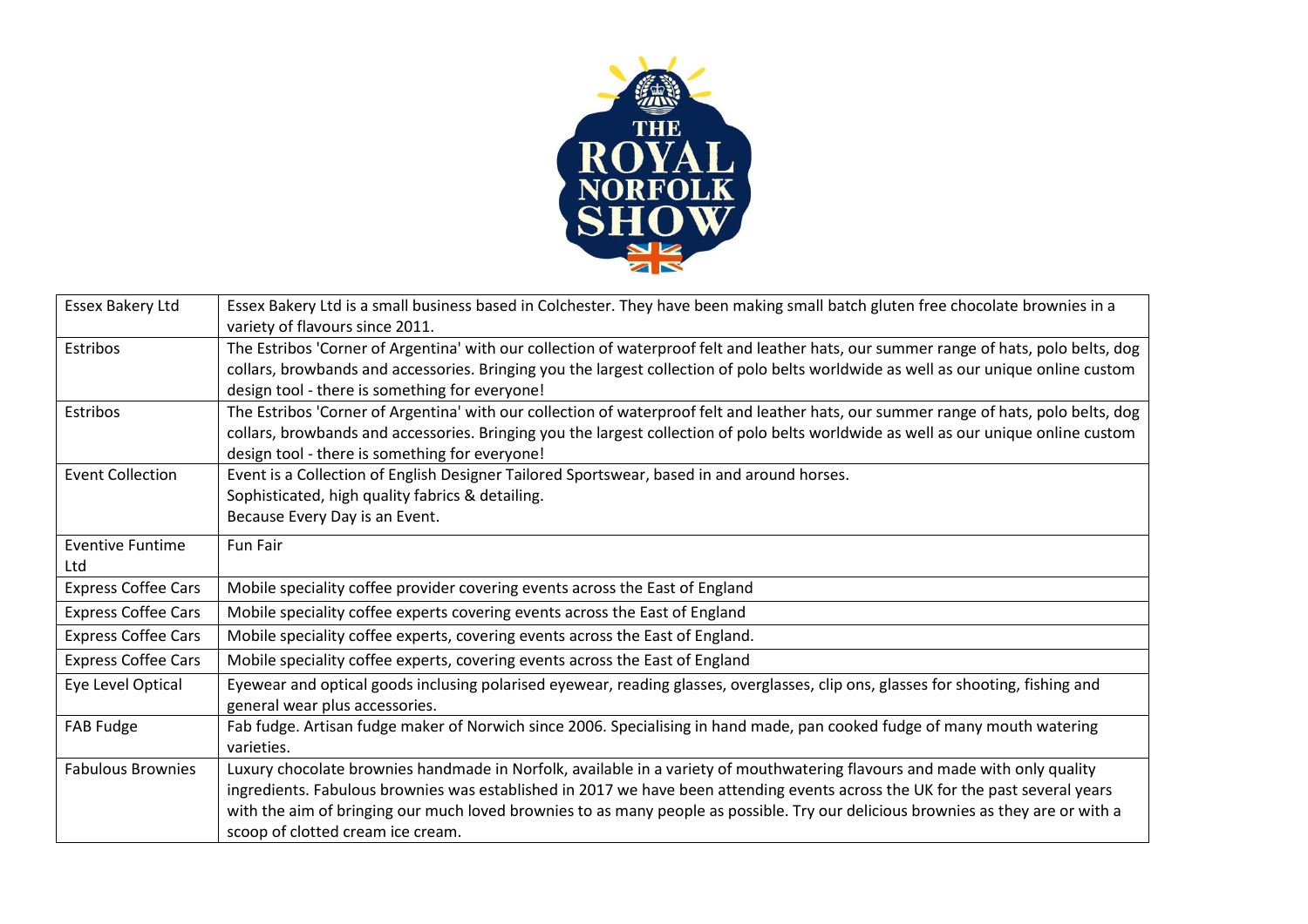| Essex Bakery Ltd | Essex Bakery Ltd is a small business based in Colchester. They have been making small batch gluten free chocolate brownies in a variety of flavours since 2011. |
|---|---|
| Estribos | The Estribos 'Corner of Argentina' with our collection of waterproof felt and leather hats, our summer range of hats, polo belts, dog collars, browbands and accessories. Bringing you the largest collection of polo belts worldwide as well as our unique online custom design tool - there is something for everyone! |
| Estribos | The Estribos 'Corner of Argentina' with our collection of waterproof felt and leather hats, our summer range of hats, polo belts, dog collars, browbands and accessories. Bringing you the largest collection of polo belts worldwide as well as our unique online custom design tool - there is something for everyone! |
| Event Collection | Event is a Collection of English Designer Tailored Sportswear, based in and around horses.<br>Sophisticated, high quality fabrics & detailing.<br>Because Every Day is an Event. |
| Eventive Funtime Ltd | Fun Fair |
| Express Coffee Cars | Mobile speciality coffee provider covering events across the East of England |
| Express Coffee Cars | Mobile speciality coffee experts covering events across the East of England |
| Express Coffee Cars | Mobile speciality coffee experts, covering events across the East of England. |
| Express Coffee Cars | Mobile speciality coffee experts, covering events across the East of England |
| Eye Level Optical | Eyewear and optical goods inclusing polarised eyewear, reading glasses, overglasses, clip ons, glasses for shooting, fishing and general wear plus accessories. |
| FAB Fudge | Fab fudge. Artisan fudge maker of Norwich since 2006. Specialising in hand made, pan cooked fudge of many mouth watering varieties. |
| Fabulous Brownies | Luxury chocolate brownies handmade in Norfolk, available in a variety of mouthwatering flavours and made with only quality ingredients. Fabulous brownies was established in 2017 we have been attending events across the UK for the past several years with the aim of bringing our much loved brownies to as many people as possible. Try our delicious brownies as they are or with a scoop of clotted cream ice cream. |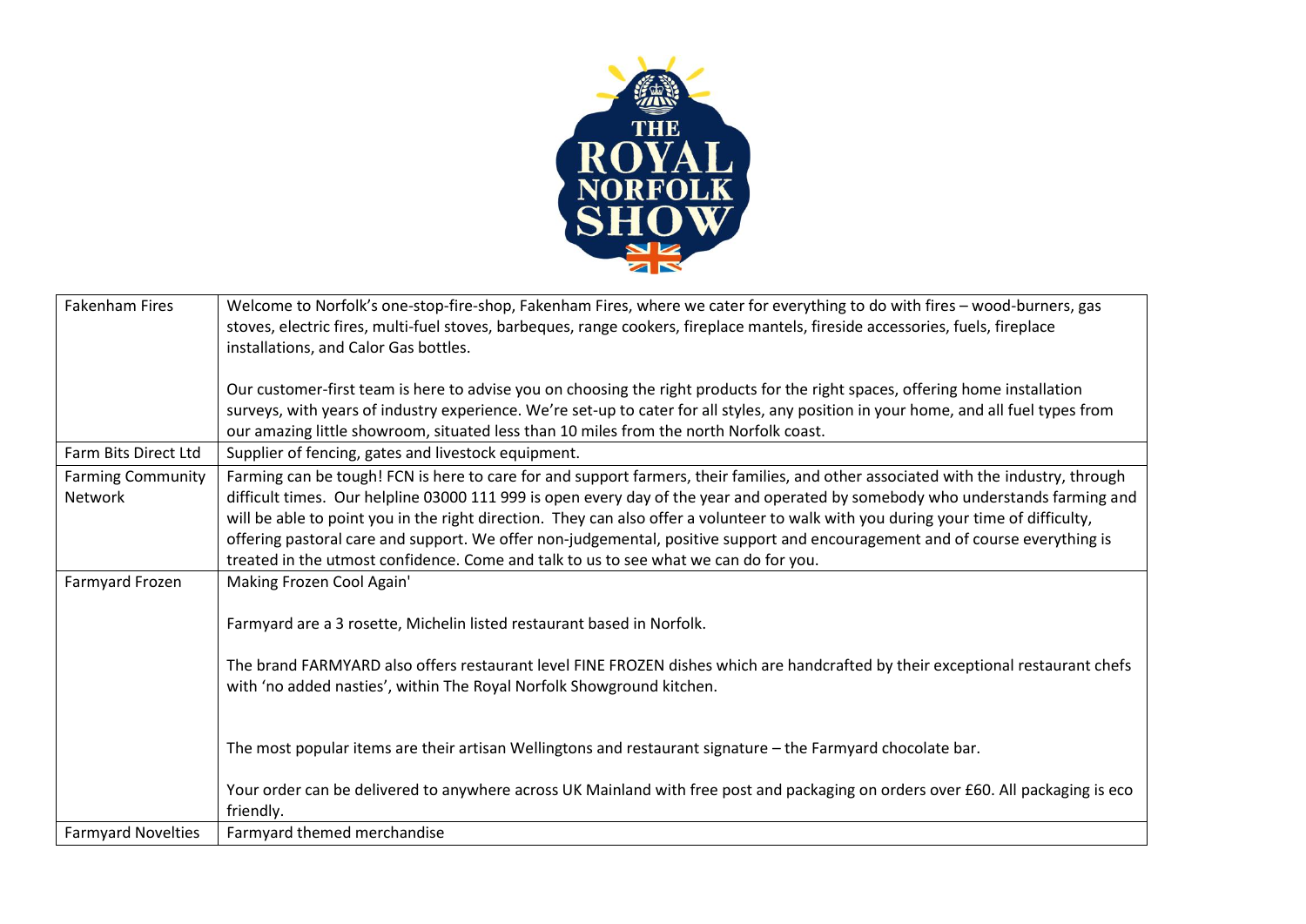| Fakenham Fires | Welcome to Norfolk's one-stop-fire-shop, Fakenham Fires, where we cater for everything to do with fires – wood-burners, gas stoves, electric fires, multi-fuel stoves, barbeques, range cookers, fireplace mantels, fireside accessories, fuels, fireplace installations, and Calor Gas bottles.<br><br>Our customer-first team is here to advise you on choosing the right products for the right spaces, offering home installation surveys, with years of industry experience. We're set-up to cater for all styles, any position in your home, and all fuel types from our amazing little showroom, situated less than 10 miles from the north Norfolk coast. |
|---|---|
| Farm Bits Direct Ltd | Supplier of fencing, gates and livestock equipment. |
| Farming Community Network | Farming can be tough! FCN is here to care for and support farmers, their families, and other associated with the industry, through difficult times. Our helpline 03000 111 999 is open every day of the year and operated by somebody who understands farming and will be able to point you in the right direction. They can also offer a volunteer to walk with you during your time of difficulty, offering pastoral care and support. We offer non-judgemental, positive support and encouragement and of course everything is treated in the utmost confidence. Come and talk to us to see what we can do for you. |
| Farmyard Frozen | Making Frozen Cool Again'<br><br>Farmyard are a 3 rosette, Michelin listed restaurant based in Norfolk.<br><br>The brand FARMYARD also offers restaurant level FINE FROZEN dishes which are handcrafted by their exceptional restaurant chefs with 'no added nasties', within The Royal Norfolk Showground kitchen.<br><br>The most popular items are their artisan Wellingtons and restaurant signature – the Farmyard chocolate bar.<br><br>Your order can be delivered to anywhere across UK Mainland with free post and packaging on orders over £60. All packaging is eco friendly. |
| Farmyard Novelties | Farmyard themed merchandise |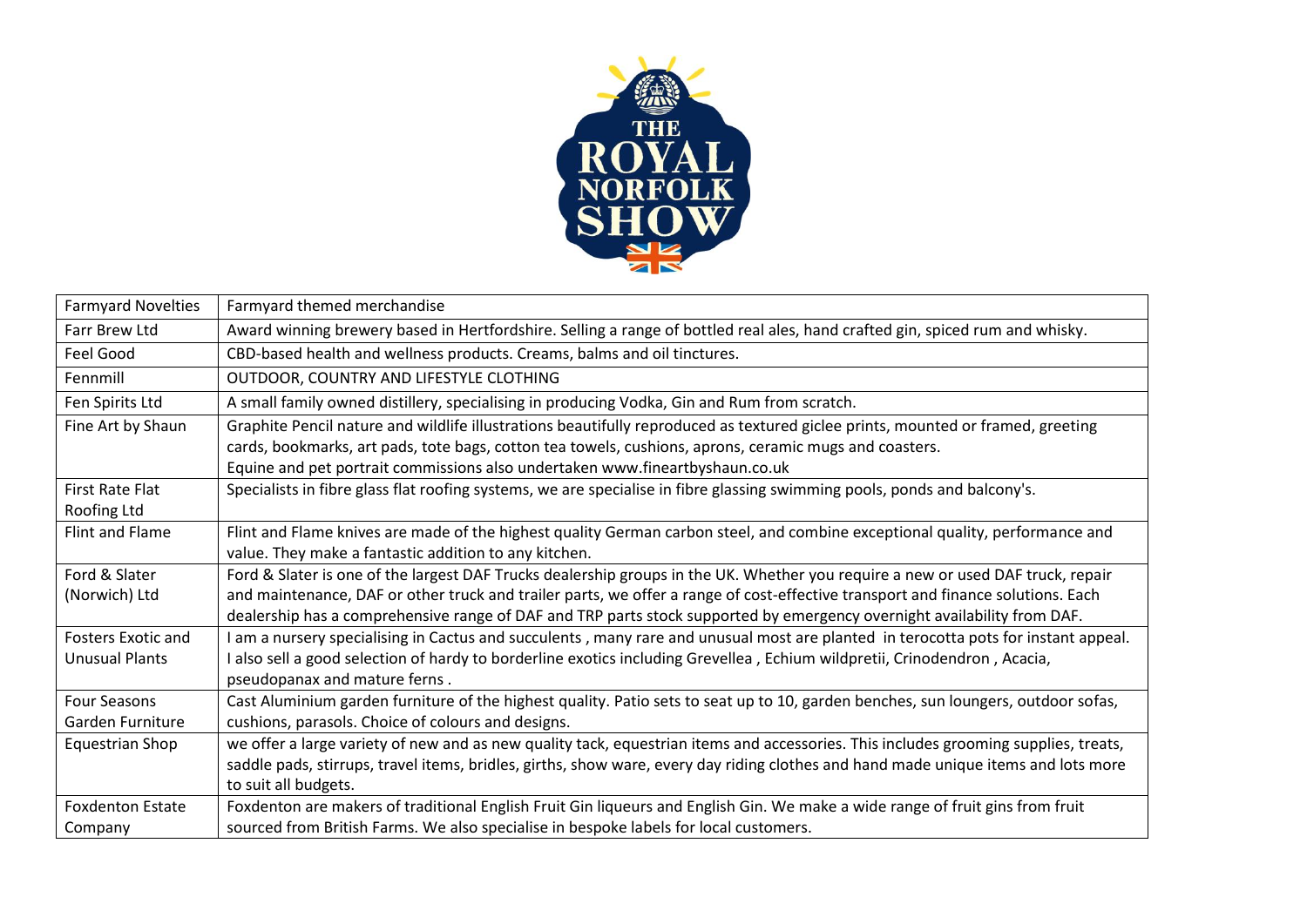| Farmyard Novelties | Farmyard themed merchandise |
|---|---|
| Farr Brew Ltd | Award winning brewery based in Hertfordshire. Selling a range of bottled real ales, hand crafted gin, spiced rum and whisky. |
| Feel Good | CBD-based health and wellness products. Creams, balms and oil tinctures. |
| Fennmill | OUTDOOR, COUNTRY AND LIFESTYLE CLOTHING |
| Fen Spirits Ltd | A small family owned distillery, specialising in producing Vodka, Gin and Rum from scratch. |
| Fine Art by Shaun | Graphite Pencil nature and wildlife illustrations beautifully reproduced as textured giclee prints, mounted or framed, greeting cards, bookmarks, art pads, tote bags, cotton tea towels, cushions, aprons, ceramic mugs and coasters. Equine and pet portrait commissions also undertaken www.fineartbyshaun.co.uk |
| First Rate Flat Roofing Ltd | Specialists in fibre glass flat roofing systems, we are specialise in fibre glassing swimming pools, ponds and balcony's. |
| Flint and Flame | Flint and Flame knives are made of the highest quality German carbon steel, and combine exceptional quality, performance and value. They make a fantastic addition to any kitchen. |
| Ford & Slater (Norwich) Ltd | Ford & Slater is one of the largest DAF Trucks dealership groups in the UK. Whether you require a new or used DAF truck, repair and maintenance, DAF or other truck and trailer parts, we offer a range of cost-effective transport and finance solutions. Each dealership has a comprehensive range of DAF and TRP parts stock supported by emergency overnight availability from DAF. |
| Fosters Exotic and Unusual Plants | I am a nursery specialising in Cactus and succulents , many rare and unusual most are planted in terocotta pots for instant appeal. I also sell a good selection of hardy to borderline exotics including Grevellea , Echium wildpretii, Crinodendron , Acacia, pseudopanax and mature ferns . |
| Four Seasons Garden Furniture | Cast Aluminium garden furniture of the highest quality. Patio sets to seat up to 10, garden benches, sun loungers, outdoor sofas, cushions, parasols. Choice of colours and designs. |
| Equestrian Shop | we offer a large variety of new and as new quality tack, equestrian items and accessories. This includes grooming supplies, treats, saddle pads, stirrups, travel items, bridles, girths, show ware, every day riding clothes and hand made unique items and lots more to suit all budgets. |
| Foxdenton Estate Company | Foxdenton are makers of traditional English Fruit Gin liqueurs and English Gin. We make a wide range of fruit gins from fruit sourced from British Farms. We also specialise in bespoke labels for local customers. |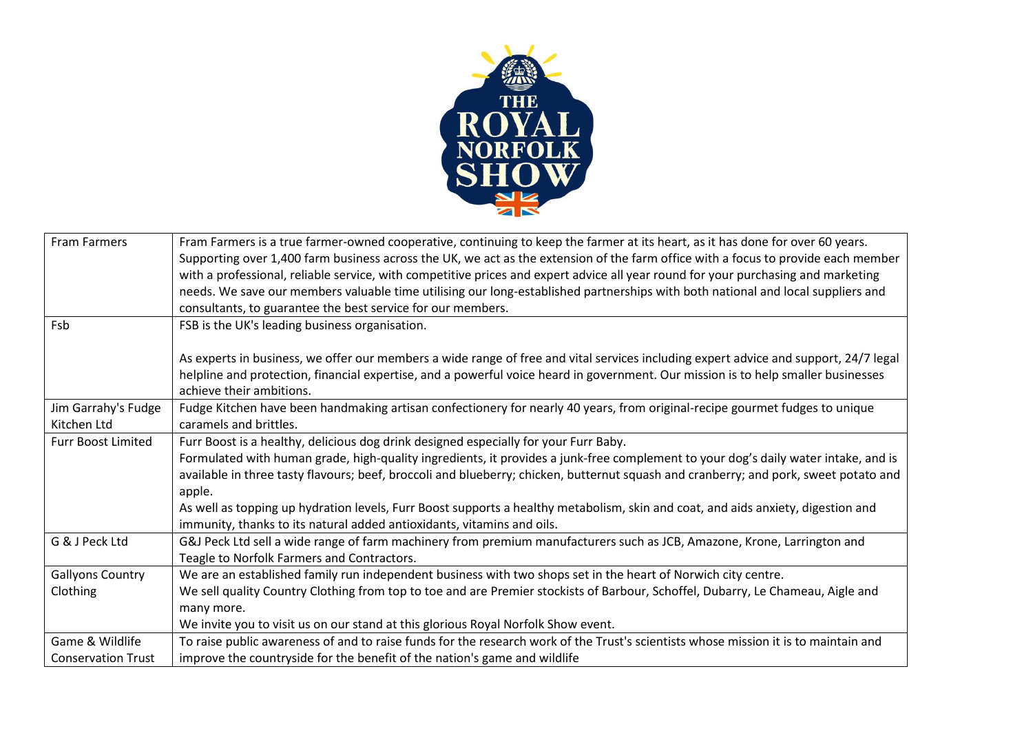| Fram Farmers | Fram Farmers is a true farmer-owned cooperative, continuing to keep the farmer at its heart, as it has done for over 60 years. Supporting over 1,400 farm business across the UK, we act as the extension of the farm office with a focus to provide each member with a professional, reliable service, with competitive prices and expert advice all year round for your purchasing and marketing needs. We save our members valuable time utilising our long-established partnerships with both national and local suppliers and consultants, to guarantee the best service for our members. |
|---|---|
| Fsb | FSB is the UK's leading business organisation.<br><br>As experts in business, we offer our members a wide range of free and vital services including expert advice and support, 24/7 legal helpline and protection, financial expertise, and a powerful voice heard in government. Our mission is to help smaller businesses achieve their ambitions. |
| Jim Garrahy's Fudge Kitchen Ltd | Fudge Kitchen have been handmaking artisan confectionery for nearly 40 years, from original-recipe gourmet fudges to unique caramels and brittles. |
| Furr Boost Limited | Furr Boost is a healthy, delicious dog drink designed especially for your Furr Baby.<br>Formulated with human grade, high-quality ingredients, it provides a junk-free complement to your dog's daily water intake, and is available in three tasty flavours; beef, broccoli and blueberry; chicken, butternut squash and cranberry; and pork, sweet potato and apple.<br>As well as topping up hydration levels, Furr Boost supports a healthy metabolism, skin and coat, and aids anxiety, digestion and immunity, thanks to its natural added antioxidants, vitamins and oils. |
| G & J Peck Ltd | G&J Peck Ltd sell a wide range of farm machinery from premium manufacturers such as JCB, Amazone, Krone, Larrington and Teagle to Norfolk Farmers and Contractors. |
| Gallyons Country Clothing | We are an established family run independent business with two shops set in the heart of Norwich city centre.<br>We sell quality Country Clothing from top to toe and are Premier stockists of Barbour, Schoffel, Dubarry, Le Chameau, Aigle and many more.<br>We invite you to visit us on our stand at this glorious Royal Norfolk Show event. |
| Game & Wildlife Conservation Trust | To raise public awareness of and to raise funds for the research work of the Trust's scientists whose mission it is to maintain and improve the countryside for the benefit of the nation's game and wildlife |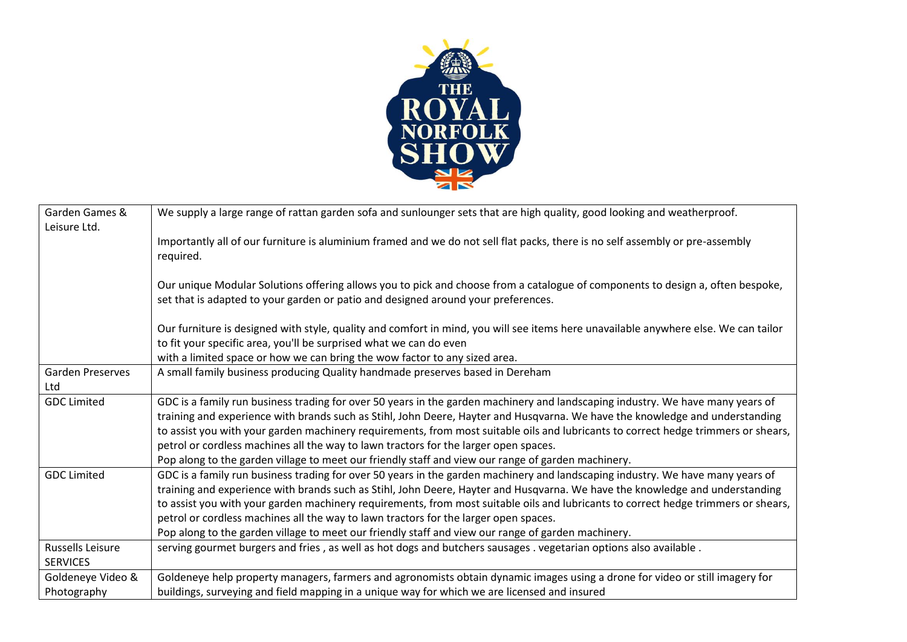| Garden Games & Leisure Ltd. | We supply a large range of rattan garden sofa and sunlounger sets that are high quality, good looking and weatherproof.<br><br>Importantly all of our furniture is aluminium framed and we do not sell flat packs, there is no self assembly or pre-assembly required.<br><br>Our unique Modular Solutions offering allows you to pick and choose from a catalogue of components to design a, often bespoke, set that is adapted to your garden or patio and designed around your preferences.<br><br>Our furniture is designed with style, quality and comfort in mind, you will see items here unavailable anywhere else. We can tailor to fit your specific area, you'll be surprised what we can do even<br>with a limited space or how we can bring the wow factor to any sized area. |
|---|---|
| Garden Preserves Ltd | A small family business producing Quality handmade preserves based in Dereham |
| GDC Limited | GDC is a family run business trading for over 50 years in the garden machinery and landscaping industry. We have many years of training and experience with brands such as Stihl, John Deere, Hayter and Husqvarna. We have the knowledge and understanding to assist you with your garden machinery requirements, from most suitable oils and lubricants to correct hedge trimmers or shears, petrol or cordless machines all the way to lawn tractors for the larger open spaces.<br>Pop along to the garden village to meet our friendly staff and view our range of garden machinery. |
| GDC Limited | GDC is a family run business trading for over 50 years in the garden machinery and landscaping industry. We have many years of training and experience with brands such as Stihl, John Deere, Hayter and Husqvarna. We have the knowledge and understanding to assist you with your garden machinery requirements, from most suitable oils and lubricants to correct hedge trimmers or shears, petrol or cordless machines all the way to lawn tractors for the larger open spaces.<br>Pop along to the garden village to meet our friendly staff and view our range of garden machinery. |
| Russells Leisure SERVICES | serving gourmet burgers and fries , as well as hot dogs and butchers sausages . vegetarian options also available . |
| Goldeneye Video & Photography | Goldeneye help property managers, farmers and agronomists obtain dynamic images using a drone for video or still imagery for buildings, surveying and field mapping in a unique way for which we are licensed and insured |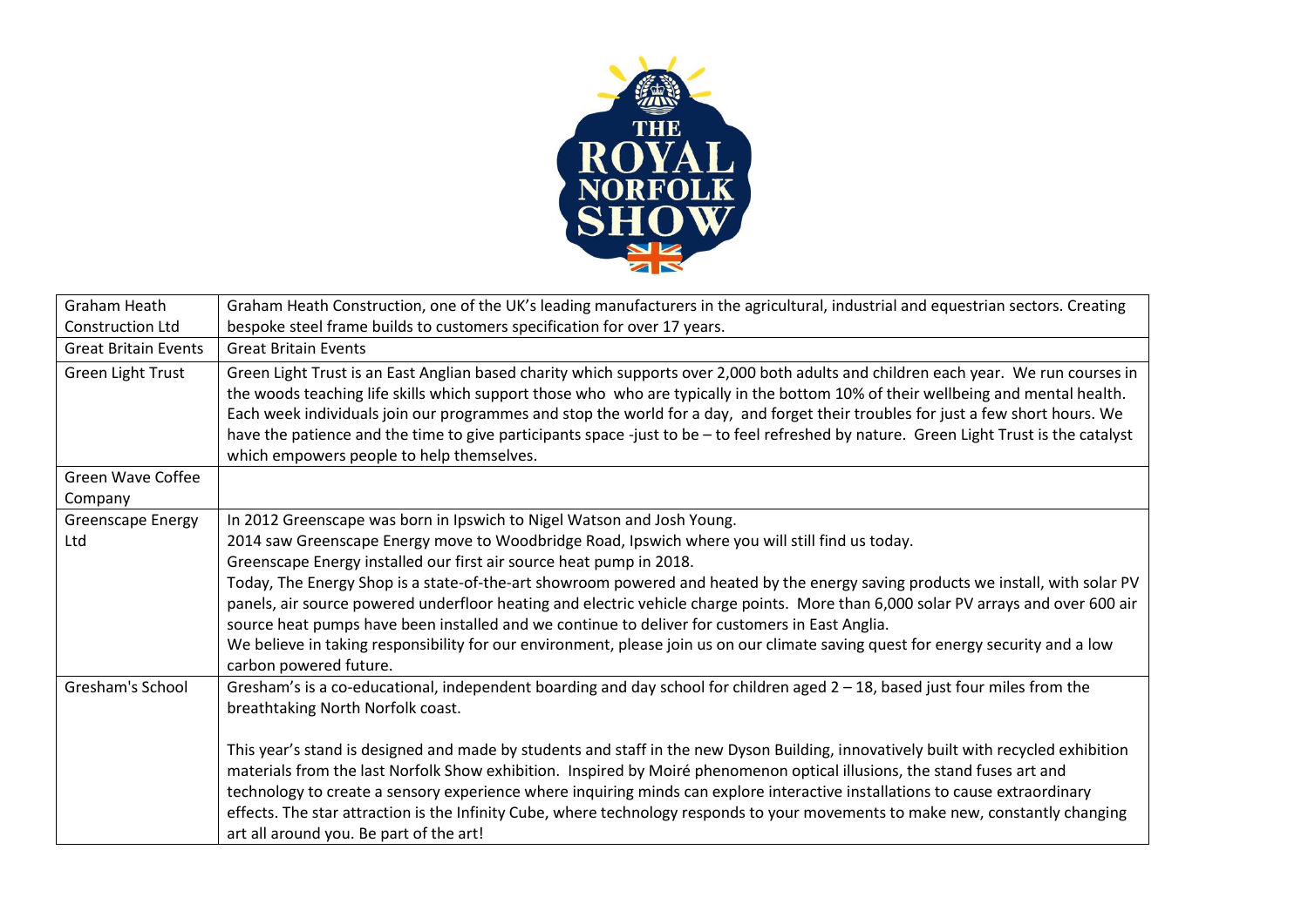| Graham Heath Construction Ltd | Graham Heath Construction, one of the UK's leading manufacturers in the agricultural, industrial and equestrian sectors. Creating bespoke steel frame builds to customers specification for over 17 years. |
|---|---|
| Great Britain Events | Great Britain Events |
| Green Light Trust | Green Light Trust is an East Anglian based charity which supports over 2,000 both adults and children each year. We run courses in the woods teaching life skills which support those who who are typically in the bottom 10% of their wellbeing and mental health. Each week individuals join our programmes and stop the world for a day, and forget their troubles for just a few short hours. We have the patience and the time to give participants space -just to be – to feel refreshed by nature. Green Light Trust is the catalyst which empowers people to help themselves. |
| Green Wave Coffee Company | |
| Greenscape Energy Ltd | In 2012 Greenscape was born in Ipswich to Nigel Watson and Josh Young.<br>2014 saw Greenscape Energy move to Woodbridge Road, Ipswich where you will still find us today.<br>Greenscape Energy installed our first air source heat pump in 2018.<br>Today, The Energy Shop is a state-of-the-art showroom powered and heated by the energy saving products we install, with solar PV panels, air source powered underfloor heating and electric vehicle charge points. More than 6,000 solar PV arrays and over 600 air source heat pumps have been installed and we continue to deliver for customers in East Anglia.<br>We believe in taking responsibility for our environment, please join us on our climate saving quest for energy security and a low carbon powered future. |
| Gresham's School | Gresham's is a co-educational, independent boarding and day school for children aged 2 – 18, based just four miles from the breathtaking North Norfolk coast.<br><br>This year's stand is designed and made by students and staff in the new Dyson Building, innovatively built with recycled exhibition materials from the last Norfolk Show exhibition. Inspired by Moiré phenomenon optical illusions, the stand fuses art and technology to create a sensory experience where inquiring minds can explore interactive installations to cause extraordinary effects. The star attraction is the Infinity Cube, where technology responds to your movements to make new, constantly changing art all around you. Be part of the art! |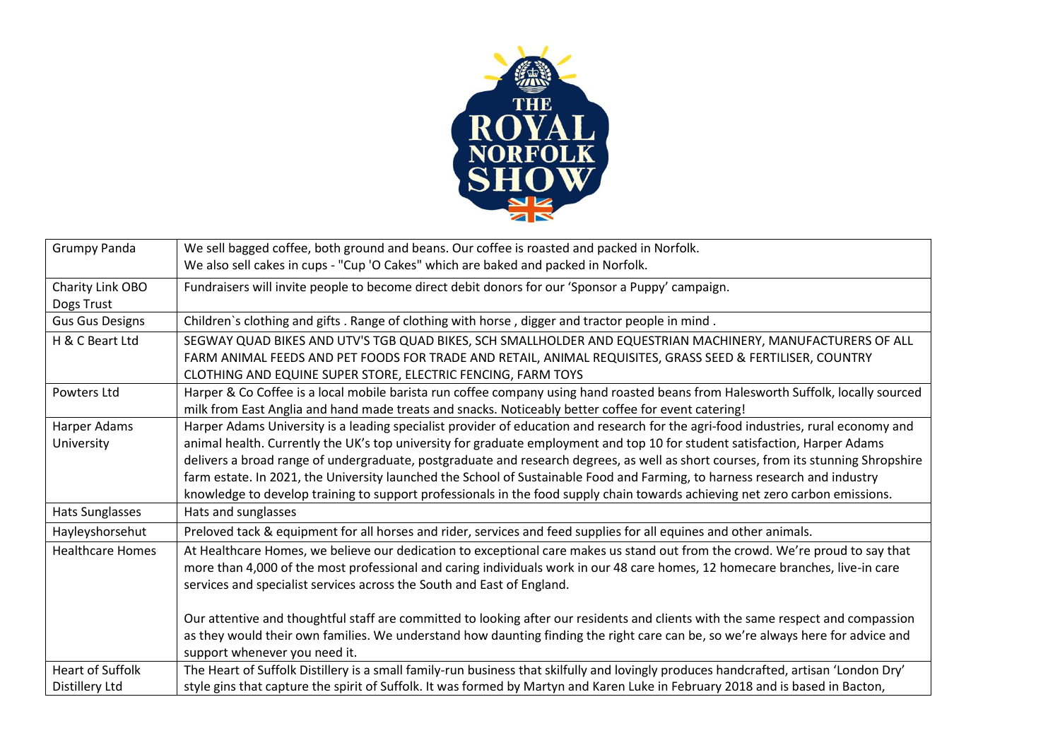| Grumpy Panda | We sell bagged coffee, both ground and beans. Our coffee is roasted and packed in Norfolk.<br>We also sell cakes in cups - "Cup 'O Cakes" which are baked and packed in Norfolk. |
|---|---|
| Charity Link OBO Dogs Trust | Fundraisers will invite people to become direct debit donors for our 'Sponsor a Puppy' campaign. |
| Gus Gus Designs | Children`s clothing and gifts . Range of clothing with horse , digger and tractor people in mind . |
| H & C Beart Ltd | SEGWAY QUAD BIKES AND UTV'S TGB QUAD BIKES, SCH SMALLHOLDER AND EQUESTRIAN MACHINERY, MANUFACTURERS OF ALL FARM ANIMAL FEEDS AND PET FOODS FOR TRADE AND RETAIL, ANIMAL REQUISITES, GRASS SEED & FERTILISER, COUNTRY CLOTHING AND EQUINE SUPER STORE, ELECTRIC FENCING, FARM TOYS |
| Powters Ltd | Harper & Co Coffee is a local mobile barista run coffee company using hand roasted beans from Halesworth Suffolk, locally sourced milk from East Anglia and hand made treats and snacks. Noticeably better coffee for event catering! |
| Harper Adams University | Harper Adams University is a leading specialist provider of education and research for the agri-food industries, rural economy and animal health. Currently the UK's top university for graduate employment and top 10 for student satisfaction, Harper Adams delivers a broad range of undergraduate, postgraduate and research degrees, as well as short courses, from its stunning Shropshire farm estate. In 2021, the University launched the School of Sustainable Food and Farming, to harness research and industry knowledge to develop training to support professionals in the food supply chain towards achieving net zero carbon emissions. |
| Hats Sunglasses | Hats and sunglasses |
| Hayleyshorsehut | Preloved tack & equipment for all horses and rider, services and feed supplies for all equines and other animals. |
| Healthcare Homes | At Healthcare Homes, we believe our dedication to exceptional care makes us stand out from the crowd. We're proud to say that more than 4,000 of the most professional and caring individuals work in our 48 care homes, 12 homecare branches, live-in care services and specialist services across the South and East of England.<br><br>Our attentive and thoughtful staff are committed to looking after our residents and clients with the same respect and compassion as they would their own families. We understand how daunting finding the right care can be, so we're always here for advice and support whenever you need it. |
| Heart of Suffolk Distillery Ltd | The Heart of Suffolk Distillery is a small family-run business that skilfully and lovingly produces handcrafted, artisan 'London Dry' style gins that capture the spirit of Suffolk. It was formed by Martyn and Karen Luke in February 2018 and is based in Bacton, |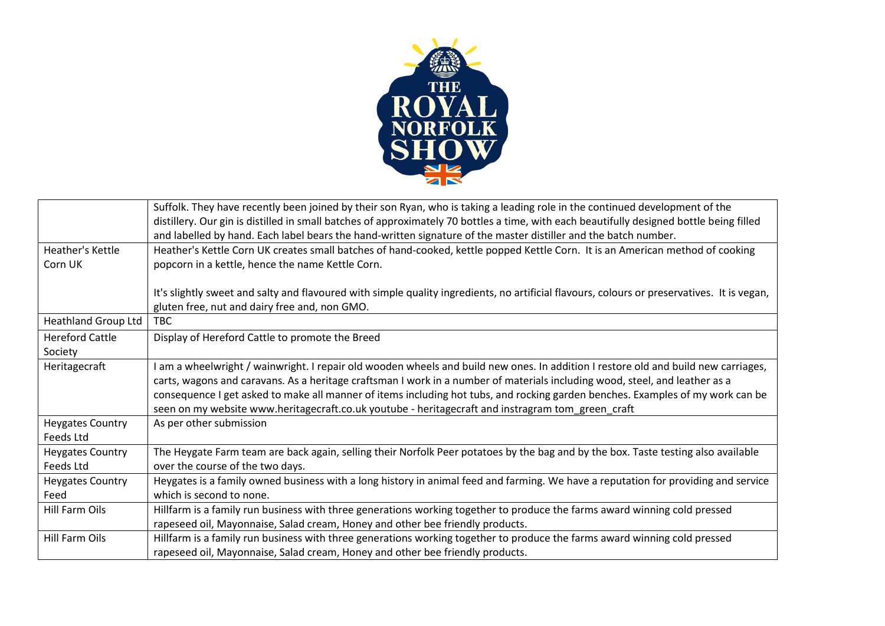| | |
|---|---|
| | Suffolk. They have recently been joined by their son Ryan, who is taking a leading role in the continued development of the distillery. Our gin is distilled in small batches of approximately 70 bottles a time, with each beautifully designed bottle being filled and labelled by hand. Each label bears the hand-written signature of the master distiller and the batch number. |
| Heather's Kettle Corn UK | Heather's Kettle Corn UK creates small batches of hand-cooked, kettle popped Kettle Corn. It is an American method of cooking popcorn in a kettle, hence the name Kettle Corn.<br><br>It's slightly sweet and salty and flavoured with simple quality ingredients, no artificial flavours, colours or preservatives. It is vegan, gluten free, nut and dairy free and, non GMO. |
| Heathland Group Ltd | TBC |
| Hereford Cattle Society | Display of Hereford Cattle to promote the Breed |
| Heritagecraft | I am a wheelwright / wainwright. I repair old wooden wheels and build new ones. In addition I restore old and build new carriages, carts, wagons and caravans. As a heritage craftsman I work in a number of materials including wood, steel, and leather as a consequence I get asked to make all manner of items including hot tubs, and rocking garden benches. Examples of my work can be seen on my website www.heritagecraft.co.uk youtube - heritagecraft and instragram tom_green_craft |
| Heygates Country Feeds Ltd | As per other submission |
| Heygates Country Feeds Ltd | The Heygate Farm team are back again, selling their Norfolk Peer potatoes by the bag and by the box. Taste testing also available over the course of the two days. |
| Heygates Country Feed | Heygates is a family owned business with a long history in animal feed and farming. We have a reputation for providing and service which is second to none. |
| Hill Farm Oils | Hillfarm is a family run business with three generations working together to produce the farms award winning cold pressed rapeseed oil, Mayonnaise, Salad cream, Honey and other bee friendly products. |
| Hill Farm Oils | Hillfarm is a family run business with three generations working together to produce the farms award winning cold pressed rapeseed oil, Mayonnaise, Salad cream, Honey and other bee friendly products. |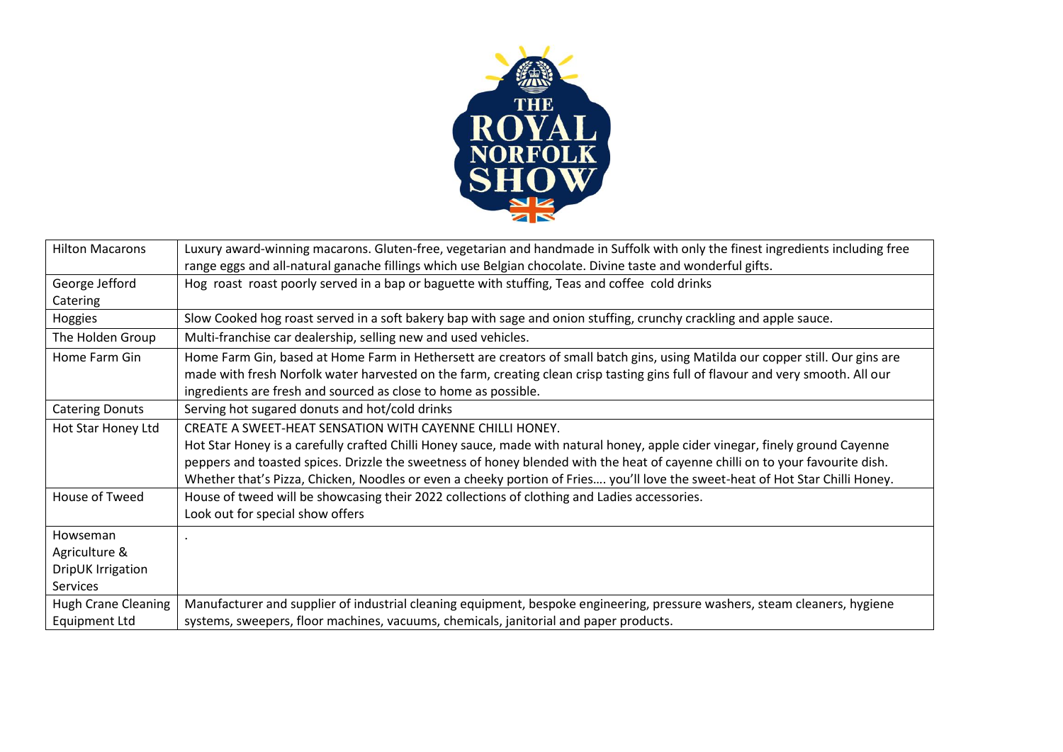| Hilton Macarons | Luxury award-winning macarons. Gluten-free, vegetarian and handmade in Suffolk with only the finest ingredients including free range eggs and all-natural ganache fillings which use Belgian chocolate. Divine taste and wonderful gifts. |
|---|---|
| George Jefford Catering | Hog roast roast poorly served in a bap or baguette with stuffing, Teas and coffee cold drinks |
| Hoggies | Slow Cooked hog roast served in a soft bakery bap with sage and onion stuffing, crunchy crackling and apple sauce. |
| The Holden Group | Multi-franchise car dealership, selling new and used vehicles. |
| Home Farm Gin | Home Farm Gin, based at Home Farm in Hethersett are creators of small batch gins, using Matilda our copper still. Our gins are made with fresh Norfolk water harvested on the farm, creating clean crisp tasting gins full of flavour and very smooth. All our ingredients are fresh and sourced as close to home as possible. |
| Catering Donuts | Serving hot sugared donuts and hot/cold drinks |
| Hot Star Honey Ltd | CREATE A SWEET-HEAT SENSATION WITH CAYENNE CHILLI HONEY.<br>Hot Star Honey is a carefully crafted Chilli Honey sauce, made with natural honey, apple cider vinegar, finely ground Cayenne peppers and toasted spices. Drizzle the sweetness of honey blended with the heat of cayenne chilli on to your favourite dish. Whether that's Pizza, Chicken, Noodles or even a cheeky portion of Fries…. you'll love the sweet-heat of Hot Star Chilli Honey. |
| House of Tweed | House of tweed will be showcasing their 2022 collections of clothing and Ladies accessories.<br>Look out for special show offers |
| Howseman Agriculture & DripUK Irrigation Services | . |
| Hugh Crane Cleaning Equipment Ltd | Manufacturer and supplier of industrial cleaning equipment, bespoke engineering, pressure washers, steam cleaners, hygiene systems, sweepers, floor machines, vacuums, chemicals, janitorial and paper products. |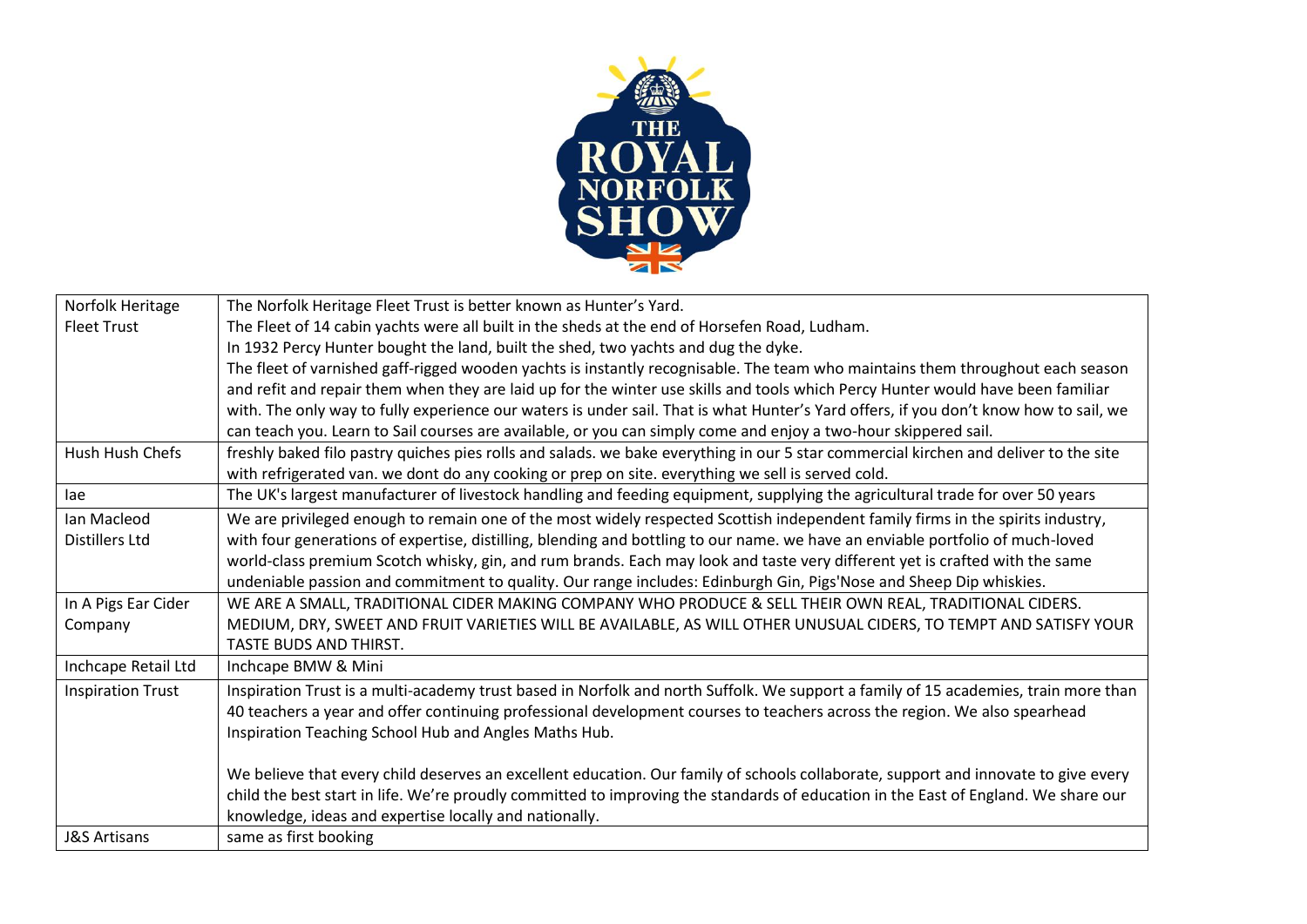| Norfolk Heritage Fleet Trust | The Norfolk Heritage Fleet Trust is better known as Hunter's Yard.<br>The Fleet of 14 cabin yachts were all built in the sheds at the end of Horsefen Road, Ludham.<br>In 1932 Percy Hunter bought the land, built the shed, two yachts and dug the dyke.<br>The fleet of varnished gaff-rigged wooden yachts is instantly recognisable. The team who maintains them throughout each season and refit and repair them when they are laid up for the winter use skills and tools which Percy Hunter would have been familiar with. The only way to fully experience our waters is under sail. That is what Hunter's Yard offers, if you don't know how to sail, we can teach you. Learn to Sail courses are available, or you can simply come and enjoy a two-hour skippered sail. |
|---|---|
| Hush Hush Chefs | freshly baked filo pastry quiches pies rolls and salads. we bake everything in our 5 star commercial kirchen and deliver to the site with refrigerated van. we dont do any cooking or prep on site. everything we sell is served cold. |
| Iae | The UK's largest manufacturer of livestock handling and feeding equipment, supplying the agricultural trade for over 50 years |
| Ian Macleod Distillers Ltd | We are privileged enough to remain one of the most widely respected Scottish independent family firms in the spirits industry, with four generations of expertise, distilling, blending and bottling to our name. we have an enviable portfolio of much-loved world-class premium Scotch whisky, gin, and rum brands. Each may look and taste very different yet is crafted with the same undeniable passion and commitment to quality. Our range includes: Edinburgh Gin, Pigs'Nose and Sheep Dip whiskies. |
| In A Pigs Ear Cider Company | WE ARE A SMALL, TRADITIONAL CIDER MAKING COMPANY WHO PRODUCE & SELL THEIR OWN REAL, TRADITIONAL CIDERS. MEDIUM, DRY, SWEET AND FRUIT VARIETIES WILL BE AVAILABLE, AS WILL OTHER UNUSUAL CIDERS, TO TEMPT AND SATISFY YOUR TASTE BUDS AND THIRST. |
| Inchcape Retail Ltd | Inchcape BMW & Mini |
| Inspiration Trust | Inspiration Trust is a multi-academy trust based in Norfolk and north Suffolk. We support a family of 15 academies, train more than 40 teachers a year and offer continuing professional development courses to teachers across the region. We also spearhead Inspiration Teaching School Hub and Angles Maths Hub.<br><br>We believe that every child deserves an excellent education. Our family of schools collaborate, support and innovate to give every child the best start in life. We're proudly committed to improving the standards of education in the East of England. We share our knowledge, ideas and expertise locally and nationally. |
| J&S Artisans | same as first booking |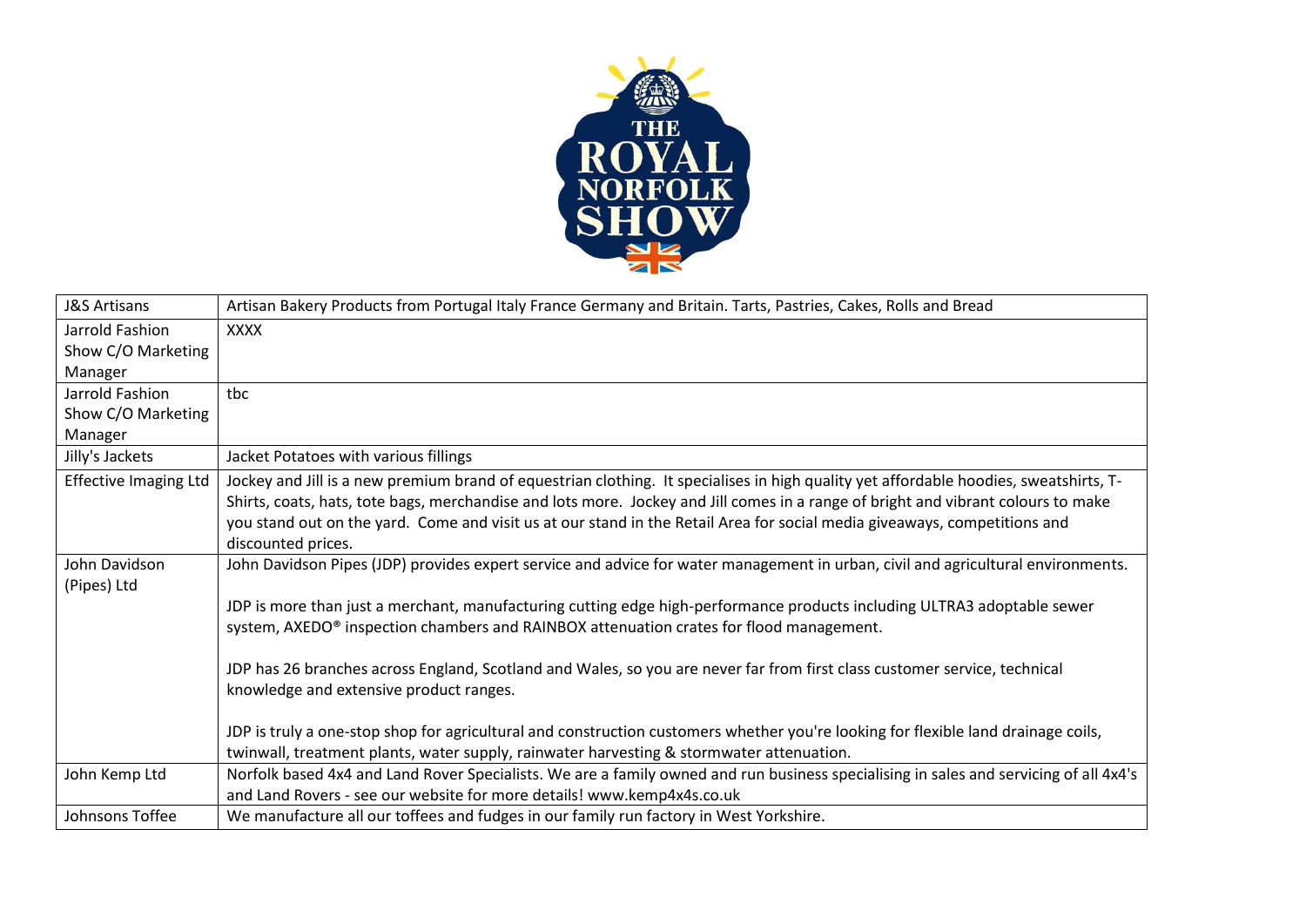| J&S Artisans | Artisan Bakery Products from Portugal Italy France Germany and Britain. Tarts, Pastries, Cakes, Rolls and Bread |
|---|---|
| Jarrold Fashion Show C/O Marketing Manager | XXXX |
| Jarrold Fashion Show C/O Marketing Manager | tbc |
| Jilly's Jackets | Jacket Potatoes with various fillings |
| Effective Imaging Ltd | Jockey and Jill is a new premium brand of equestrian clothing. It specialises in high quality yet affordable hoodies, sweatshirts, T-Shirts, coats, hats, tote bags, merchandise and lots more. Jockey and Jill comes in a range of bright and vibrant colours to make you stand out on the yard. Come and visit us at our stand in the Retail Area for social media giveaways, competitions and discounted prices. |
| John Davidson (Pipes) Ltd | John Davidson Pipes (JDP) provides expert service and advice for water management in urban, civil and agricultural environments.<br><br>JDP is more than just a merchant, manufacturing cutting edge high-performance products including ULTRA3 adoptable sewer system, AXEDO® inspection chambers and RAINBOX attenuation crates for flood management.<br><br>JDP has 26 branches across England, Scotland and Wales, so you are never far from first class customer service, technical knowledge and extensive product ranges.<br><br>JDP is truly a one-stop shop for agricultural and construction customers whether you're looking for flexible land drainage coils, twinwall, treatment plants, water supply, rainwater harvesting & stormwater attenuation. |
| John Kemp Ltd | Norfolk based 4x4 and Land Rover Specialists. We are a family owned and run business specialising in sales and servicing of all 4x4's and Land Rovers - see our website for more details! www.kemp4x4s.co.uk |
| Johnsons Toffee | We manufacture all our toffees and fudges in our family run factory in West Yorkshire. |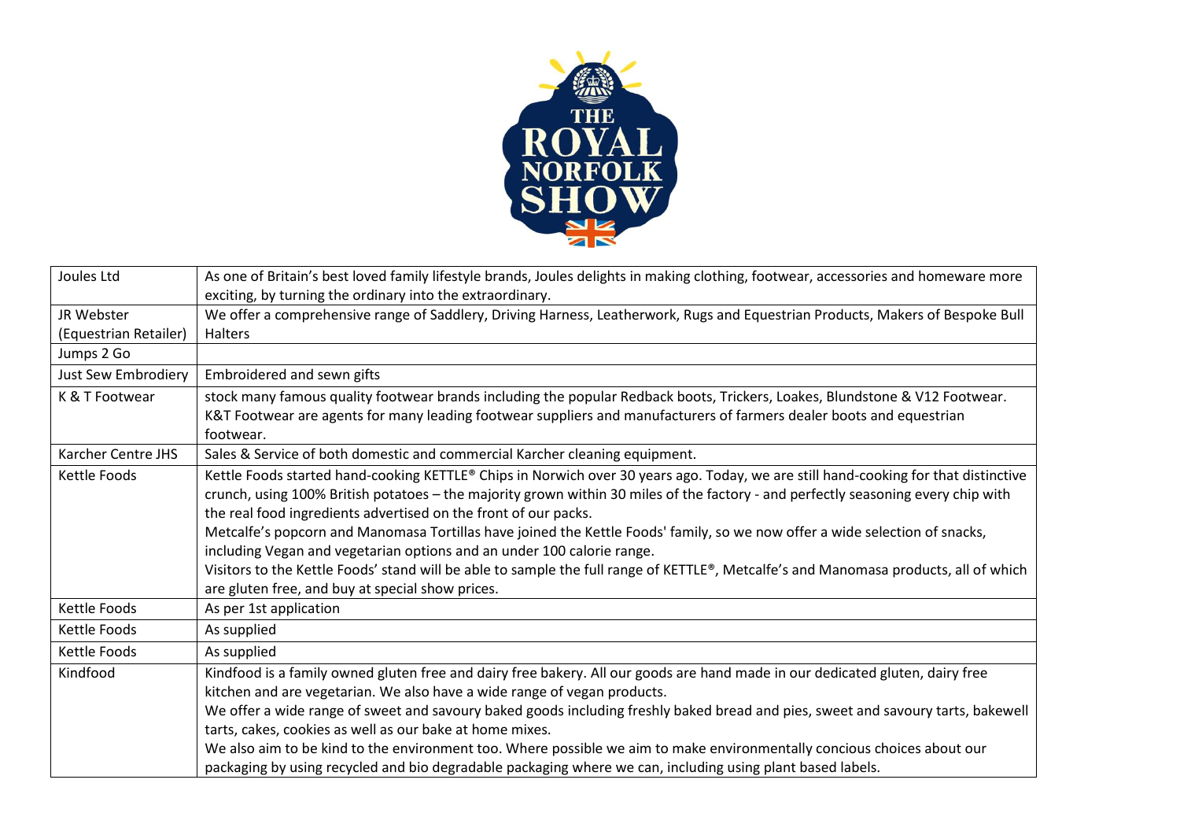| Joules Ltd | As one of Britain's best loved family lifestyle brands, Joules delights in making clothing, footwear, accessories and homeware more exciting, by turning the ordinary into the extraordinary. |
|---|---|
| JR Webster (Equestrian Retailer) | We offer a comprehensive range of Saddlery, Driving Harness, Leatherwork, Rugs and Equestrian Products, Makers of Bespoke Bull Halters |
| Jumps 2 Go | |
| Just Sew Embrodiery | Embroidered and sewn gifts |
| K & T Footwear | stock many famous quality footwear brands including the popular Redback boots, Trickers, Loakes, Blundstone & V12 Footwear. K&T Footwear are agents for many leading footwear suppliers and manufacturers of farmers dealer boots and equestrian footwear. |
| Karcher Centre JHS | Sales & Service of both domestic and commercial Karcher cleaning equipment. |
| Kettle Foods | Kettle Foods started hand-cooking KETTLE® Chips in Norwich over 30 years ago. Today, we are still hand-cooking for that distinctive crunch, using 100% British potatoes – the majority grown within 30 miles of the factory - and perfectly seasoning every chip with the real food ingredients advertised on the front of our packs.<br>Metcalfe's popcorn and Manomasa Tortillas have joined the Kettle Foods' family, so we now offer a wide selection of snacks, including Vegan and vegetarian options and an under 100 calorie range.<br>Visitors to the Kettle Foods' stand will be able to sample the full range of KETTLE®, Metcalfe's and Manomasa products, all of which are gluten free, and buy at special show prices. |
| Kettle Foods | As per 1st application |
| Kettle Foods | As supplied |
| Kettle Foods | As supplied |
| Kindfood | Kindfood is a family owned gluten free and dairy free bakery. All our goods are hand made in our dedicated gluten, dairy free kitchen and are vegetarian. We also have a wide range of vegan products.<br>We offer a wide range of sweet and savoury baked goods including freshly baked bread and pies, sweet and savoury tarts, bakewell tarts, cakes, cookies as well as our bake at home mixes.<br>We also aim to be kind to the environment too. Where possible we aim to make environmentally concious choices about our packaging by using recycled and bio degradable packaging where we can, including using plant based labels. |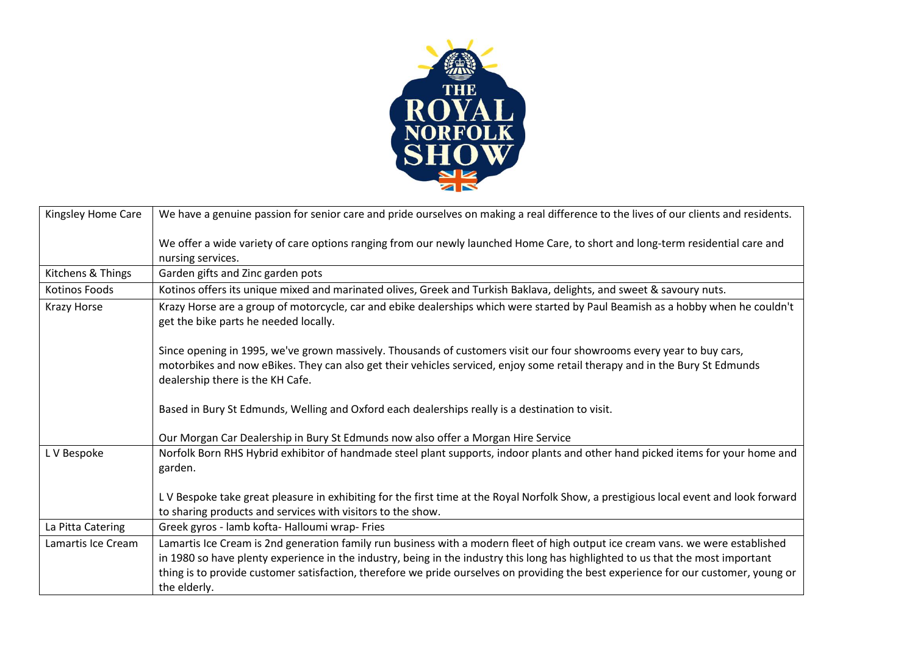| Kingsley Home Care | We have a genuine passion for senior care and pride ourselves on making a real difference to the lives of our clients and residents.<br><br>We offer a wide variety of care options ranging from our newly launched Home Care, to short and long-term residential care and nursing services. |
|---|---|
| Kitchens & Things | Garden gifts and Zinc garden pots |
| Kotinos Foods | Kotinos offers its unique mixed and marinated olives, Greek and Turkish Baklava, delights, and sweet & savoury nuts. |
| Krazy Horse | Krazy Horse are a group of motorcycle, car and ebike dealerships which were started by Paul Beamish as a hobby when he couldn't get the bike parts he needed locally.<br><br>Since opening in 1995, we've grown massively. Thousands of customers visit our four showrooms every year to buy cars, motorbikes and now eBikes. They can also get their vehicles serviced, enjoy some retail therapy and in the Bury St Edmunds dealership there is the KH Cafe.<br><br>Based in Bury St Edmunds, Welling and Oxford each dealerships really is a destination to visit.<br><br>Our Morgan Car Dealership in Bury St Edmunds now also offer a Morgan Hire Service |
| L V Bespoke | Norfolk Born RHS Hybrid exhibitor of handmade steel plant supports, indoor plants and other hand picked items for your home and garden.<br><br>L V Bespoke take great pleasure in exhibiting for the first time at the Royal Norfolk Show, a prestigious local event and look forward to sharing products and services with visitors to the show. |
| La Pitta Catering | Greek gyros - lamb kofta- Halloumi wrap- Fries |
| Lamartis Ice Cream | Lamartis Ice Cream is 2nd generation family run business with a modern fleet of high output ice cream vans. we were established in 1980 so have plenty experience in the industry, being in the industry this long has highlighted to us that the most important thing is to provide customer satisfaction, therefore we pride ourselves on providing the best experience for our customer, young or the elderly. |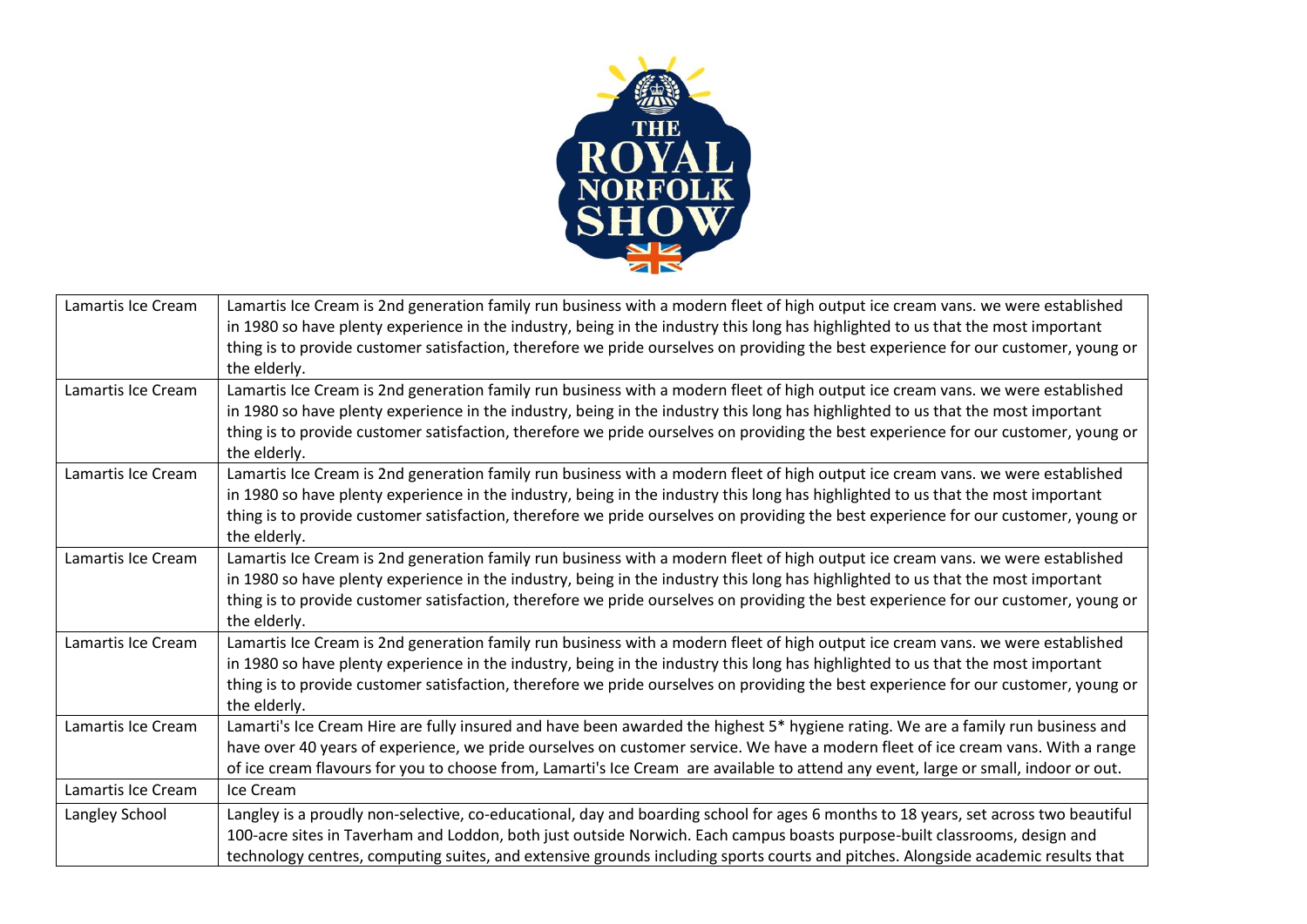| Lamartis Ice Cream | Lamartis Ice Cream is 2nd generation family run business with a modern fleet of high output ice cream vans. we were established in 1980 so have plenty experience in the industry, being in the industry this long has highlighted to us that the most important thing is to provide customer satisfaction, therefore we pride ourselves on providing the best experience for our customer, young or the elderly. |
|---|---|
| Lamartis Ice Cream | Lamartis Ice Cream is 2nd generation family run business with a modern fleet of high output ice cream vans. we were established in 1980 so have plenty experience in the industry, being in the industry this long has highlighted to us that the most important thing is to provide customer satisfaction, therefore we pride ourselves on providing the best experience for our customer, young or the elderly. |
| Lamartis Ice Cream | Lamartis Ice Cream is 2nd generation family run business with a modern fleet of high output ice cream vans. we were established in 1980 so have plenty experience in the industry, being in the industry this long has highlighted to us that the most important thing is to provide customer satisfaction, therefore we pride ourselves on providing the best experience for our customer, young or the elderly. |
| Lamartis Ice Cream | Lamartis Ice Cream is 2nd generation family run business with a modern fleet of high output ice cream vans. we were established in 1980 so have plenty experience in the industry, being in the industry this long has highlighted to us that the most important thing is to provide customer satisfaction, therefore we pride ourselves on providing the best experience for our customer, young or the elderly. |
| Lamartis Ice Cream | Lamartis Ice Cream is 2nd generation family run business with a modern fleet of high output ice cream vans. we were established in 1980 so have plenty experience in the industry, being in the industry this long has highlighted to us that the most important thing is to provide customer satisfaction, therefore we pride ourselves on providing the best experience for our customer, young or the elderly. |
| Lamartis Ice Cream | Lamarti's Ice Cream Hire are fully insured and have been awarded the highest 5* hygiene rating. We are a family run business and have over 40 years of experience, we pride ourselves on customer service. We have a modern fleet of ice cream vans. With a range of ice cream flavours for you to choose from, Lamarti's Ice Cream are available to attend any event, large or small, indoor or out. |
| Lamartis Ice Cream | Ice Cream |
| Langley School | Langley is a proudly non-selective, co-educational, day and boarding school for ages 6 months to 18 years, set across two beautiful 100-acre sites in Taverham and Loddon, both just outside Norwich. Each campus boasts purpose-built classrooms, design and technology centres, computing suites, and extensive grounds including sports courts and pitches. Alongside academic results that |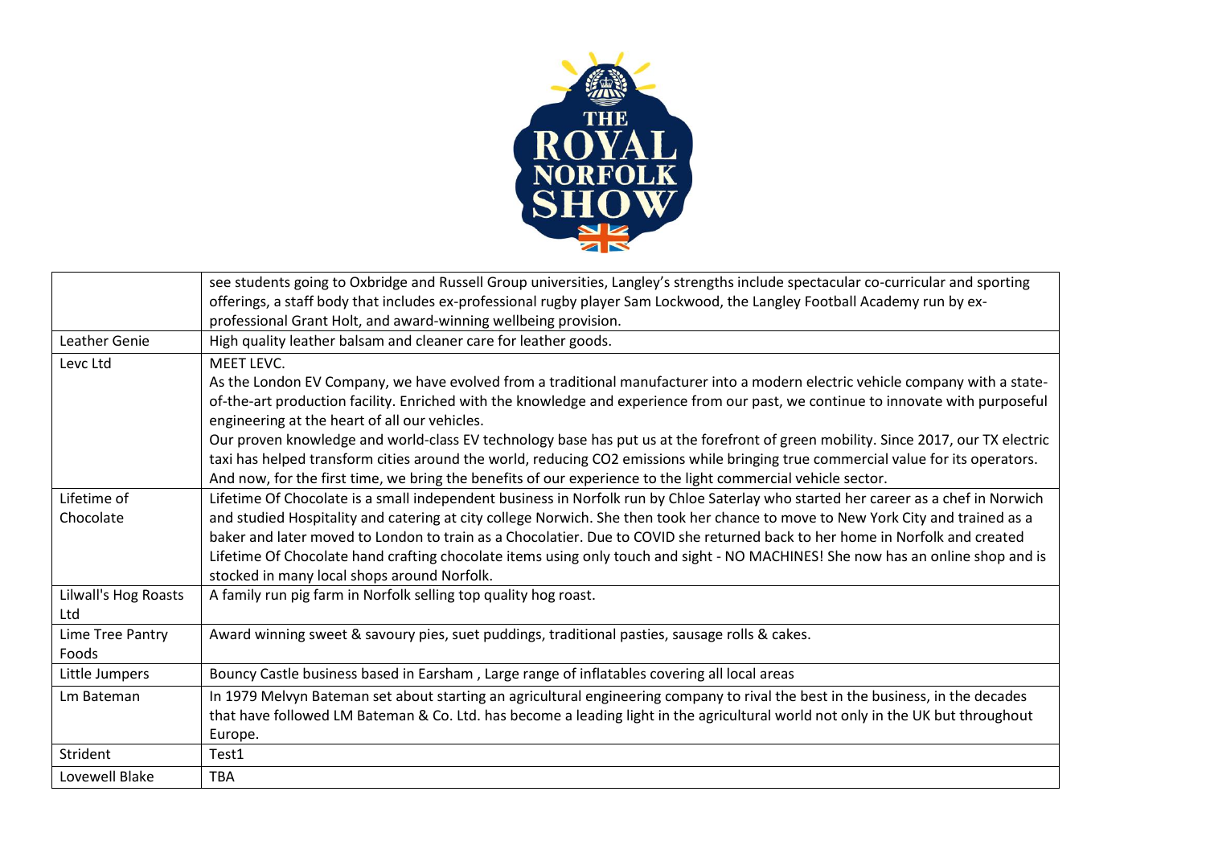| | |
|---|---|
| | see students going to Oxbridge and Russell Group universities, Langley's strengths include spectacular co-curricular and sporting offerings, a staff body that includes ex-professional rugby player Sam Lockwood, the Langley Football Academy run by ex-professional Grant Holt, and award-winning wellbeing provision. |
| Leather Genie | High quality leather balsam and cleaner care for leather goods. |
| Levc Ltd | MEET LEVC.<br>As the London EV Company, we have evolved from a traditional manufacturer into a modern electric vehicle company with a state-of-the-art production facility. Enriched with the knowledge and experience from our past, we continue to innovate with purposeful engineering at the heart of all our vehicles.<br>Our proven knowledge and world-class EV technology base has put us at the forefront of green mobility. Since 2017, our TX electric taxi has helped transform cities around the world, reducing CO2 emissions while bringing true commercial value for its operators. And now, for the first time, we bring the benefits of our experience to the light commercial vehicle sector. |
| Lifetime of Chocolate | Lifetime Of Chocolate is a small independent business in Norfolk run by Chloe Saterlay who started her career as a chef in Norwich and studied Hospitality and catering at city college Norwich. She then took her chance to move to New York City and trained as a baker and later moved to London to train as a Chocolatier. Due to COVID she returned back to her home in Norfolk and created Lifetime Of Chocolate hand crafting chocolate items using only touch and sight - NO MACHINES! She now has an online shop and is stocked in many local shops around Norfolk. |
| Lilwall's Hog Roasts Ltd | A family run pig farm in Norfolk selling top quality hog roast. |
| Lime Tree Pantry Foods | Award winning sweet & savoury pies, suet puddings, traditional pasties, sausage rolls & cakes. |
| Little Jumpers | Bouncy Castle business based in Earsham , Large range of inflatables covering all local areas |
| Lm Bateman | In 1979 Melvyn Bateman set about starting an agricultural engineering company to rival the best in the business, in the decades that have followed LM Bateman & Co. Ltd. has become a leading light in the agricultural world not only in the UK but throughout Europe. |
| Strident | Test1 |
| Lovewell Blake | TBA |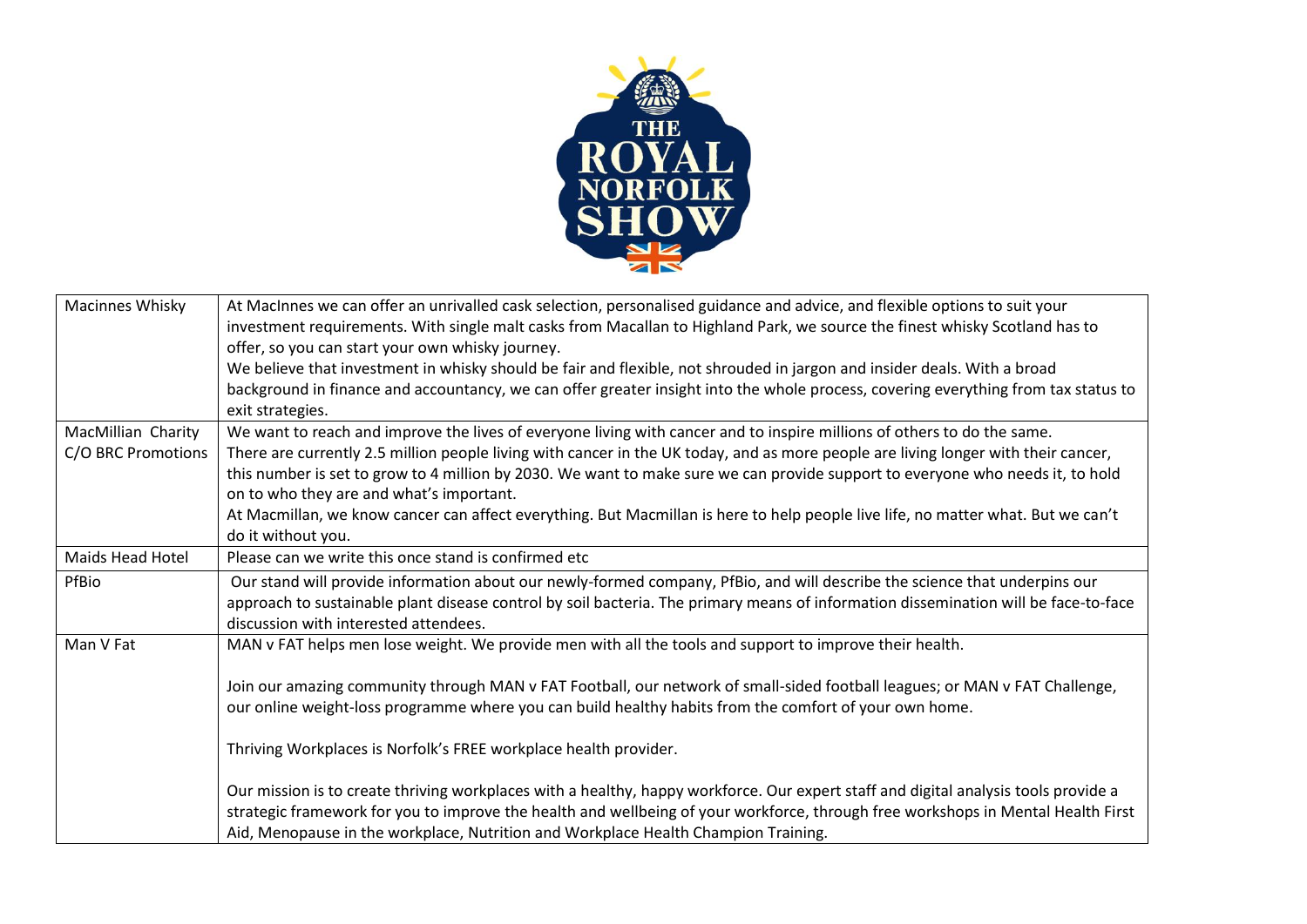| Macinnes Whisky | At MacInnes we can offer an unrivalled cask selection, personalised guidance and advice, and flexible options to suit your investment requirements. With single malt casks from Macallan to Highland Park, we source the finest whisky Scotland has to offer, so you can start your own whisky journey.<br>We believe that investment in whisky should be fair and flexible, not shrouded in jargon and insider deals. With a broad background in finance and accountancy, we can offer greater insight into the whole process, covering everything from tax status to exit strategies. |
|---|---|
| MacMillian Charity C/O BRC Promotions | We want to reach and improve the lives of everyone living with cancer and to inspire millions of others to do the same.<br>There are currently 2.5 million people living with cancer in the UK today, and as more people are living longer with their cancer, this number is set to grow to 4 million by 2030. We want to make sure we can provide support to everyone who needs it, to hold on to who they are and what's important.<br>At Macmillan, we know cancer can affect everything. But Macmillan is here to help people live life, no matter what. But we can't do it without you. |
| Maids Head Hotel | Please can we write this once stand is confirmed etc |
| PfBio | Our stand will provide information about our newly-formed company, PfBio, and will describe the science that underpins our approach to sustainable plant disease control by soil bacteria. The primary means of information dissemination will be face-to-face discussion with interested attendees. |
| Man V Fat | MAN v FAT helps men lose weight. We provide men with all the tools and support to improve their health.<br><br>Join our amazing community through MAN v FAT Football, our network of small-sided football leagues; or MAN v FAT Challenge, our online weight-loss programme where you can build healthy habits from the comfort of your own home.<br><br>Thriving Workplaces is Norfolk's FREE workplace health provider.<br><br>Our mission is to create thriving workplaces with a healthy, happy workforce. Our expert staff and digital analysis tools provide a strategic framework for you to improve the health and wellbeing of your workforce, through free workshops in Mental Health First Aid, Menopause in the workplace, Nutrition and Workplace Health Champion Training. |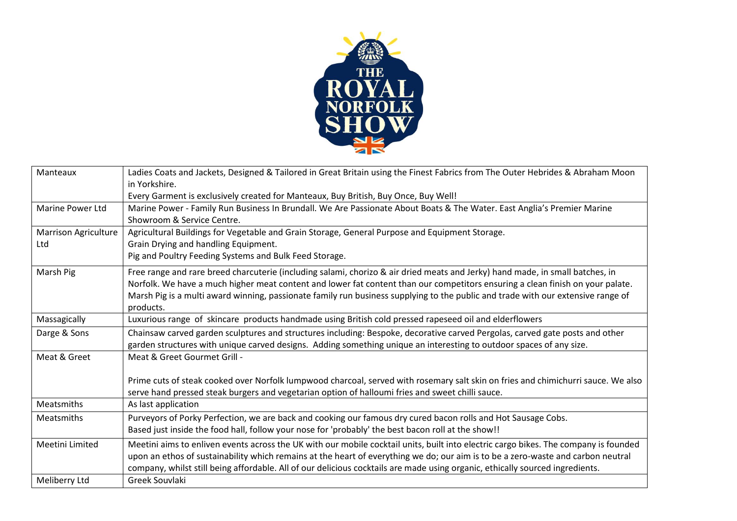| Manteaux | Ladies Coats and Jackets, Designed & Tailored in Great Britain using the Finest Fabrics from The Outer Hebrides & Abraham Moon in Yorkshire.<br>Every Garment is exclusively created for Manteaux, Buy British, Buy Once, Buy Well! |
|---|---|
| Marine Power Ltd | Marine Power - Family Run Business In Brundall. We Are Passionate About Boats & The Water. East Anglia's Premier Marine Showroom & Service Centre. |
| Marrison Agriculture Ltd | Agricultural Buildings for Vegetable and Grain Storage, General Purpose and Equipment Storage.<br>Grain Drying and handling Equipment.<br>Pig and Poultry Feeding Systems and Bulk Feed Storage. |
| Marsh Pig | Free range and rare breed charcuterie (including salami, chorizo & air dried meats and Jerky) hand made, in small batches, in Norfolk. We have a much higher meat content and lower fat content than our competitors ensuring a clean finish on your palate. Marsh Pig is a multi award winning, passionate family run business supplying to the public and trade with our extensive range of products. |
| Massagically | Luxurious range of skincare products handmade using British cold pressed rapeseed oil and elderflowers |
| Darge & Sons | Chainsaw carved garden sculptures and structures including: Bespoke, decorative carved Pergolas, carved gate posts and other garden structures with unique carved designs. Adding something unique an interesting to outdoor spaces of any size. |
| Meat & Greet | Meat & Greet Gourmet Grill -<br><br>Prime cuts of steak cooked over Norfolk lumpwood charcoal, served with rosemary salt skin on fries and chimichurri sauce. We also serve hand pressed steak burgers and vegetarian option of halloumi fries and sweet chilli sauce. |
| Meatsmiths | As last application |
| Meatsmiths | Purveyors of Porky Perfection, we are back and cooking our famous dry cured bacon rolls and Hot Sausage Cobs.<br>Based just inside the food hall, follow your nose for 'probably' the best bacon roll at the show!! |
| Meetini Limited | Meetini aims to enliven events across the UK with our mobile cocktail units, built into electric cargo bikes. The company is founded upon an ethos of sustainability which remains at the heart of everything we do; our aim is to be a zero-waste and carbon neutral company, whilst still being affordable. All of our delicious cocktails are made using organic, ethically sourced ingredients. |
| Meliberry Ltd | Greek Souvlaki |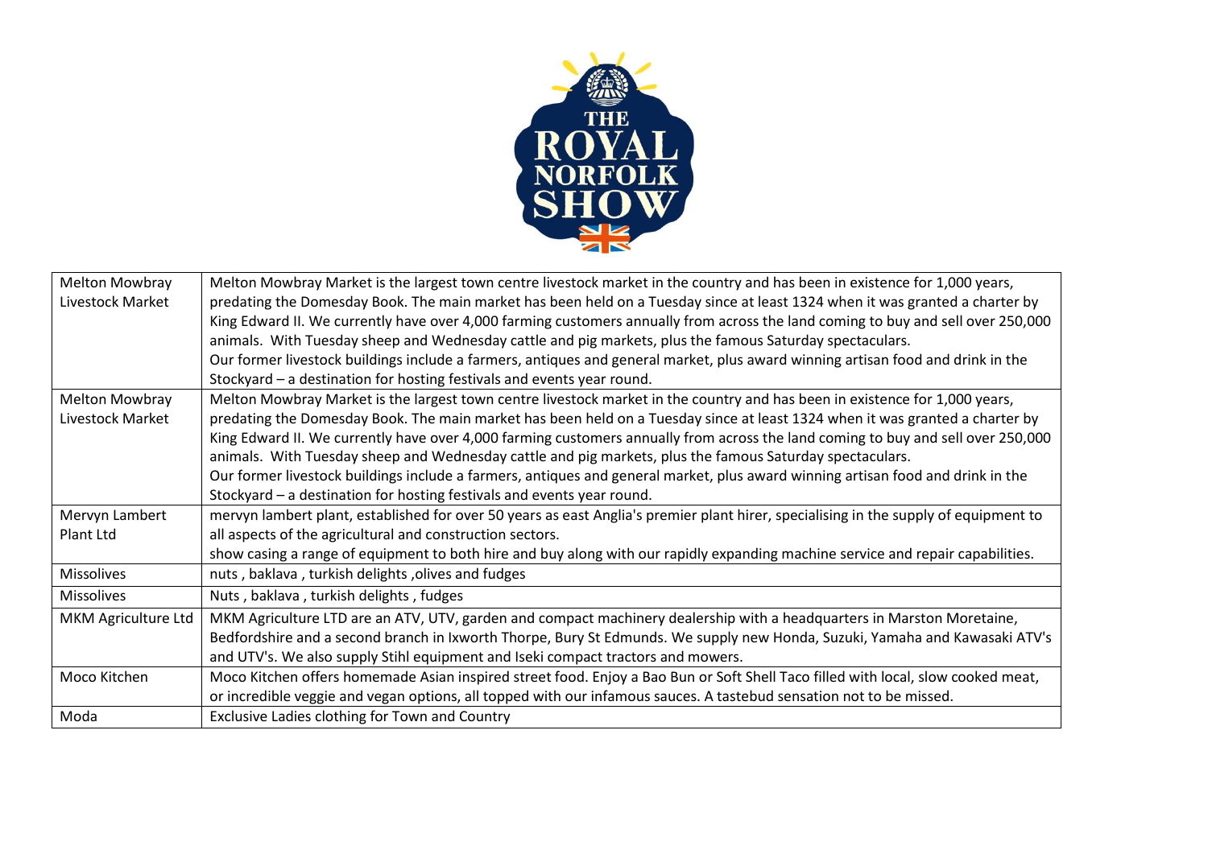| Melton Mowbray Livestock Market | Melton Mowbray Market is the largest town centre livestock market in the country and has been in existence for 1,000 years, predating the Domesday Book. The main market has been held on a Tuesday since at least 1324 when it was granted a charter by King Edward II. We currently have over 4,000 farming customers annually from across the land coming to buy and sell over 250,000 animals. With Tuesday sheep and Wednesday cattle and pig markets, plus the famous Saturday spectaculars.<br>Our former livestock buildings include a farmers, antiques and general market, plus award winning artisan food and drink in the Stockyard – a destination for hosting festivals and events year round. |
|---|---|
| Melton Mowbray Livestock Market | Melton Mowbray Market is the largest town centre livestock market in the country and has been in existence for 1,000 years, predating the Domesday Book. The main market has been held on a Tuesday since at least 1324 when it was granted a charter by King Edward II. We currently have over 4,000 farming customers annually from across the land coming to buy and sell over 250,000 animals. With Tuesday sheep and Wednesday cattle and pig markets, plus the famous Saturday spectaculars.<br>Our former livestock buildings include a farmers, antiques and general market, plus award winning artisan food and drink in the Stockyard – a destination for hosting festivals and events year round. |
| Mervyn Lambert Plant Ltd | mervyn lambert plant, established for over 50 years as east Anglia's premier plant hirer, specialising in the supply of equipment to all aspects of the agricultural and construction sectors.<br>show casing a range of equipment to both hire and buy along with our rapidly expanding machine service and repair capabilities. |
| Missolives | nuts , baklava , turkish delights ,olives and fudges |
| Missolives | Nuts , baklava , turkish delights , fudges |
| MKM Agriculture Ltd | MKM Agriculture LTD are an ATV, UTV, garden and compact machinery dealership with a headquarters in Marston Moretaine, Bedfordshire and a second branch in Ixworth Thorpe, Bury St Edmunds. We supply new Honda, Suzuki, Yamaha and Kawasaki ATV's and UTV's. We also supply Stihl equipment and Iseki compact tractors and mowers. |
| Moco Kitchen | Moco Kitchen offers homemade Asian inspired street food. Enjoy a Bao Bun or Soft Shell Taco filled with local, slow cooked meat, or incredible veggie and vegan options, all topped with our infamous sauces. A tastebud sensation not to be missed. |
| Moda | Exclusive Ladies clothing for Town and Country |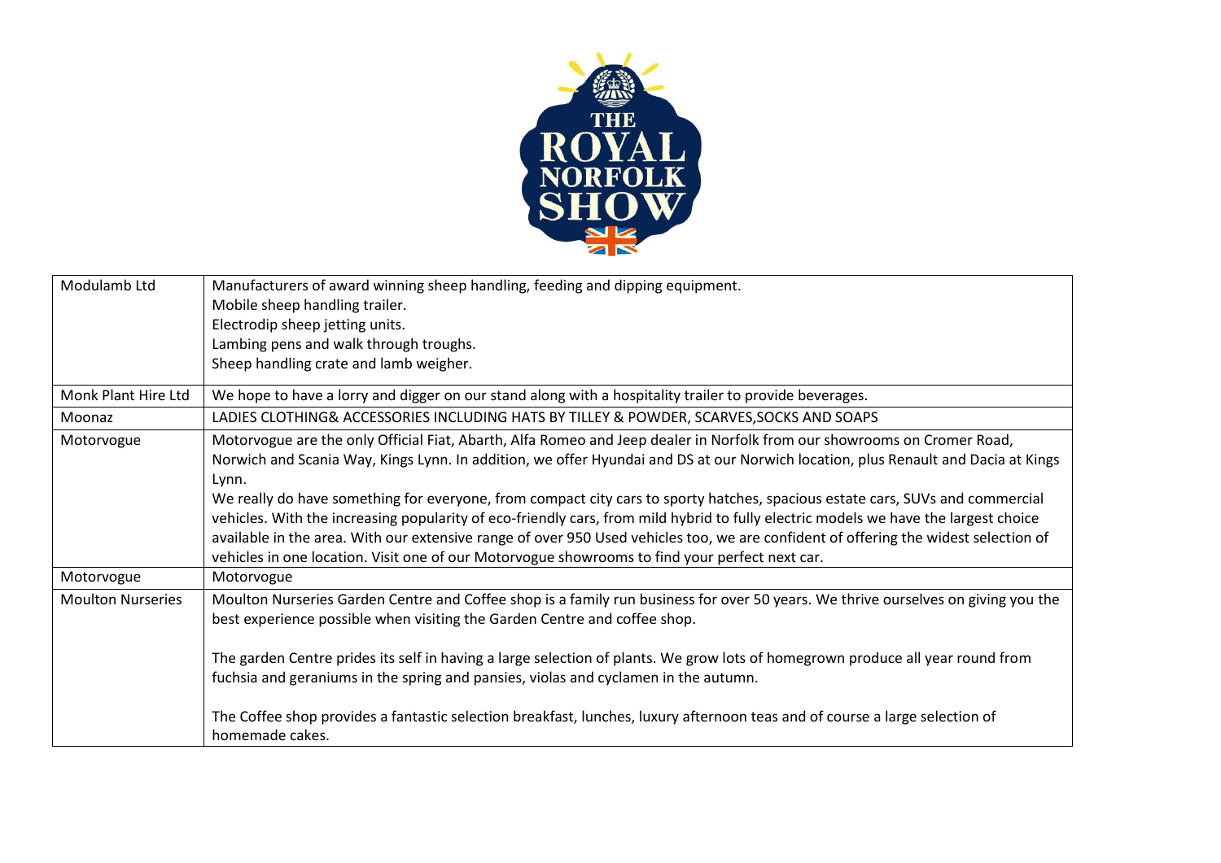| Modulamb Ltd | Manufacturers of award winning sheep handling, feeding and dipping equipment.<br>Mobile sheep handling trailer.<br>Electrodip sheep jetting units.<br>Lambing pens and walk through troughs.<br>Sheep handling crate and lamb weigher. |
|---|---|
| Monk Plant Hire Ltd | We hope to have a lorry and digger on our stand along with a hospitality trailer to provide beverages. |
| Moonaz | LADIES CLOTHING& ACCESSORIES INCLUDING HATS BY TILLEY & POWDER, SCARVES,SOCKS AND SOAPS |
| Motorvogue | Motorvogue are the only Official Fiat, Abarth, Alfa Romeo and Jeep dealer in Norfolk from our showrooms on Cromer Road, Norwich and Scania Way, Kings Lynn. In addition, we offer Hyundai and DS at our Norwich location, plus Renault and Dacia at Kings Lynn.<br>We really do have something for everyone, from compact city cars to sporty hatches, spacious estate cars, SUVs and commercial vehicles. With the increasing popularity of eco-friendly cars, from mild hybrid to fully electric models we have the largest choice available in the area. With our extensive range of over 950 Used vehicles too, we are confident of offering the widest selection of vehicles in one location. Visit one of our Motorvogue showrooms to find your perfect next car. |
| Motorvogue | Motorvogue |
| Moulton Nurseries | Moulton Nurseries Garden Centre and Coffee shop is a family run business for over 50 years. We thrive ourselves on giving you the best experience possible when visiting the Garden Centre and coffee shop.<br><br>The garden Centre prides its self in having a large selection of plants. We grow lots of homegrown produce all year round from fuchsia and geraniums in the spring and pansies, violas and cyclamen in the autumn.<br><br>The Coffee shop provides a fantastic selection breakfast, lunches, luxury afternoon teas and of course a large selection of homemade cakes. |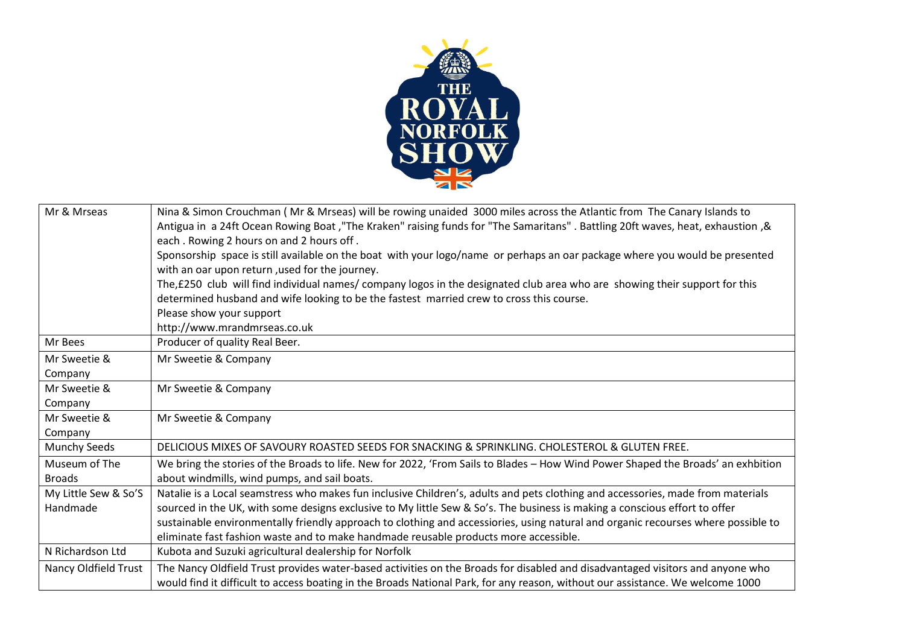| Mr & Mrseas | Nina & Simon Crouchman ( Mr & Mrseas) will be rowing unaided 3000 miles across the Atlantic from The Canary Islands to Antigua in a 24ft Ocean Rowing Boat ,"The Kraken" raising funds for "The Samaritans" . Battling 20ft waves, heat, exhaustion ,& each . Rowing 2 hours on and 2 hours off .<br>Sponsorship space is still available on the boat with your logo/name or perhaps an oar package where you would be presented with an oar upon return ,used for the journey.<br>The,£250 club will find individual names/ company logos in the designated club area who are showing their support for this determined husband and wife looking to be the fastest married crew to cross this course.<br>Please show your support<br>http://www.mrandmrseas.co.uk |
|---|---|
| Mr Bees | Producer of quality Real Beer. |
| Mr Sweetie & Company | Mr Sweetie & Company |
| Mr Sweetie & Company | Mr Sweetie & Company |
| Mr Sweetie & Company | Mr Sweetie & Company |
| Munchy Seeds | DELICIOUS MIXES OF SAVOURY ROASTED SEEDS FOR SNACKING & SPRINKLING. CHOLESTEROL & GLUTEN FREE. |
| Museum of The Broads | We bring the stories of the Broads to life. New for 2022, 'From Sails to Blades – How Wind Power Shaped the Broads' an exhbition about windmills, wind pumps, and sail boats. |
| My Little Sew & So'S Handmade | Natalie is a Local seamstress who makes fun inclusive Children's, adults and pets clothing and accessories, made from materials sourced in the UK, with some designs exclusive to My little Sew & So's. The business is making a conscious effort to offer sustainable environmentally friendly approach to clothing and accessiories, using natural and organic recourses where possible to eliminate fast fashion waste and to make handmade reusable products more accessible. |
| N Richardson Ltd | Kubota and Suzuki agricultural dealership for Norfolk |
| Nancy Oldfield Trust | The Nancy Oldfield Trust provides water-based activities on the Broads for disabled and disadvantaged visitors and anyone who would find it difficult to access boating in the Broads National Park, for any reason, without our assistance. We welcome 1000 |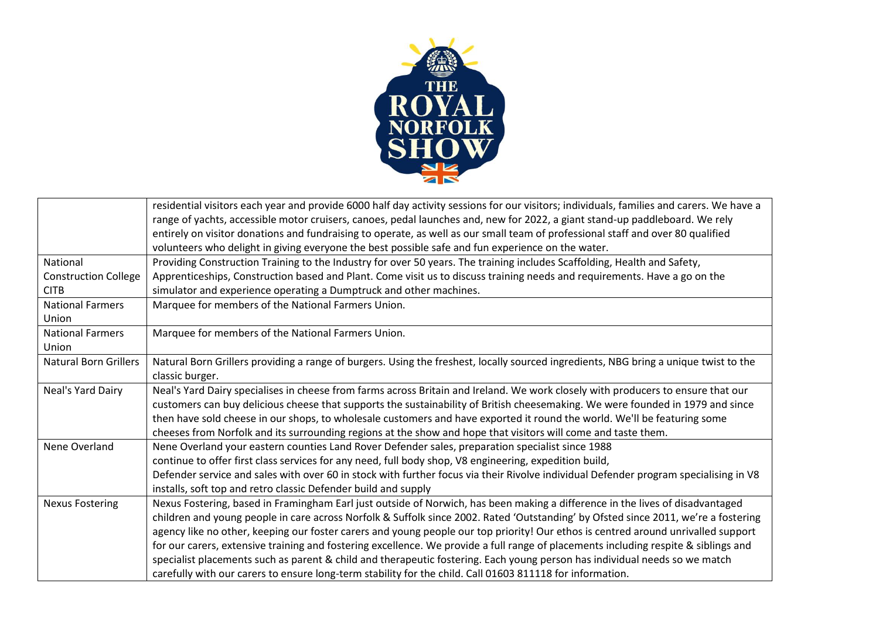| | |
|---|---|
| | residential visitors each year and provide 6000 half day activity sessions for our visitors; individuals, families and carers. We have a range of yachts, accessible motor cruisers, canoes, pedal launches and, new for 2022, a giant stand-up paddleboard. We rely entirely on visitor donations and fundraising to operate, as well as our small team of professional staff and over 80 qualified volunteers who delight in giving everyone the best possible safe and fun experience on the water. |
| National Construction College CITB | Providing Construction Training to the Industry for over 50 years. The training includes Scaffolding, Health and Safety, Apprenticeships, Construction based and Plant. Come visit us to discuss training needs and requirements. Have a go on the simulator and experience operating a Dumptruck and other machines. |
| National Farmers Union | Marquee for members of the National Farmers Union. |
| National Farmers Union | Marquee for members of the National Farmers Union. |
| Natural Born Grillers | Natural Born Grillers providing a range of burgers. Using the freshest, locally sourced ingredients, NBG bring a unique twist to the classic burger. |
| Neal's Yard Dairy | Neal's Yard Dairy specialises in cheese from farms across Britain and Ireland. We work closely with producers to ensure that our customers can buy delicious cheese that supports the sustainability of British cheesemaking. We were founded in 1979 and since then have sold cheese in our shops, to wholesale customers and have exported it round the world. We'll be featuring some cheeses from Norfolk and its surrounding regions at the show and hope that visitors will come and taste them. |
| Nene Overland | Nene Overland your eastern counties Land Rover Defender sales, preparation specialist since 1988 continue to offer first class services for any need, full body shop, V8 engineering, expedition build, Defender service and sales with over 60 in stock with further focus via their Rivolve individual Defender program specialising in V8 installs, soft top and retro classic Defender build and supply |
| Nexus Fostering | Nexus Fostering, based in Framingham Earl just outside of Norwich, has been making a difference in the lives of disadvantaged children and young people in care across Norfolk & Suffolk since 2002. Rated 'Outstanding' by Ofsted since 2011, we're a fostering agency like no other, keeping our foster carers and young people our top priority! Our ethos is centred around unrivalled support for our carers, extensive training and fostering excellence. We provide a full range of placements including respite & siblings and specialist placements such as parent & child and therapeutic fostering. Each young person has individual needs so we match carefully with our carers to ensure long-term stability for the child. Call 01603 811118 for information. |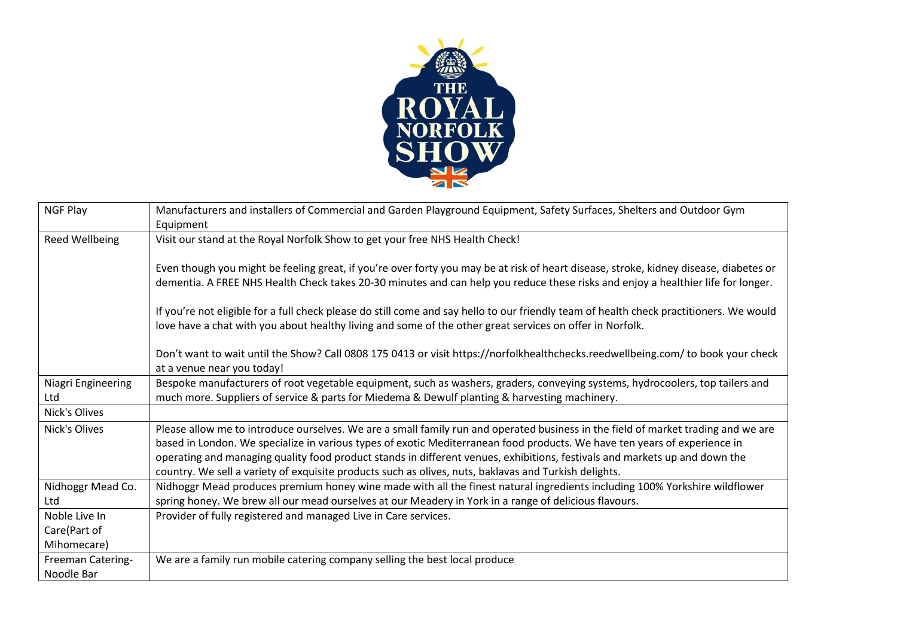| NGF Play | Manufacturers and installers of Commercial and Garden Playground Equipment, Safety Surfaces, Shelters and Outdoor Gym Equipment |
|---|---|
| Reed Wellbeing | Visit our stand at the Royal Norfolk Show to get your free NHS Health Check!<br><br>Even though you might be feeling great, if you're over forty you may be at risk of heart disease, stroke, kidney disease, diabetes or dementia. A FREE NHS Health Check takes 20-30 minutes and can help you reduce these risks and enjoy a healthier life for longer.<br><br>If you're not eligible for a full check please do still come and say hello to our friendly team of health check practitioners. We would love have a chat with you about healthy living and some of the other great services on offer in Norfolk.<br><br>Don't want to wait until the Show? Call 0808 175 0413 or visit https://norfolkhealthchecks.reedwellbeing.com/ to book your check at a venue near you today! |
| Niagri Engineering Ltd | Bespoke manufacturers of root vegetable equipment, such as washers, graders, conveying systems, hydrocoolers, top tailers and much more. Suppliers of service & parts for Miedema & Dewulf planting & harvesting machinery. |
| Nick's Olives | |
| Nick's Olives | Please allow me to introduce ourselves. We are a small family run and operated business in the field of market trading and we are based in London. We specialize in various types of exotic Mediterranean food products. We have ten years of experience in operating and managing quality food product stands in different venues, exhibitions, festivals and markets up and down the country. We sell a variety of exquisite products such as olives, nuts, baklavas and Turkish delights. |
| Nidhoggr Mead Co. Ltd | Nidhoggr Mead produces premium honey wine made with all the finest natural ingredients including 100% Yorkshire wildflower spring honey. We brew all our mead ourselves at our Meadery in York in a range of delicious flavours. |
| Noble Live In Care(Part of Mihomecare) | Provider of fully registered and managed Live in Care services. |
| Freeman Catering-Noodle Bar | We are a family run mobile catering company selling the best local produce |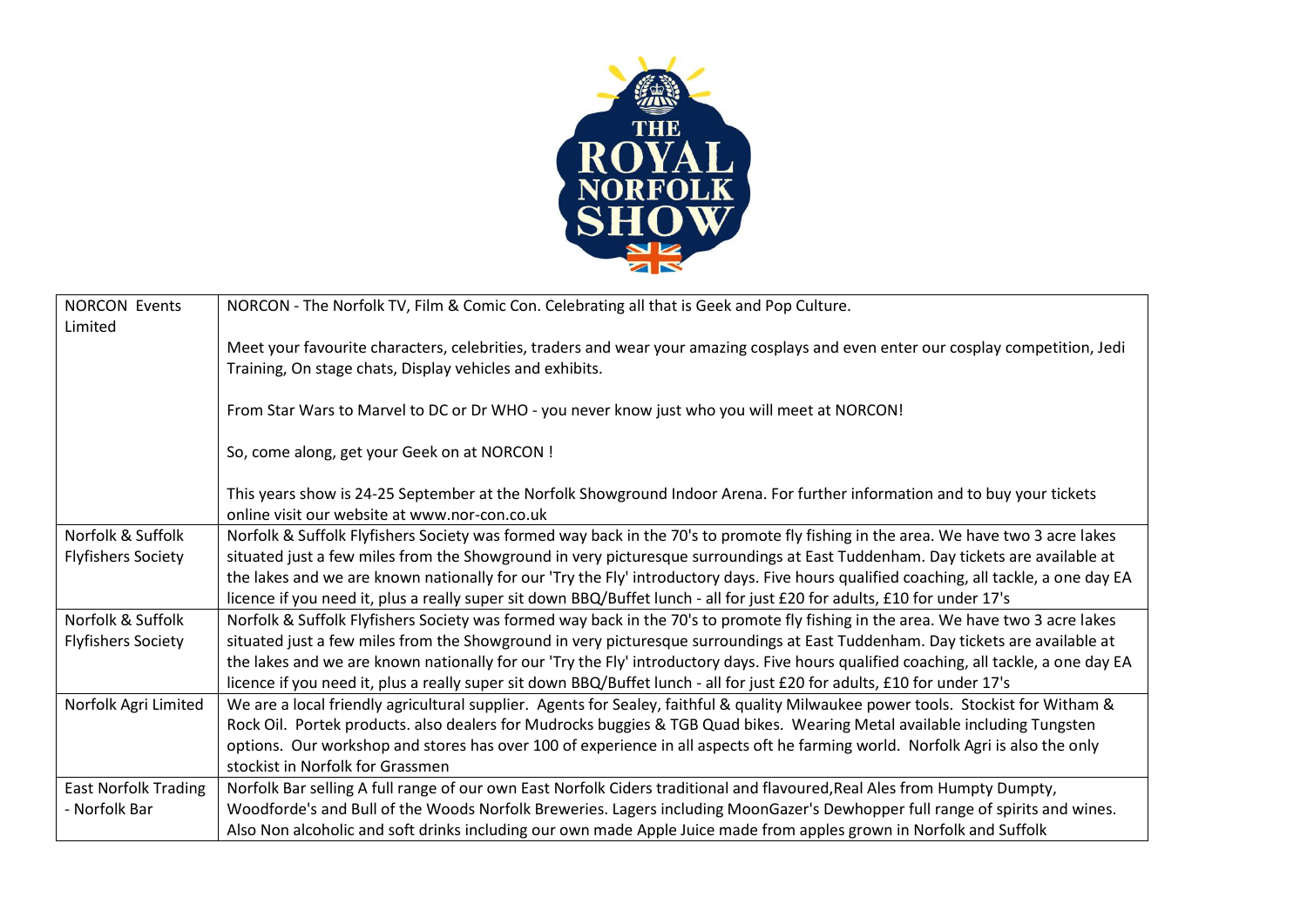| | |
|---|---|
| NORCON Events Limited | NORCON - The Norfolk TV, Film & Comic Con. Celebrating all that is Geek and Pop Culture.<br><br>Meet your favourite characters, celebrities, traders and wear your amazing cosplays and even enter our cosplay competition, Jedi Training, On stage chats, Display vehicles and exhibits.<br><br>From Star Wars to Marvel to DC or Dr WHO - you never know just who you will meet at NORCON!<br><br>So, come along, get your Geek on at NORCON !<br><br>This years show is 24-25 September at the Norfolk Showground Indoor Arena. For further information and to buy your tickets online visit our website at www.nor-con.co.uk |
| Norfolk & Suffolk Flyfishers Society | Norfolk & Suffolk Flyfishers Society was formed way back in the 70's to promote fly fishing in the area. We have two 3 acre lakes situated just a few miles from the Showground in very picturesque surroundings at East Tuddenham. Day tickets are available at the lakes and we are known nationally for our 'Try the Fly' introductory days. Five hours qualified coaching, all tackle, a one day EA licence if you need it, plus a really super sit down BBQ/Buffet lunch - all for just £20 for adults, £10 for under 17's |
| Norfolk & Suffolk Flyfishers Society | Norfolk & Suffolk Flyfishers Society was formed way back in the 70's to promote fly fishing in the area. We have two 3 acre lakes situated just a few miles from the Showground in very picturesque surroundings at East Tuddenham. Day tickets are available at the lakes and we are known nationally for our 'Try the Fly' introductory days. Five hours qualified coaching, all tackle, a one day EA licence if you need it, plus a really super sit down BBQ/Buffet lunch - all for just £20 for adults, £10 for under 17's |
| Norfolk Agri Limited | We are a local friendly agricultural supplier. Agents for Sealey, faithful & quality Milwaukee power tools. Stockist for Witham & Rock Oil. Portek products. also dealers for Mudrocks buggies & TGB Quad bikes. Wearing Metal available including Tungsten options. Our workshop and stores has over 100 of experience in all aspects oft he farming world. Norfolk Agri is also the only stockist in Norfolk for Grassmen |
| East Norfolk Trading - Norfolk Bar | Norfolk Bar selling A full range of our own East Norfolk Ciders traditional and flavoured,Real Ales from Humpty Dumpty, Woodforde's and Bull of the Woods Norfolk Breweries. Lagers including MoonGazer's Dewhopper full range of spirits and wines. Also Non alcoholic and soft drinks including our own made Apple Juice made from apples grown in Norfolk and Suffolk |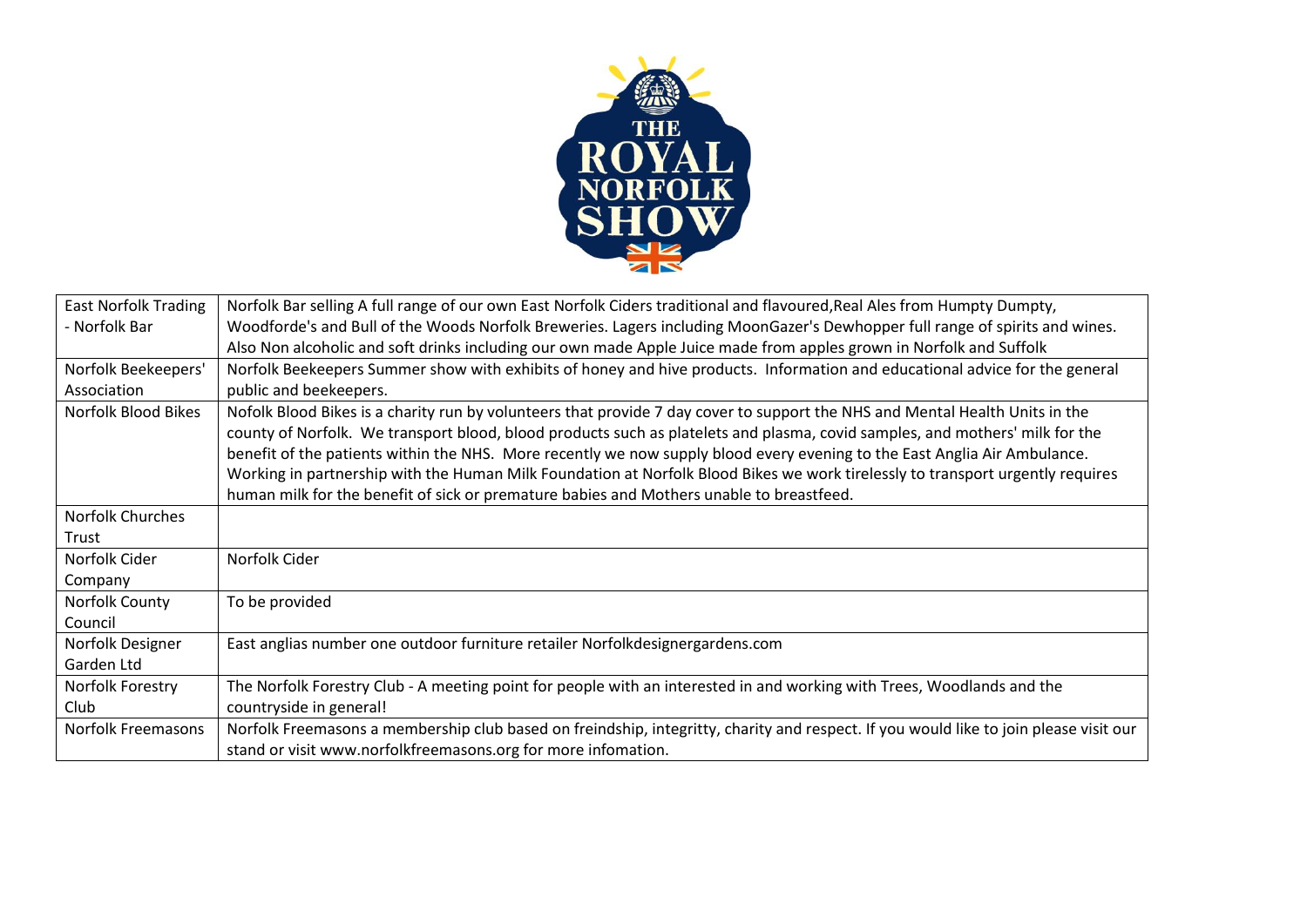| East Norfolk Trading - Norfolk Bar | Norfolk Bar selling A full range of our own East Norfolk Ciders traditional and flavoured,Real Ales from Humpty Dumpty, Woodforde's and Bull of the Woods Norfolk Breweries. Lagers including MoonGazer's Dewhopper full range of spirits and wines. Also Non alcoholic and soft drinks including our own made Apple Juice made from apples grown in Norfolk and Suffolk |
|---|---|
| Norfolk Beekeepers' Association | Norfolk Beekeepers Summer show with exhibits of honey and hive products. Information and educational advice for the general public and beekeepers. |
| Norfolk Blood Bikes | Nofolk Blood Bikes is a charity run by volunteers that provide 7 day cover to support the NHS and Mental Health Units in the county of Norfolk. We transport blood, blood products such as platelets and plasma, covid samples, and mothers' milk for the benefit of the patients within the NHS. More recently we now supply blood every evening to the East Anglia Air Ambulance. Working in partnership with the Human Milk Foundation at Norfolk Blood Bikes we work tirelessly to transport urgently requires human milk for the benefit of sick or premature babies and Mothers unable to breastfeed. |
| Norfolk Churches Trust | |
| Norfolk Cider Company | Norfolk Cider |
| Norfolk County Council | To be provided |
| Norfolk Designer Garden Ltd | East anglias number one outdoor furniture retailer Norfolkdesignergardens.com |
| Norfolk Forestry Club | The Norfolk Forestry Club - A meeting point for people with an interested in and working with Trees, Woodlands and the countryside in general! |
| Norfolk Freemasons | Norfolk Freemasons a membership club based on freindship, integritty, charity and respect. If you would like to join please visit our stand or visit www.norfolkfreemasons.org for more infomation. |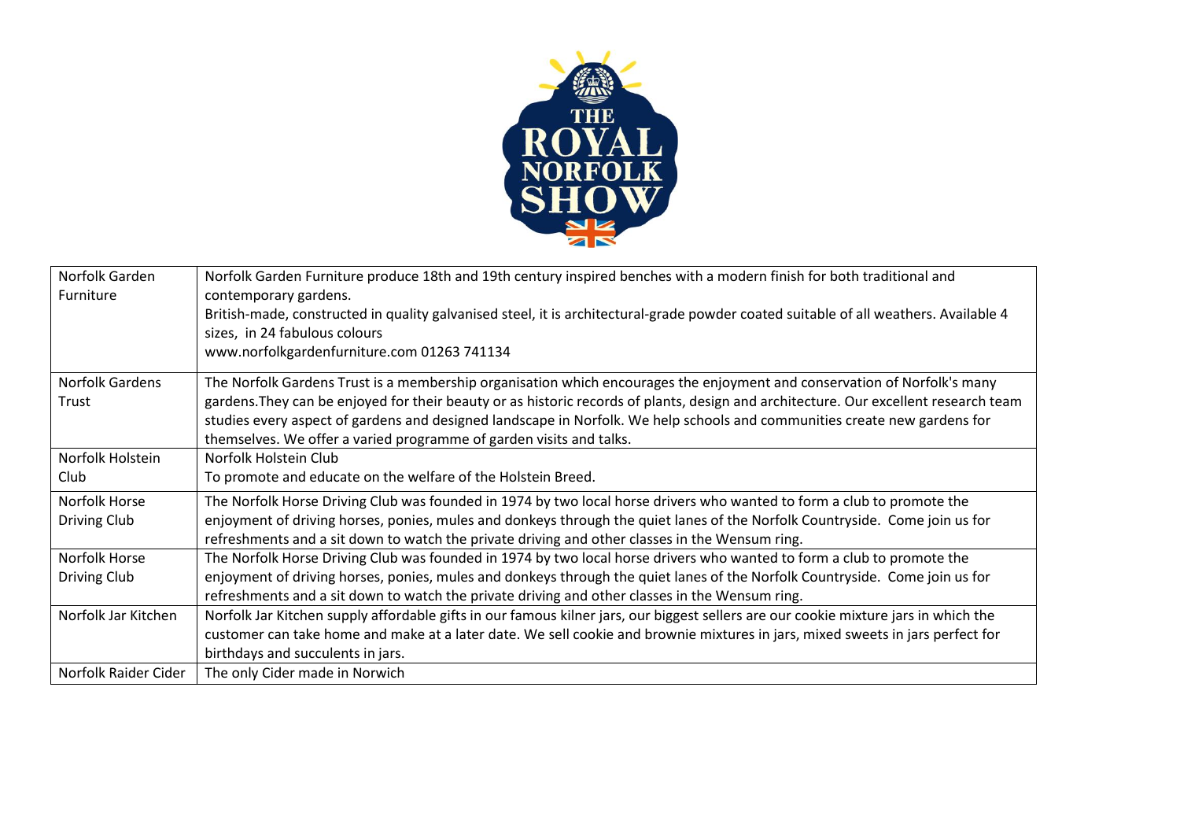| Norfolk Garden Furniture | Norfolk Garden Furniture produce 18th and 19th century inspired benches with a modern finish for both traditional and contemporary gardens.<br>British-made, constructed in quality galvanised steel, it is architectural-grade powder coated suitable of all weathers. Available 4 sizes, in 24 fabulous colours<br>www.norfolkgardenfurniture.com 01263 741134 |
|---|---|
| Norfolk Gardens Trust | The Norfolk Gardens Trust is a membership organisation which encourages the enjoyment and conservation of Norfolk's many gardens.They can be enjoyed for their beauty or as historic records of plants, design and architecture. Our excellent research team studies every aspect of gardens and designed landscape in Norfolk. We help schools and communities create new gardens for themselves. We offer a varied programme of garden visits and talks. |
| Norfolk Holstein Club | Norfolk Holstein Club<br>To promote and educate on the welfare of the Holstein Breed. |
| Norfolk Horse Driving Club | The Norfolk Horse Driving Club was founded in 1974 by two local horse drivers who wanted to form a club to promote the enjoyment of driving horses, ponies, mules and donkeys through the quiet lanes of the Norfolk Countryside. Come join us for refreshments and a sit down to watch the private driving and other classes in the Wensum ring. |
| Norfolk Horse Driving Club | The Norfolk Horse Driving Club was founded in 1974 by two local horse drivers who wanted to form a club to promote the enjoyment of driving horses, ponies, mules and donkeys through the quiet lanes of the Norfolk Countryside. Come join us for refreshments and a sit down to watch the private driving and other classes in the Wensum ring. |
| Norfolk Jar Kitchen | Norfolk Jar Kitchen supply affordable gifts in our famous kilner jars, our biggest sellers are our cookie mixture jars in which the customer can take home and make at a later date. We sell cookie and brownie mixtures in jars, mixed sweets in jars perfect for birthdays and succulents in jars. |
| Norfolk Raider Cider | The only Cider made in Norwich |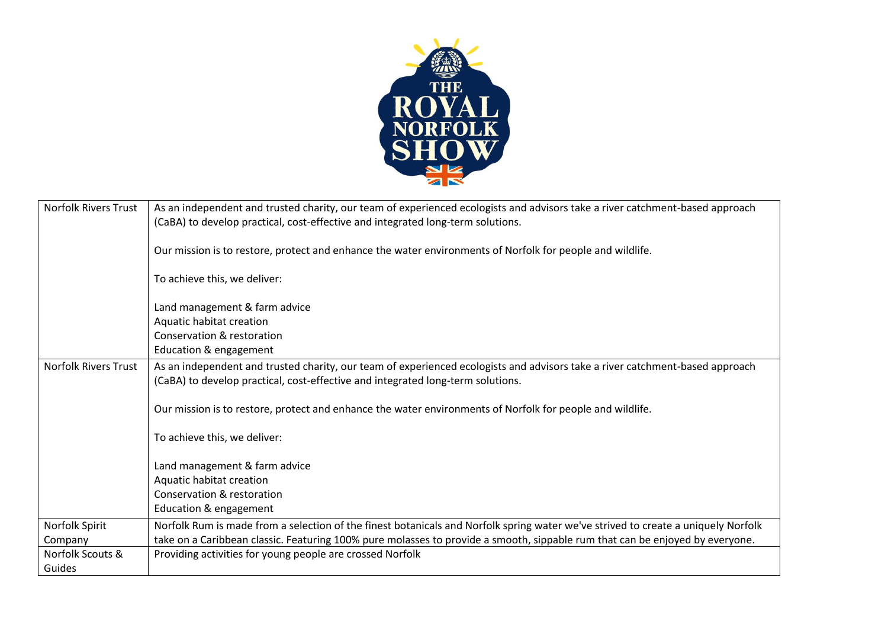| | |
|---|---|
| Norfolk Rivers Trust | As an independent and trusted charity, our team of experienced ecologists and advisors take a river catchment-based approach (CaBA) to develop practical, cost-effective and integrated long-term solutions.<br><br>Our mission is to restore, protect and enhance the water environments of Norfolk for people and wildlife.<br><br>To achieve this, we deliver:<br><br>Land management & farm advice<br>Aquatic habitat creation<br>Conservation & restoration<br>Education & engagement |
| Norfolk Rivers Trust | As an independent and trusted charity, our team of experienced ecologists and advisors take a river catchment-based approach (CaBA) to develop practical, cost-effective and integrated long-term solutions.<br><br>Our mission is to restore, protect and enhance the water environments of Norfolk for people and wildlife.<br><br>To achieve this, we deliver:<br><br>Land management & farm advice<br>Aquatic habitat creation<br>Conservation & restoration<br>Education & engagement |
| Norfolk Spirit Company | Norfolk Rum is made from a selection of the finest botanicals and Norfolk spring water we've strived to create a uniquely Norfolk take on a Caribbean classic. Featuring 100% pure molasses to provide a smooth, sippable rum that can be enjoyed by everyone. |
| Norfolk Scouts & Guides | Providing activities for young people are crossed Norfolk |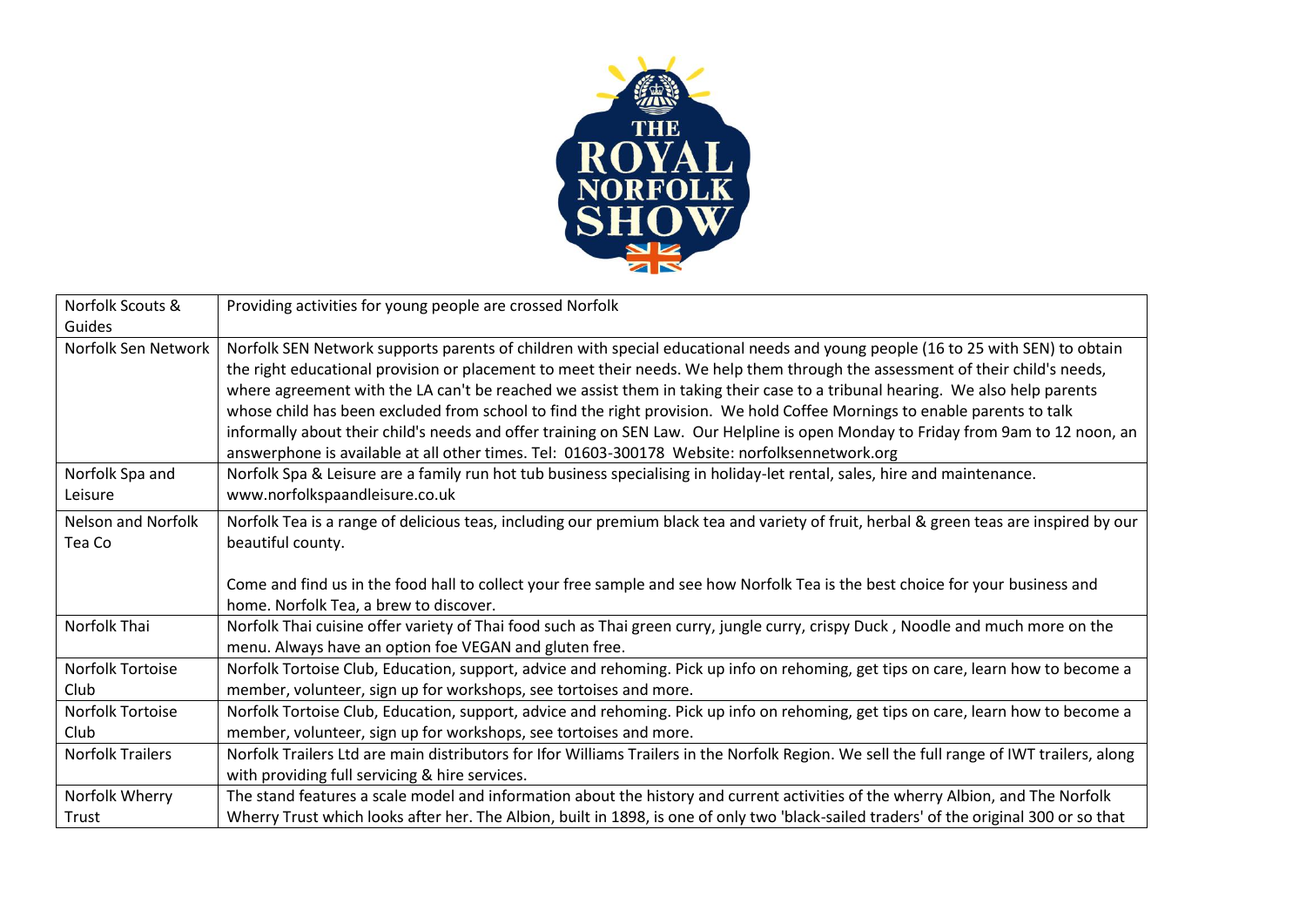| | |
|---|---|
| Norfolk Scouts & Guides | Providing activities for young people are crossed Norfolk |
| Norfolk Sen Network | Norfolk SEN Network supports parents of children with special educational needs and young people (16 to 25 with SEN) to obtain the right educational provision or placement to meet their needs. We help them through the assessment of their child's needs, where agreement with the LA can't be reached we assist them in taking their case to a tribunal hearing. We also help parents whose child has been excluded from school to find the right provision. We hold Coffee Mornings to enable parents to talk informally about their child's needs and offer training on SEN Law. Our Helpline is open Monday to Friday from 9am to 12 noon, an answerphone is available at all other times. Tel: 01603-300178 Website: norfolksennetwork.org |
| Norfolk Spa and Leisure | Norfolk Spa & Leisure are a family run hot tub business specialising in holiday-let rental, sales, hire and maintenance. www.norfolkspaandleisure.co.uk |
| Nelson and Norfolk Tea Co | Norfolk Tea is a range of delicious teas, including our premium black tea and variety of fruit, herbal & green teas are inspired by our beautiful county.<br><br>Come and find us in the food hall to collect your free sample and see how Norfolk Tea is the best choice for your business and home. Norfolk Tea, a brew to discover. |
| Norfolk Thai | Norfolk Thai cuisine offer variety of Thai food such as Thai green curry, jungle curry, crispy Duck , Noodle and much more on the menu. Always have an option foe VEGAN and gluten free. |
| Norfolk Tortoise Club | Norfolk Tortoise Club, Education, support, advice and rehoming. Pick up info on rehoming, get tips on care, learn how to become a member, volunteer, sign up for workshops, see tortoises and more. |
| Norfolk Tortoise Club | Norfolk Tortoise Club, Education, support, advice and rehoming. Pick up info on rehoming, get tips on care, learn how to become a member, volunteer, sign up for workshops, see tortoises and more. |
| Norfolk Trailers | Norfolk Trailers Ltd are main distributors for Ifor Williams Trailers in the Norfolk Region. We sell the full range of IWT trailers, along with providing full servicing & hire services. |
| Norfolk Wherry Trust | The stand features a scale model and information about the history and current activities of the wherry Albion, and The Norfolk Wherry Trust which looks after her. The Albion, built in 1898, is one of only two 'black-sailed traders' of the original 300 or so that |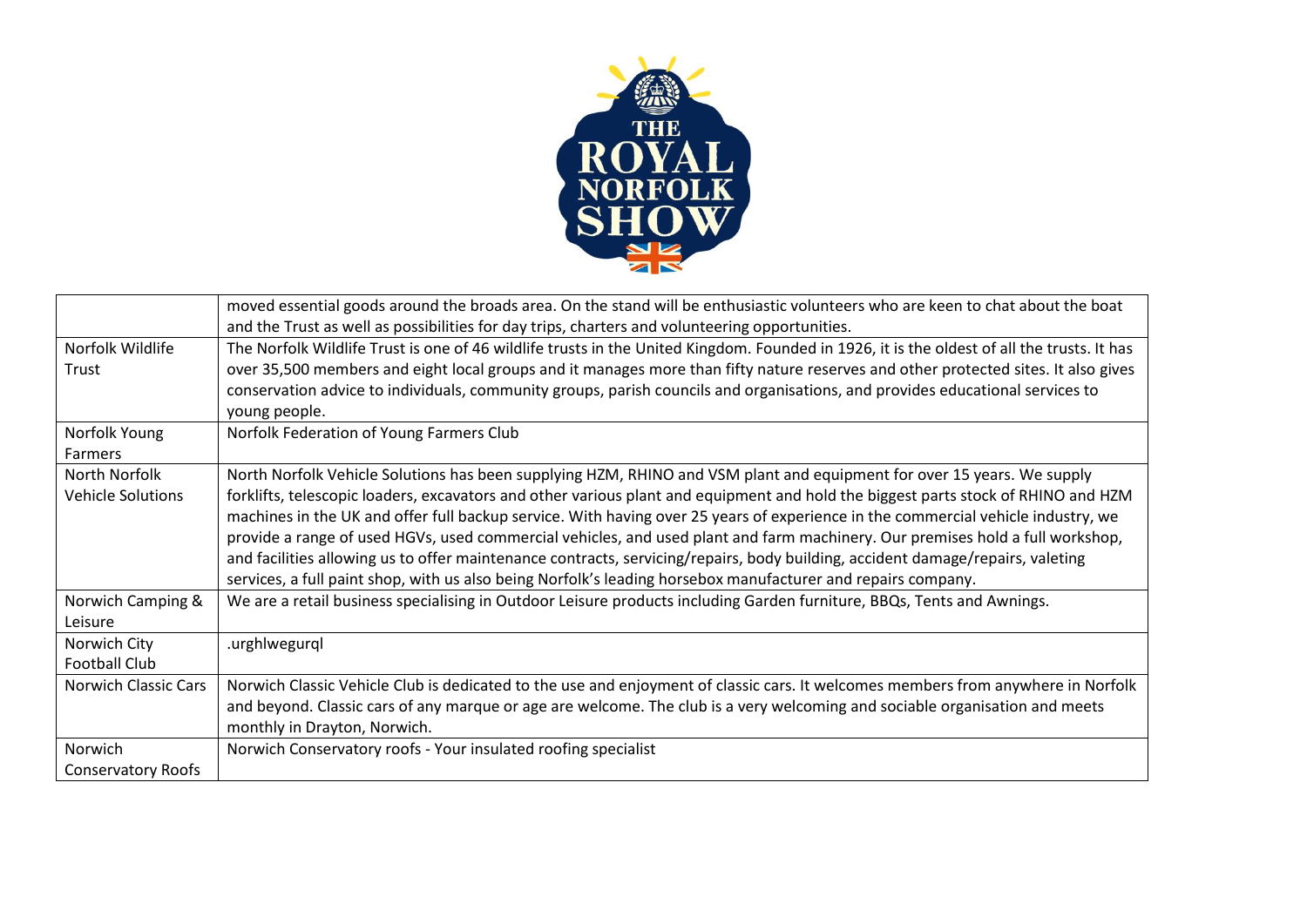| | |
|---|---|
| | moved essential goods around the broads area. On the stand will be enthusiastic volunteers who are keen to chat about the boat and the Trust as well as possibilities for day trips, charters and volunteering opportunities. |
| Norfolk Wildlife Trust | The Norfolk Wildlife Trust is one of 46 wildlife trusts in the United Kingdom. Founded in 1926, it is the oldest of all the trusts. It has over 35,500 members and eight local groups and it manages more than fifty nature reserves and other protected sites. It also gives conservation advice to individuals, community groups, parish councils and organisations, and provides educational services to young people. |
| Norfolk Young Farmers | Norfolk Federation of Young Farmers Club |
| North Norfolk Vehicle Solutions | North Norfolk Vehicle Solutions has been supplying HZM, RHINO and VSM plant and equipment for over 15 years. We supply forklifts, telescopic loaders, excavators and other various plant and equipment and hold the biggest parts stock of RHINO and HZM machines in the UK and offer full backup service. With having over 25 years of experience in the commercial vehicle industry, we provide a range of used HGVs, used commercial vehicles, and used plant and farm machinery. Our premises hold a full workshop, and facilities allowing us to offer maintenance contracts, servicing/repairs, body building, accident damage/repairs, valeting services, a full paint shop, with us also being Norfolk's leading horsebox manufacturer and repairs company. |
| Norwich Camping & Leisure | We are a retail business specialising in Outdoor Leisure products including Garden furniture, BBQs, Tents and Awnings. |
| Norwich City Football Club | .urghlwegurql |
| Norwich Classic Cars | Norwich Classic Vehicle Club is dedicated to the use and enjoyment of classic cars. It welcomes members from anywhere in Norfolk and beyond. Classic cars of any marque or age are welcome. The club is a very welcoming and sociable organisation and meets monthly in Drayton, Norwich. |
| Norwich Conservatory Roofs | Norwich Conservatory roofs - Your insulated roofing specialist |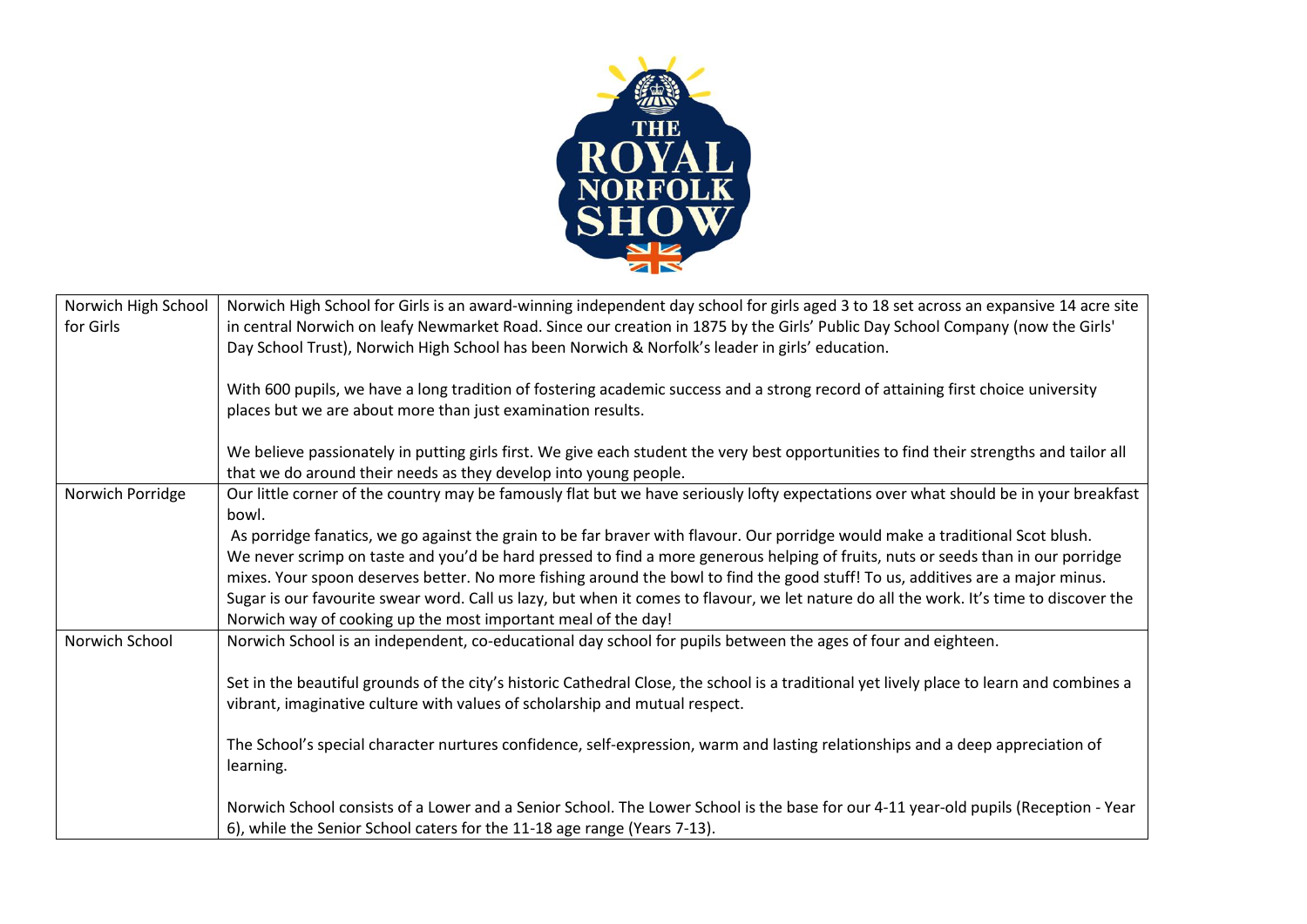| | |
|---|---|
| Norwich High School for Girls | Norwich High School for Girls is an award-winning independent day school for girls aged 3 to 18 set across an expansive 14 acre site in central Norwich on leafy Newmarket Road. Since our creation in 1875 by the Girls' Public Day School Company (now the Girls' Day School Trust), Norwich High School has been Norwich & Norfolk's leader in girls' education.<br><br>With 600 pupils, we have a long tradition of fostering academic success and a strong record of attaining first choice university places but we are about more than just examination results.<br><br>We believe passionately in putting girls first. We give each student the very best opportunities to find their strengths and tailor all that we do around their needs as they develop into young people. |
| Norwich Porridge | Our little corner of the country may be famously flat but we have seriously lofty expectations over what should be in your breakfast bowl.<br>As porridge fanatics, we go against the grain to be far braver with flavour. Our porridge would make a traditional Scot blush.<br>We never scrimp on taste and you'd be hard pressed to find a more generous helping of fruits, nuts or seeds than in our porridge mixes. Your spoon deserves better. No more fishing around the bowl to find the good stuff! To us, additives are a major minus. Sugar is our favourite swear word. Call us lazy, but when it comes to flavour, we let nature do all the work. It's time to discover the Norwich way of cooking up the most important meal of the day! |
| Norwich School | Norwich School is an independent, co-educational day school for pupils between the ages of four and eighteen.<br><br>Set in the beautiful grounds of the city's historic Cathedral Close, the school is a traditional yet lively place to learn and combines a vibrant, imaginative culture with values of scholarship and mutual respect.<br><br>The School's special character nurtures confidence, self-expression, warm and lasting relationships and a deep appreciation of learning.<br><br>Norwich School consists of a Lower and a Senior School. The Lower School is the base for our 4-11 year-old pupils (Reception - Year 6), while the Senior School caters for the 11-18 age range (Years 7-13). |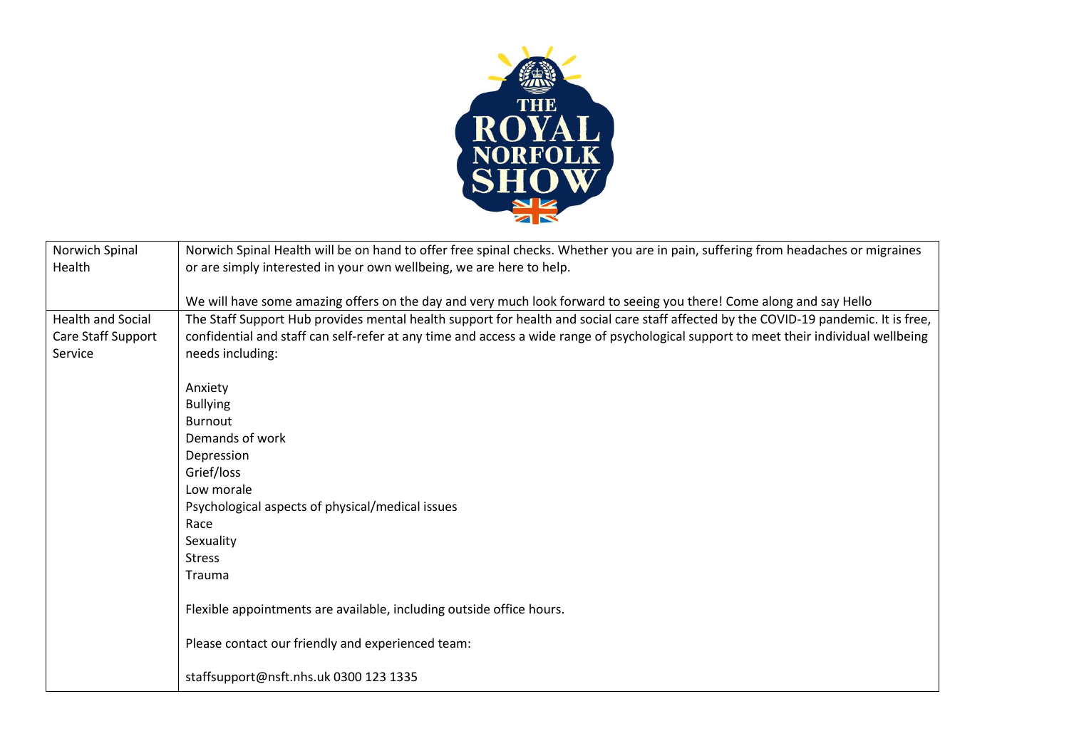| | |
|---|---|
| Norwich Spinal Health | Norwich Spinal Health will be on hand to offer free spinal checks. Whether you are in pain, suffering from headaches or migraines or are simply interested in your own wellbeing, we are here to help.<br><br>We will have some amazing offers on the day and very much look forward to seeing you there! Come along and say Hello |
| Health and Social Care Staff Support Service | The Staff Support Hub provides mental health support for health and social care staff affected by the COVID-19 pandemic. It is free, confidential and staff can self-refer at any time and access a wide range of psychological support to meet their individual wellbeing needs including:<br><br>Anxiety<br>Bullying<br>Burnout<br>Demands of work<br>Depression<br>Grief/loss<br>Low morale<br>Psychological aspects of physical/medical issues<br>Race<br>Sexuality<br>Stress<br>Trauma<br><br>Flexible appointments are available, including outside office hours.<br><br>Please contact our friendly and experienced team:<br><br>staffsupport@nsft.nhs.uk 0300 123 1335 |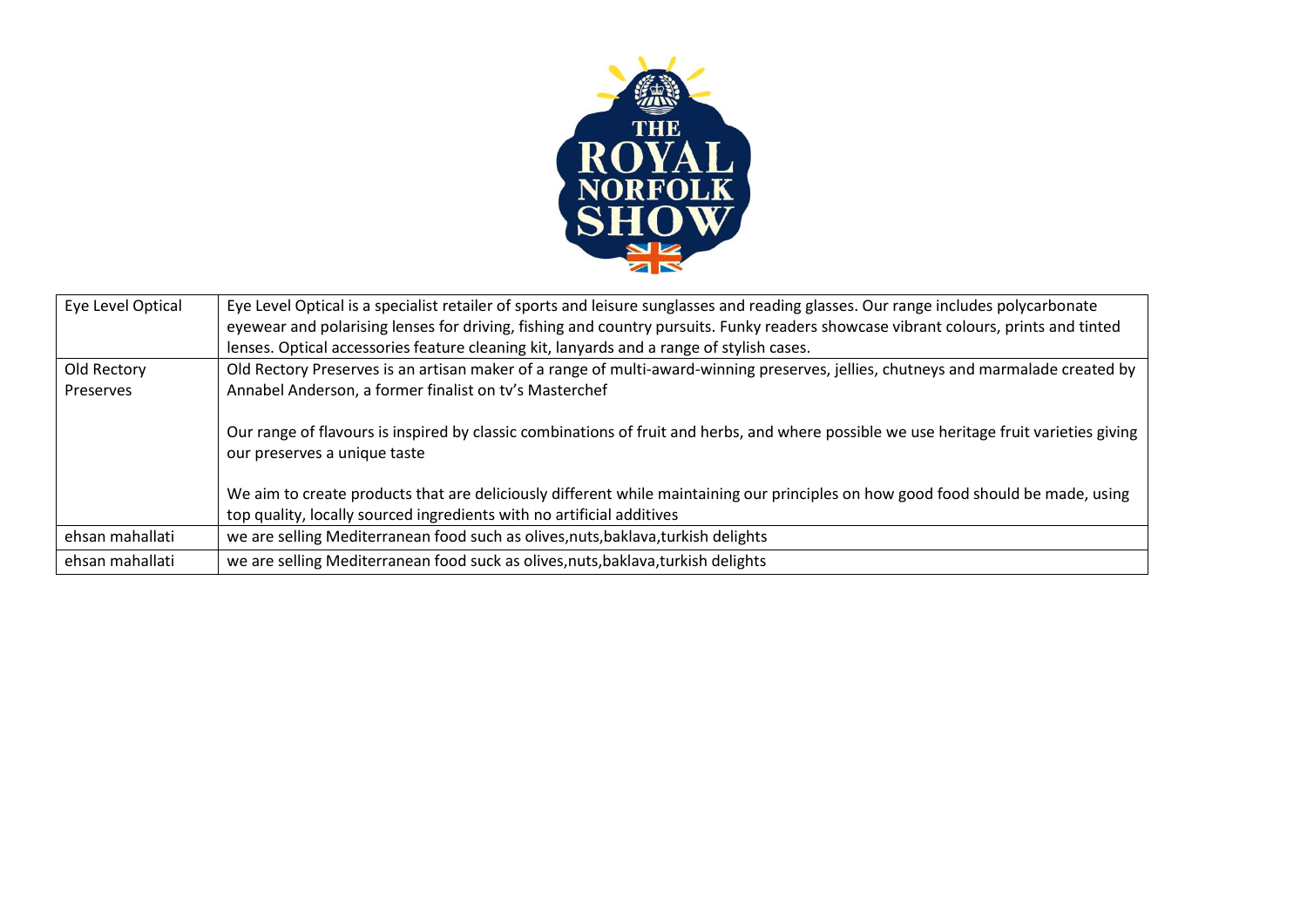| Eye Level Optical | Eye Level Optical is a specialist retailer of sports and leisure sunglasses and reading glasses. Our range includes polycarbonate eyewear and polarising lenses for driving, fishing and country pursuits. Funky readers showcase vibrant colours, prints and tinted lenses. Optical accessories feature cleaning kit, lanyards and a range of stylish cases. |
|---|---|
| Old Rectory Preserves | Old Rectory Preserves is an artisan maker of a range of multi-award-winning preserves, jellies, chutneys and marmalade created by Annabel Anderson, a former finalist on tv's Masterchef<br><br>Our range of flavours is inspired by classic combinations of fruit and herbs, and where possible we use heritage fruit varieties giving our preserves a unique taste<br><br>We aim to create products that are deliciously different while maintaining our principles on how good food should be made, using top quality, locally sourced ingredients with no artificial additives |
| ehsan mahallati | we are selling Mediterranean food such as olives,nuts,baklava,turkish delights |
| ehsan mahallati | we are selling Mediterranean food suck as olives,nuts,baklava,turkish delights |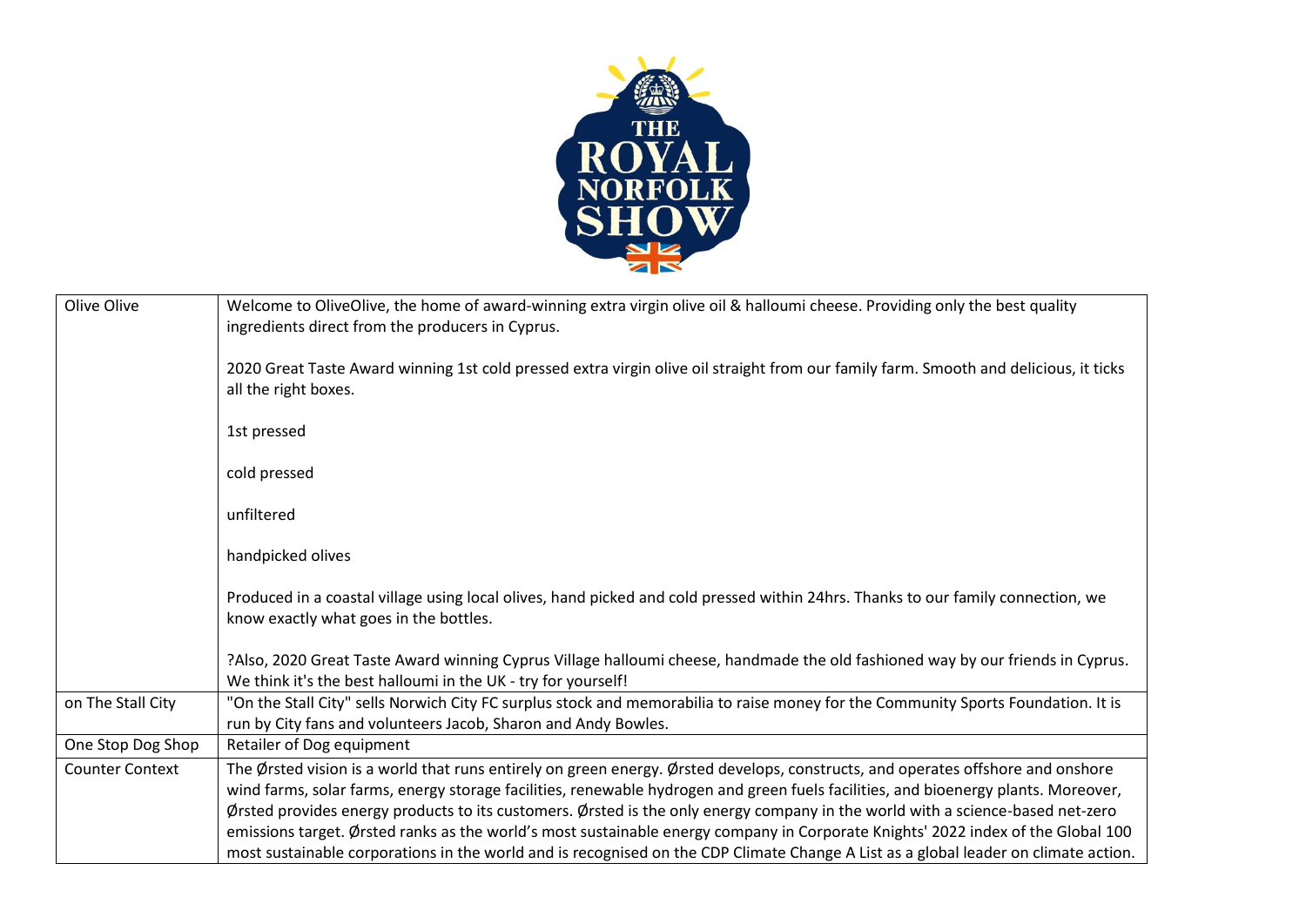| | |
|---|---|
| Olive Olive | Welcome to OliveOlive, the home of award-winning extra virgin olive oil & halloumi cheese. Providing only the best quality ingredients direct from the producers in Cyprus.<br><br>2020 Great Taste Award winning 1st cold pressed extra virgin olive oil straight from our family farm. Smooth and delicious, it ticks all the right boxes.<br><br>1st pressed<br><br>cold pressed<br><br>unfiltered<br><br>handpicked olives<br><br>Produced in a coastal village using local olives, hand picked and cold pressed within 24hrs. Thanks to our family connection, we know exactly what goes in the bottles.<br><br>?Also, 2020 Great Taste Award winning Cyprus Village halloumi cheese, handmade the old fashioned way by our friends in Cyprus. We think it's the best halloumi in the UK - try for yourself! |
| on The Stall City | "On the Stall City" sells Norwich City FC surplus stock and memorabilia to raise money for the Community Sports Foundation. It is run by City fans and volunteers Jacob, Sharon and Andy Bowles. |
| One Stop Dog Shop | Retailer of Dog equipment |
| Counter Context | The Ørsted vision is a world that runs entirely on green energy. Ørsted develops, constructs, and operates offshore and onshore wind farms, solar farms, energy storage facilities, renewable hydrogen and green fuels facilities, and bioenergy plants. Moreover, Ørsted provides energy products to its customers. Ørsted is the only energy company in the world with a science-based net-zero emissions target. Ørsted ranks as the world's most sustainable energy company in Corporate Knights' 2022 index of the Global 100 most sustainable corporations in the world and is recognised on the CDP Climate Change A List as a global leader on climate action. |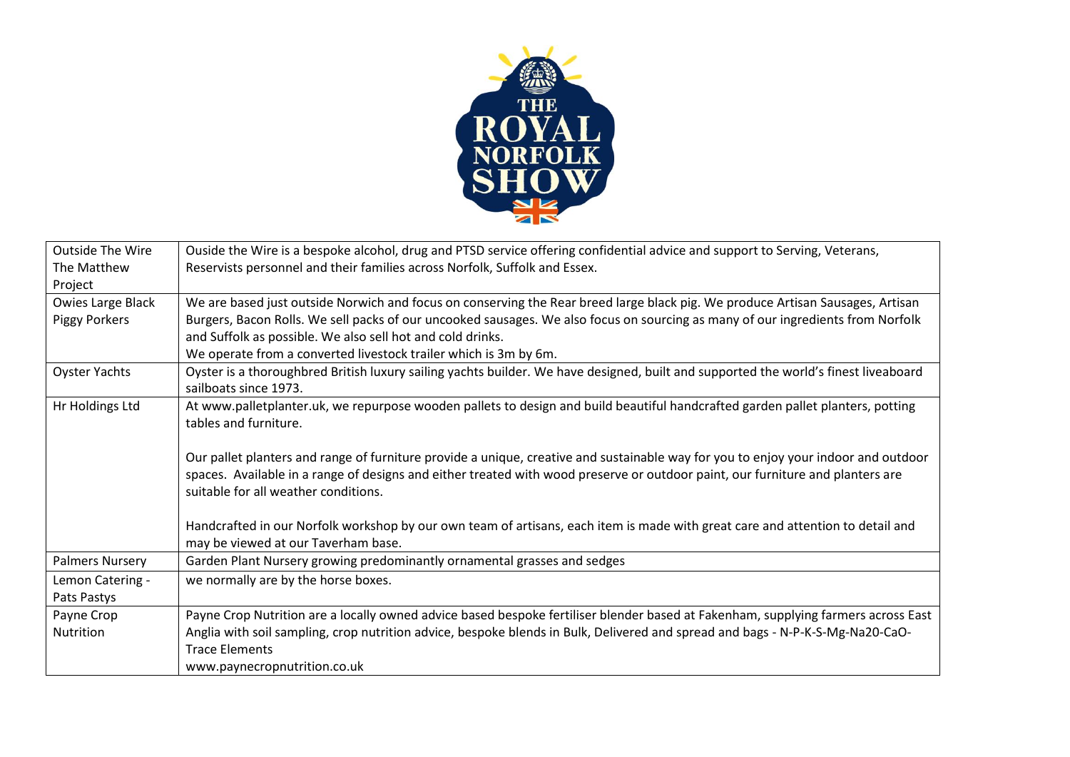| Outside The Wire The Matthew Project | Ouside the Wire is a bespoke alcohol, drug and PTSD service offering confidential advice and support to Serving, Veterans, Reservists personnel and their families across Norfolk, Suffolk and Essex. |
|---|---|
| Owies Large Black Piggy Porkers | We are based just outside Norwich and focus on conserving the Rear breed large black pig. We produce Artisan Sausages, Artisan Burgers, Bacon Rolls. We sell packs of our uncooked sausages. We also focus on sourcing as many of our ingredients from Norfolk and Suffolk as possible. We also sell hot and cold drinks.<br>We operate from a converted livestock trailer which is 3m by 6m. |
| Oyster Yachts | Oyster is a thoroughbred British luxury sailing yachts builder. We have designed, built and supported the world's finest liveaboard sailboats since 1973. |
| Hr Holdings Ltd | At www.palletplanter.uk, we repurpose wooden pallets to design and build beautiful handcrafted garden pallet planters, potting tables and furniture.<br><br>Our pallet planters and range of furniture provide a unique, creative and sustainable way for you to enjoy your indoor and outdoor spaces. Available in a range of designs and either treated with wood preserve or outdoor paint, our furniture and planters are suitable for all weather conditions.<br><br>Handcrafted in our Norfolk workshop by our own team of artisans, each item is made with great care and attention to detail and may be viewed at our Taverham base. |
| Palmers Nursery | Garden Plant Nursery growing predominantly ornamental grasses and sedges |
| Lemon Catering - Pats Pastys | we normally are by the horse boxes. |
| Payne Crop Nutrition | Payne Crop Nutrition are a locally owned advice based bespoke fertiliser blender based at Fakenham, supplying farmers across East Anglia with soil sampling, crop nutrition advice, bespoke blends in Bulk, Delivered and spread and bags - N-P-K-S-Mg-Na20-CaO-Trace Elements<br>www.paynecropnutrition.co.uk |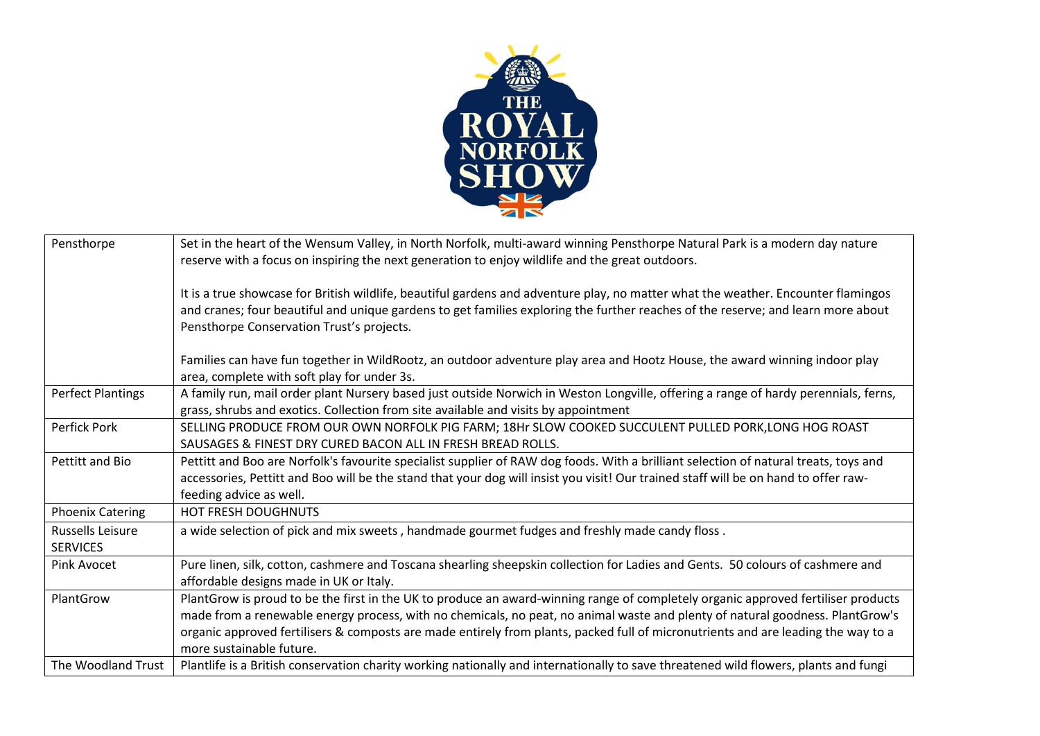| Pensthorpe | Set in the heart of the Wensum Valley, in North Norfolk, multi-award winning Pensthorpe Natural Park is a modern day nature reserve with a focus on inspiring the next generation to enjoy wildlife and the great outdoors.<br><br>It is a true showcase for British wildlife, beautiful gardens and adventure play, no matter what the weather. Encounter flamingos and cranes; four beautiful and unique gardens to get families exploring the further reaches of the reserve; and learn more about Pensthorpe Conservation Trust's projects.<br><br>Families can have fun together in WildRootz, an outdoor adventure play area and Hootz House, the award winning indoor play area, complete with soft play for under 3s. |
|---|---|
| Perfect Plantings | A family run, mail order plant Nursery based just outside Norwich in Weston Longville, offering a range of hardy perennials, ferns, grass, shrubs and exotics. Collection from site available and visits by appointment |
| Perfick Pork | SELLING PRODUCE FROM OUR OWN NORFOLK PIG FARM; 18Hr SLOW COOKED SUCCULENT PULLED PORK,LONG HOG ROAST SAUSAGES & FINEST DRY CURED BACON ALL IN FRESH BREAD ROLLS. |
| Pettitt and Bio | Pettitt and Boo are Norfolk's favourite specialist supplier of RAW dog foods. With a brilliant selection of natural treats, toys and accessories, Pettitt and Boo will be the stand that your dog will insist you visit! Our trained staff will be on hand to offer raw-feeding advice as well. |
| Phoenix Catering | HOT FRESH DOUGHNUTS |
| Russells Leisure SERVICES | a wide selection of pick and mix sweets , handmade gourmet fudges and freshly made candy floss . |
| Pink Avocet | Pure linen, silk, cotton, cashmere and Toscana shearling sheepskin collection for Ladies and Gents. 50 colours of cashmere and affordable designs made in UK or Italy. |
| PlantGrow | PlantGrow is proud to be the first in the UK to produce an award-winning range of completely organic approved fertiliser products made from a renewable energy process, with no chemicals, no peat, no animal waste and plenty of natural goodness. PlantGrow's organic approved fertilisers & composts are made entirely from plants, packed full of micronutrients and are leading the way to a more sustainable future. |
| The Woodland Trust | Plantlife is a British conservation charity working nationally and internationally to save threatened wild flowers, plants and fungi |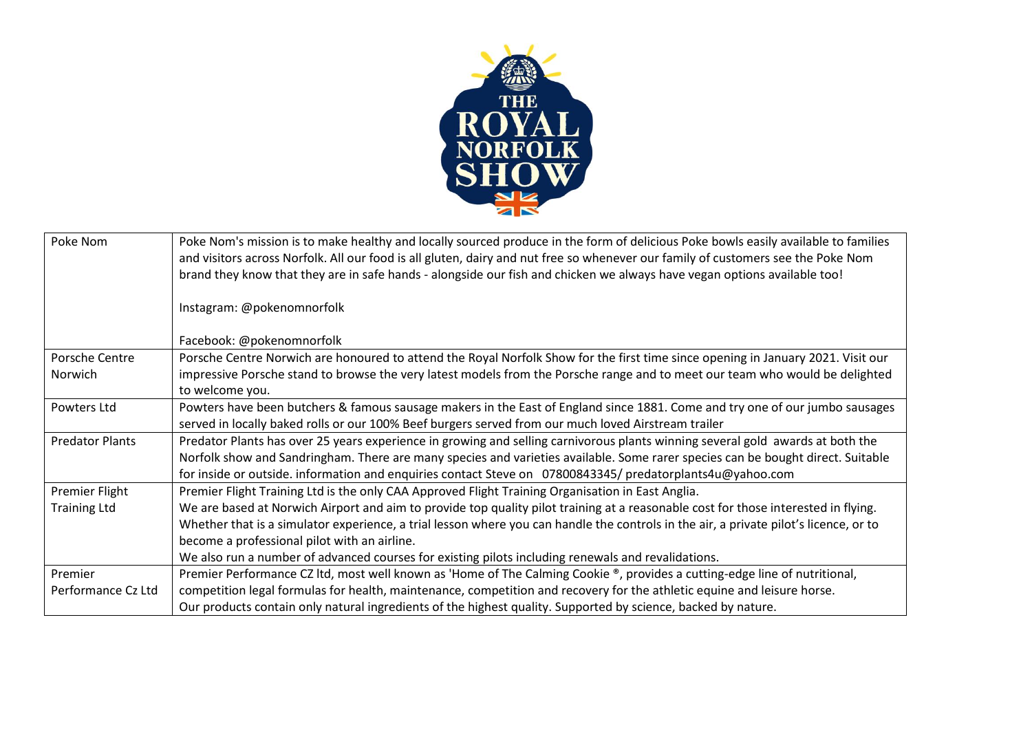| | |
|---|---|
| Poke Nom | Poke Nom's mission is to make healthy and locally sourced produce in the form of delicious Poke bowls easily available to families and visitors across Norfolk. All our food is all gluten, dairy and nut free so whenever our family of customers see the Poke Nom brand they know that they are in safe hands - alongside our fish and chicken we always have vegan options available too!<br><br>Instagram: @pokenomnorfolk<br><br>Facebook: @pokenomnorfolk |
| Porsche Centre Norwich | Porsche Centre Norwich are honoured to attend the Royal Norfolk Show for the first time since opening in January 2021. Visit our impressive Porsche stand to browse the very latest models from the Porsche range and to meet our team who would be delighted to welcome you. |
| Powters Ltd | Powters have been butchers & famous sausage makers in the East of England since 1881. Come and try one of our jumbo sausages served in locally baked rolls or our 100% Beef burgers served from our much loved Airstream trailer |
| Predator Plants | Predator Plants has over 25 years experience in growing and selling carnivorous plants winning several gold awards at both the Norfolk show and Sandringham. There are many species and varieties available. Some rarer species can be bought direct. Suitable for inside or outside. information and enquiries contact Steve on 07800843345/ predatorplants4u@yahoo.com |
| Premier Flight Training Ltd | Premier Flight Training Ltd is the only CAA Approved Flight Training Organisation in East Anglia.<br>We are based at Norwich Airport and aim to provide top quality pilot training at a reasonable cost for those interested in flying. Whether that is a simulator experience, a trial lesson where you can handle the controls in the air, a private pilot's licence, or to become a professional pilot with an airline.<br>We also run a number of advanced courses for existing pilots including renewals and revalidations. |
| Premier Performance Cz Ltd | Premier Performance CZ ltd, most well known as 'Home of The Calming Cookie ®, provides a cutting-edge line of nutritional, competition legal formulas for health, maintenance, competition and recovery for the athletic equine and leisure horse.<br>Our products contain only natural ingredients of the highest quality. Supported by science, backed by nature. |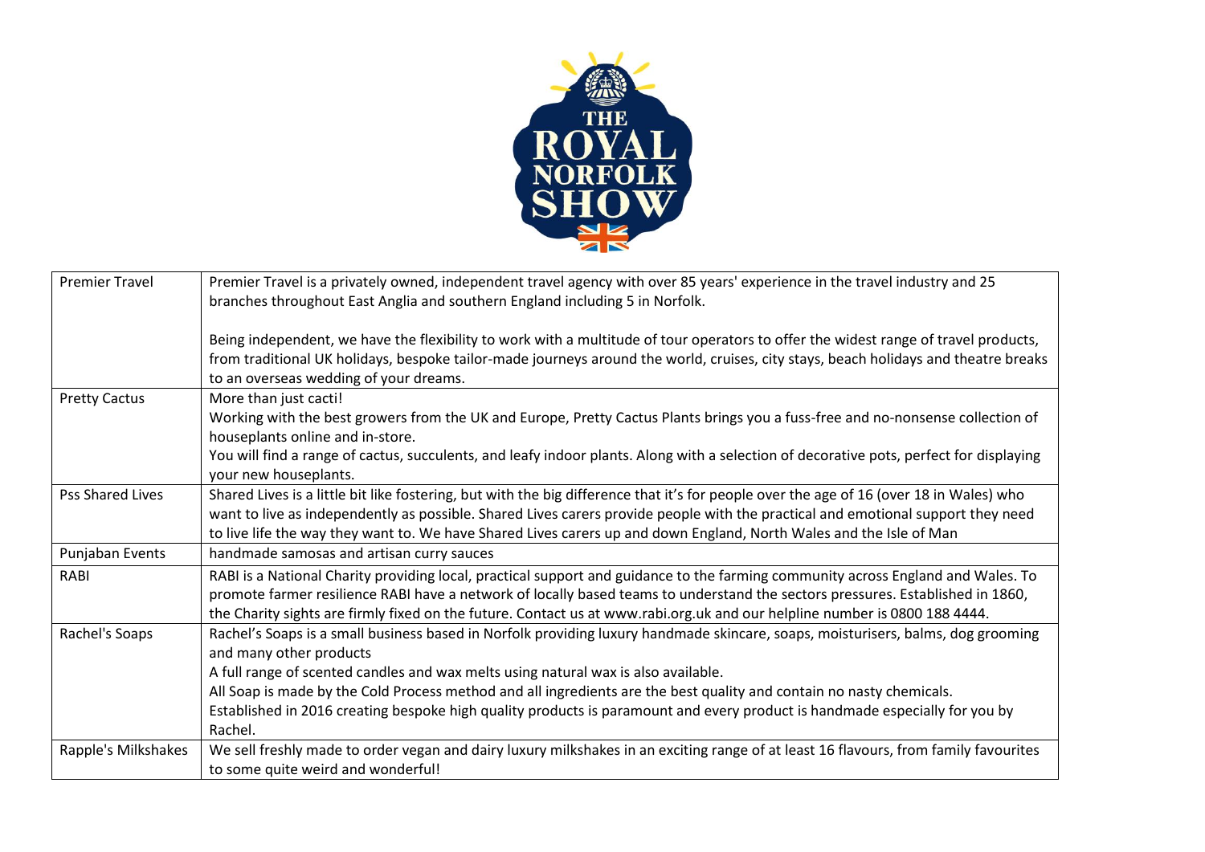| Premier Travel | Premier Travel is a privately owned, independent travel agency with over 85 years' experience in the travel industry and 25 branches throughout East Anglia and southern England including 5 in Norfolk.<br><br>Being independent, we have the flexibility to work with a multitude of tour operators to offer the widest range of travel products, from traditional UK holidays, bespoke tailor-made journeys around the world, cruises, city stays, beach holidays and theatre breaks to an overseas wedding of your dreams. |
|---|---|
| Pretty Cactus | More than just cacti!<br>Working with the best growers from the UK and Europe, Pretty Cactus Plants brings you a fuss-free and no-nonsense collection of houseplants online and in-store.<br>You will find a range of cactus, succulents, and leafy indoor plants. Along with a selection of decorative pots, perfect for displaying your new houseplants. |
| Pss Shared Lives | Shared Lives is a little bit like fostering, but with the big difference that it's for people over the age of 16 (over 18 in Wales) who want to live as independently as possible. Shared Lives carers provide people with the practical and emotional support they need to live life the way they want to. We have Shared Lives carers up and down England, North Wales and the Isle of Man |
| Punjaban Events | handmade samosas and artisan curry sauces |
| RABI | RABI is a National Charity providing local, practical support and guidance to the farming community across England and Wales. To promote farmer resilience RABI have a network of locally based teams to understand the sectors pressures. Established in 1860, the Charity sights are firmly fixed on the future. Contact us at www.rabi.org.uk and our helpline number is 0800 188 4444. |
| Rachel's Soaps | Rachel's Soaps is a small business based in Norfolk providing luxury handmade skincare, soaps, moisturisers, balms, dog grooming and many other products<br>A full range of scented candles and wax melts using natural wax is also available.<br>All Soap is made by the Cold Process method and all ingredients are the best quality and contain no nasty chemicals.<br>Established in 2016 creating bespoke high quality products is paramount and every product is handmade especially for you by Rachel. |
| Rapple's Milkshakes | We sell freshly made to order vegan and dairy luxury milkshakes in an exciting range of at least 16 flavours, from family favourites to some quite weird and wonderful! |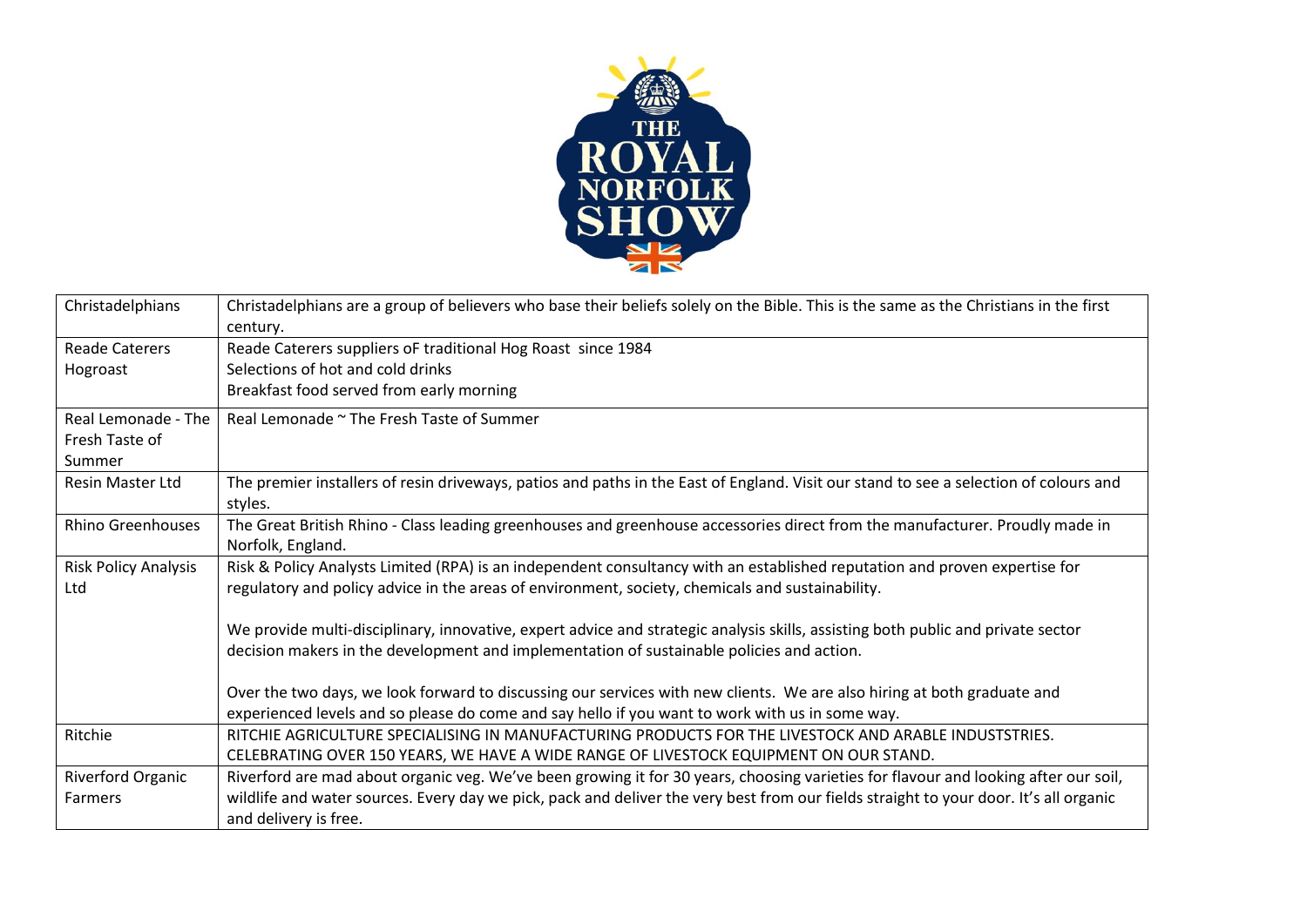| Christadelphians | Christadelphians are a group of believers who base their beliefs solely on the Bible. This is the same as the Christians in the first century. |
|---|---|
| Reade Caterers Hogroast | Reade Caterers suppliers oF traditional Hog Roast since 1984<br>Selections of hot and cold drinks<br>Breakfast food served from early morning |
| Real Lemonade - The Fresh Taste of Summer | Real Lemonade ~ The Fresh Taste of Summer |
| Resin Master Ltd | The premier installers of resin driveways, patios and paths in the East of England. Visit our stand to see a selection of colours and styles. |
| Rhino Greenhouses | The Great British Rhino - Class leading greenhouses and greenhouse accessories direct from the manufacturer. Proudly made in Norfolk, England. |
| Risk Policy Analysis Ltd | Risk & Policy Analysts Limited (RPA) is an independent consultancy with an established reputation and proven expertise for regulatory and policy advice in the areas of environment, society, chemicals and sustainability.<br><br>We provide multi-disciplinary, innovative, expert advice and strategic analysis skills, assisting both public and private sector decision makers in the development and implementation of sustainable policies and action.<br><br>Over the two days, we look forward to discussing our services with new clients. We are also hiring at both graduate and experienced levels and so please do come and say hello if you want to work with us in some way. |
| Ritchie | RITCHIE AGRICULTURE SPECIALISING IN MANUFACTURING PRODUCTS FOR THE LIVESTOCK AND ARABLE INDUSTSTRIES. CELEBRATING OVER 150 YEARS, WE HAVE A WIDE RANGE OF LIVESTOCK EQUIPMENT ON OUR STAND. |
| Riverford Organic Farmers | Riverford are mad about organic veg. We've been growing it for 30 years, choosing varieties for flavour and looking after our soil, wildlife and water sources. Every day we pick, pack and deliver the very best from our fields straight to your door. It's all organic and delivery is free. |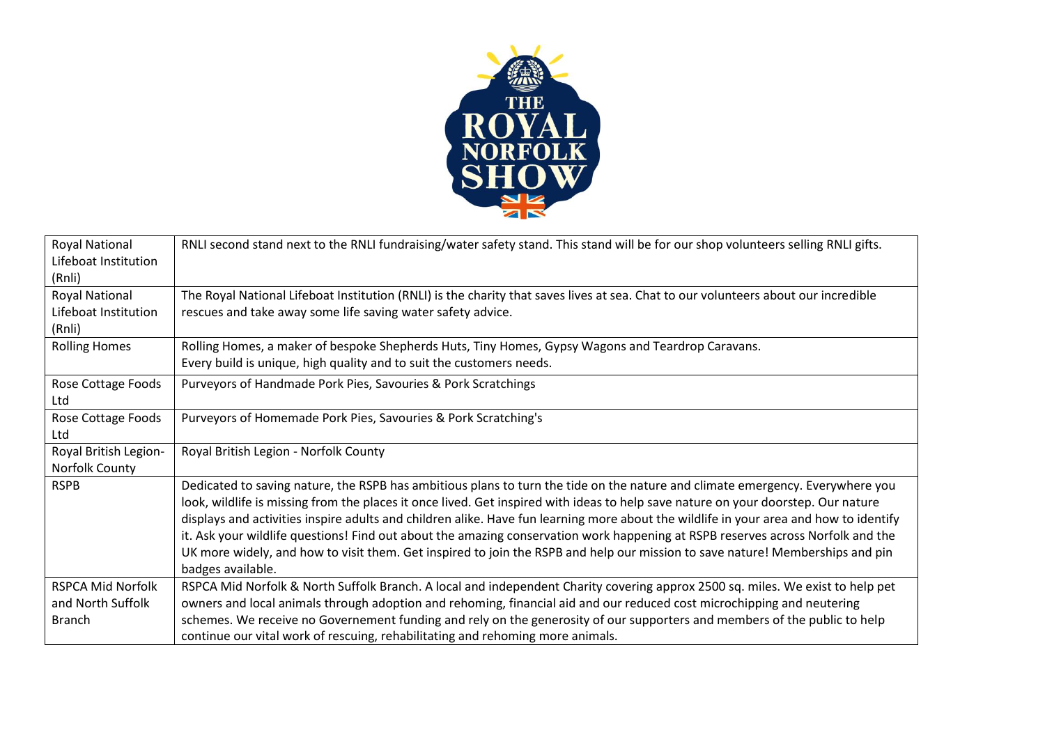| Royal National Lifeboat Institution (Rnli) | RNLI second stand next to the RNLI fundraising/water safety stand. This stand will be for our shop volunteers selling RNLI gifts. |
|---|---|
| Royal National Lifeboat Institution (Rnli) | The Royal National Lifeboat Institution (RNLI) is the charity that saves lives at sea. Chat to our volunteers about our incredible rescues and take away some life saving water safety advice. |
| Rolling Homes | Rolling Homes, a maker of bespoke Shepherds Huts, Tiny Homes, Gypsy Wagons and Teardrop Caravans. Every build is unique, high quality and to suit the customers needs. |
| Rose Cottage Foods Ltd | Purveyors of Handmade Pork Pies, Savouries & Pork Scratchings |
| Rose Cottage Foods Ltd | Purveyors of Homemade Pork Pies, Savouries & Pork Scratching's |
| Royal British Legion-Norfolk County | Royal British Legion - Norfolk County |
| RSPB | Dedicated to saving nature, the RSPB has ambitious plans to turn the tide on the nature and climate emergency. Everywhere you look, wildlife is missing from the places it once lived. Get inspired with ideas to help save nature on your doorstep. Our nature displays and activities inspire adults and children alike. Have fun learning more about the wildlife in your area and how to identify it. Ask your wildlife questions! Find out about the amazing conservation work happening at RSPB reserves across Norfolk and the UK more widely, and how to visit them. Get inspired to join the RSPB and help our mission to save nature! Memberships and pin badges available. |
| RSPCA Mid Norfolk and North Suffolk Branch | RSPCA Mid Norfolk & North Suffolk Branch. A local and independent Charity covering approx 2500 sq. miles. We exist to help pet owners and local animals through adoption and rehoming, financial aid and our reduced cost microchipping and neutering schemes. We receive no Governement funding and rely on the generosity of our supporters and members of the public to help continue our vital work of rescuing, rehabilitating and rehoming more animals. |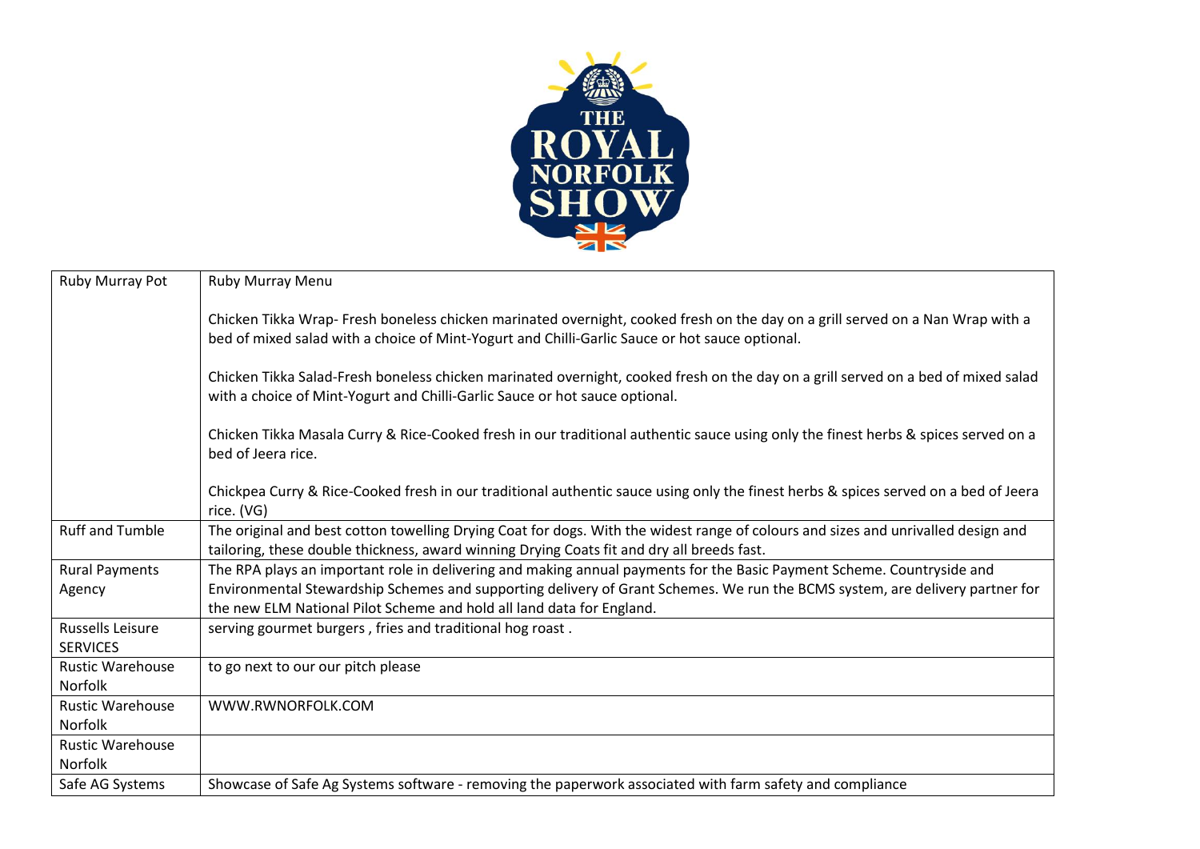| Ruby Murray Pot | Ruby Murray Menu<br><br>Chicken Tikka Wrap- Fresh boneless chicken marinated overnight, cooked fresh on the day on a grill served on a Nan Wrap with a bed of mixed salad with a choice of Mint-Yogurt and Chilli-Garlic Sauce or hot sauce optional.<br><br>Chicken Tikka Salad-Fresh boneless chicken marinated overnight, cooked fresh on the day on a grill served on a bed of mixed salad with a choice of Mint-Yogurt and Chilli-Garlic Sauce or hot sauce optional.<br><br>Chicken Tikka Masala Curry & Rice-Cooked fresh in our traditional authentic sauce using only the finest herbs & spices served on a bed of Jeera rice.<br><br>Chickpea Curry & Rice-Cooked fresh in our traditional authentic sauce using only the finest herbs & spices served on a bed of Jeera rice. (VG) |
|---|---|
| Ruff and Tumble | The original and best cotton towelling Drying Coat for dogs. With the widest range of colours and sizes and unrivalled design and tailoring, these double thickness, award winning Drying Coats fit and dry all breeds fast. |
| Rural Payments Agency | The RPA plays an important role in delivering and making annual payments for the Basic Payment Scheme. Countryside and Environmental Stewardship Schemes and supporting delivery of Grant Schemes. We run the BCMS system, are delivery partner for the new ELM National Pilot Scheme and hold all land data for England. |
| Russells Leisure SERVICES | serving gourmet burgers , fries and traditional hog roast . |
| Rustic Warehouse Norfolk | to go next to our our pitch please |
| Rustic Warehouse Norfolk | WWW.RWNORFOLK.COM |
| Rustic Warehouse Norfolk | |
| Safe AG Systems | Showcase of Safe Ag Systems software - removing the paperwork associated with farm safety and compliance |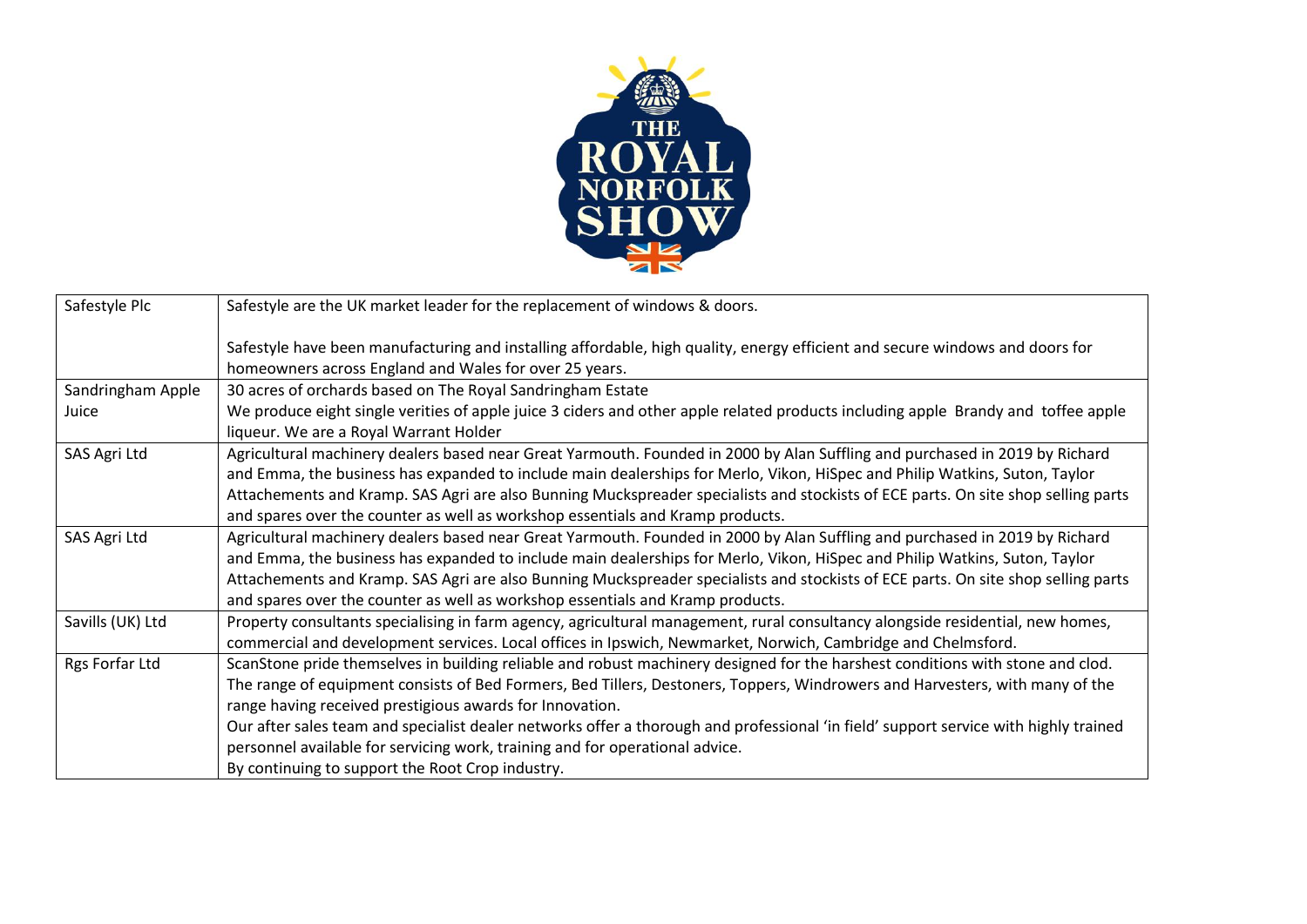| Safestyle Plc | Safestyle are the UK market leader for the replacement of windows & doors.<br><br>Safestyle have been manufacturing and installing affordable, high quality, energy efficient and secure windows and doors for homeowners across England and Wales for over 25 years. |
|---|---|
| Sandringham Apple Juice | 30 acres of orchards based on The Royal Sandringham Estate<br>We produce eight single verities of apple juice 3 ciders and other apple related products including apple Brandy and toffee apple liqueur. We are a Royal Warrant Holder |
| SAS Agri Ltd | Agricultural machinery dealers based near Great Yarmouth. Founded in 2000 by Alan Suffling and purchased in 2019 by Richard and Emma, the business has expanded to include main dealerships for Merlo, Vikon, HiSpec and Philip Watkins, Suton, Taylor Attachements and Kramp. SAS Agri are also Bunning Muckspreader specialists and stockists of ECE parts. On site shop selling parts and spares over the counter as well as workshop essentials and Kramp products. |
| SAS Agri Ltd | Agricultural machinery dealers based near Great Yarmouth. Founded in 2000 by Alan Suffling and purchased in 2019 by Richard and Emma, the business has expanded to include main dealerships for Merlo, Vikon, HiSpec and Philip Watkins, Suton, Taylor Attachements and Kramp. SAS Agri are also Bunning Muckspreader specialists and stockists of ECE parts. On site shop selling parts and spares over the counter as well as workshop essentials and Kramp products. |
| Savills (UK) Ltd | Property consultants specialising in farm agency, agricultural management, rural consultancy alongside residential, new homes, commercial and development services. Local offices in Ipswich, Newmarket, Norwich, Cambridge and Chelmsford. |
| Rgs Forfar Ltd | ScanStone pride themselves in building reliable and robust machinery designed for the harshest conditions with stone and clod. The range of equipment consists of Bed Formers, Bed Tillers, Destoners, Toppers, Windrowers and Harvesters, with many of the range having received prestigious awards for Innovation.<br>Our after sales team and specialist dealer networks offer a thorough and professional 'in field' support service with highly trained personnel available for servicing work, training and for operational advice.<br>By continuing to support the Root Crop industry. |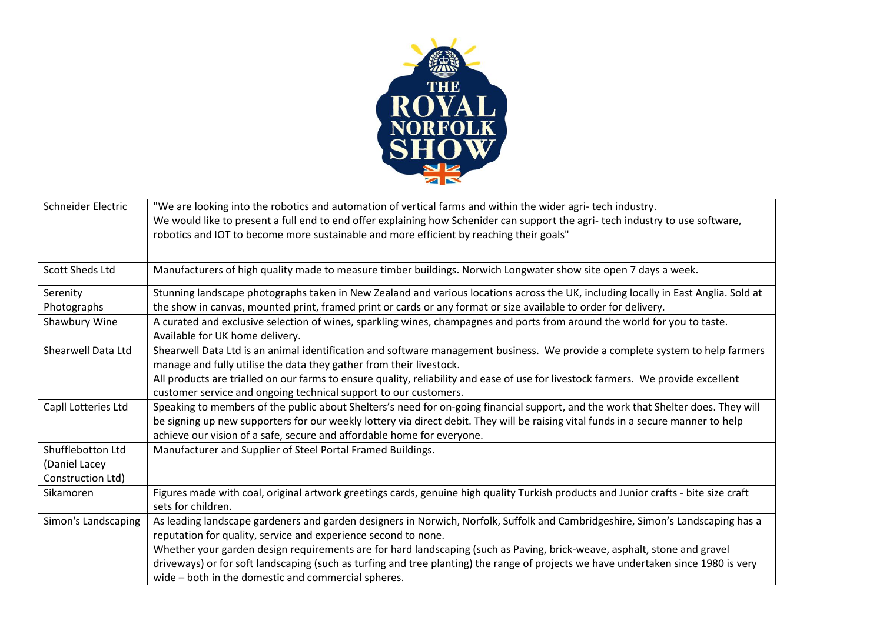| Schneider Electric | "We are looking into the robotics and automation of vertical farms and within the wider agri- tech industry.<br>We would like to present a full end to end offer explaining how Schenider can support the agri- tech industry to use software, robotics and IOT to become more sustainable and more efficient by reaching their goals" |
|---|---|
| Scott Sheds Ltd | Manufacturers of high quality made to measure timber buildings. Norwich Longwater show site open 7 days a week. |
| Serenity Photographs | Stunning landscape photographs taken in New Zealand and various locations across the UK, including locally in East Anglia. Sold at the show in canvas, mounted print, framed print or cards or any format or size available to order for delivery. |
| Shawbury Wine | A curated and exclusive selection of wines, sparkling wines, champagnes and ports from around the world for you to taste. Available for UK home delivery. |
| Shearwell Data Ltd | Shearwell Data Ltd is an animal identification and software management business. We provide a complete system to help farmers manage and fully utilise the data they gather from their livestock.<br>All products are trialled on our farms to ensure quality, reliability and ease of use for livestock farmers. We provide excellent customer service and ongoing technical support to our customers. |
| Capll Lotteries Ltd | Speaking to members of the public about Shelters's need for on-going financial support, and the work that Shelter does. They will be signing up new supporters for our weekly lottery via direct debit. They will be raising vital funds in a secure manner to help achieve our vision of a safe, secure and affordable home for everyone. |
| Shufflebotton Ltd (Daniel Lacey Construction Ltd) | Manufacturer and Supplier of Steel Portal Framed Buildings. |
| Sikamoren | Figures made with coal, original artwork greetings cards, genuine high quality Turkish products and Junior crafts - bite size craft sets for children. |
| Simon's Landscaping | As leading landscape gardeners and garden designers in Norwich, Norfolk, Suffolk and Cambridgeshire, Simon's Landscaping has a reputation for quality, service and experience second to none.<br>Whether your garden design requirements are for hard landscaping (such as Paving, brick-weave, asphalt, stone and gravel driveways) or for soft landscaping (such as turfing and tree planting) the range of projects we have undertaken since 1980 is very wide – both in the domestic and commercial spheres. |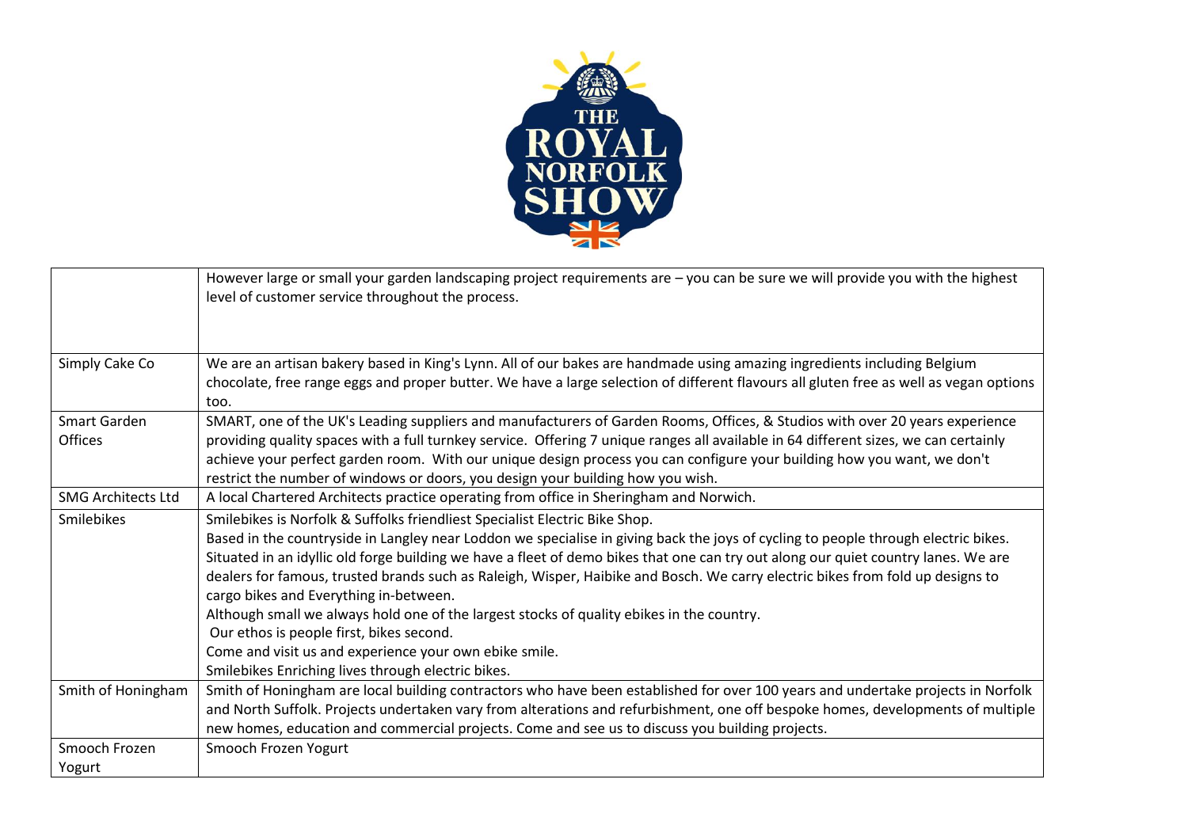|  |  |
|---|---|
|  | However large or small your garden landscaping project requirements are – you can be sure we will provide you with the highest level of customer service throughout the process. |
| Simply Cake Co | We are an artisan bakery based in King's Lynn. All of our bakes are handmade using amazing ingredients including Belgium chocolate, free range eggs and proper butter. We have a large selection of different flavours all gluten free as well as vegan options too. |
| Smart Garden Offices | SMART, one of the UK's Leading suppliers and manufacturers of Garden Rooms, Offices, & Studios with over 20 years experience providing quality spaces with a full turnkey service. Offering 7 unique ranges all available in 64 different sizes, we can certainly achieve your perfect garden room. With our unique design process you can configure your building how you want, we don't restrict the number of windows or doors, you design your building how you wish. |
| SMG Architects Ltd | A local Chartered Architects practice operating from office in Sheringham and Norwich. |
| Smilebikes | Smilebikes is Norfolk & Suffolks friendliest Specialist Electric Bike Shop.<br>Based in the countryside in Langley near Loddon we specialise in giving back the joys of cycling to people through electric bikes. Situated in an idyllic old forge building we have a fleet of demo bikes that one can try out along our quiet country lanes. We are dealers for famous, trusted brands such as Raleigh, Wisper, Haibike and Bosch. We carry electric bikes from fold up designs to cargo bikes and Everything in-between.<br>Although small we always hold one of the largest stocks of quality ebikes in the country.<br>Our ethos is people first, bikes second.<br>Come and visit us and experience your own ebike smile.<br>Smilebikes Enriching lives through electric bikes. |
| Smith of Honingham | Smith of Honingham are local building contractors who have been established for over 100 years and undertake projects in Norfolk and North Suffolk. Projects undertaken vary from alterations and refurbishment, one off bespoke homes, developments of multiple new homes, education and commercial projects. Come and see us to discuss you building projects. |
| Smooch Frozen Yogurt | Smooch Frozen Yogurt |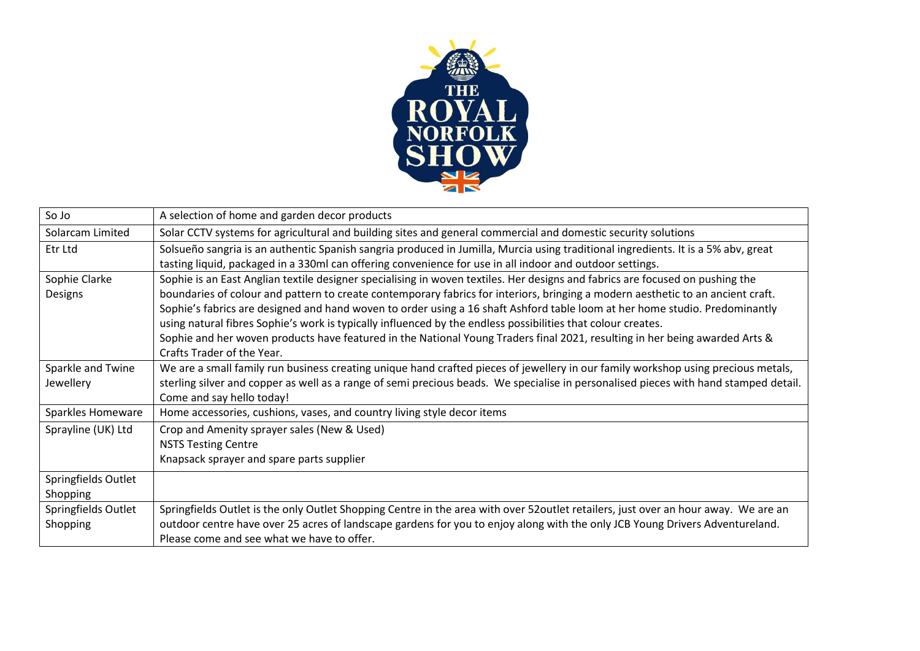| So Jo | A selection of home and garden decor products |
|---|---|
| Solarcam Limited | Solar CCTV systems for agricultural and building sites and general commercial and domestic security solutions |
| Etr Ltd | Solsueño sangria is an authentic Spanish sangria produced in Jumilla, Murcia using traditional ingredients. It is a 5% abv, great tasting liquid, packaged in a 330ml can offering convenience for use in all indoor and outdoor settings. |
| Sophie Clarke Designs | Sophie is an East Anglian textile designer specialising in woven textiles. Her designs and fabrics are focused on pushing the boundaries of colour and pattern to create contemporary fabrics for interiors, bringing a modern aesthetic to an ancient craft. Sophie's fabrics are designed and hand woven to order using a 16 shaft Ashford table loom at her home studio. Predominantly using natural fibres Sophie's work is typically influenced by the endless possibilities that colour creates.<br>Sophie and her woven products have featured in the National Young Traders final 2021, resulting in her being awarded Arts & Crafts Trader of the Year. |
| Sparkle and Twine Jewellery | We are a small family run business creating unique hand crafted pieces of jewellery in our family workshop using precious metals, sterling silver and copper as well as a range of semi precious beads. We specialise in personalised pieces with hand stamped detail. Come and say hello today! |
| Sparkles Homeware | Home accessories, cushions, vases, and country living style decor items |
| Sprayline (UK) Ltd | Crop and Amenity sprayer sales (New & Used)<br>NSTS Testing Centre<br>Knapsack sprayer and spare parts supplier |
| Springfields Outlet Shopping | |
| Springfields Outlet Shopping | Springfields Outlet is the only Outlet Shopping Centre in the area with over 52outlet retailers, just over an hour away. We are an outdoor centre have over 25 acres of landscape gardens for you to enjoy along with the only JCB Young Drivers Adventureland. Please come and see what we have to offer. |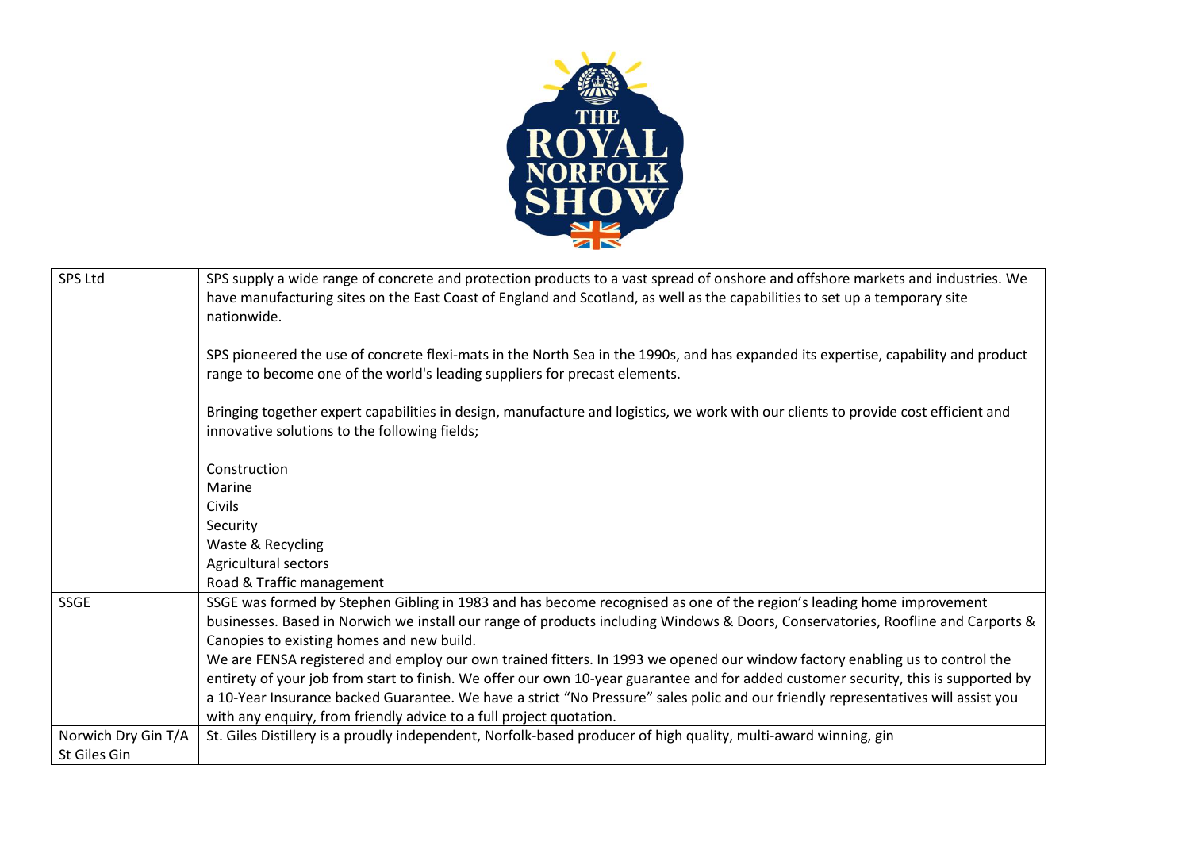| | |
|---|---|
| SPS Ltd | SPS supply a wide range of concrete and protection products to a vast spread of onshore and offshore markets and industries. We have manufacturing sites on the East Coast of England and Scotland, as well as the capabilities to set up a temporary site nationwide.<br><br>SPS pioneered the use of concrete flexi-mats in the North Sea in the 1990s, and has expanded its expertise, capability and product range to become one of the world's leading suppliers for precast elements.<br><br>Bringing together expert capabilities in design, manufacture and logistics, we work with our clients to provide cost efficient and innovative solutions to the following fields;<br><br>Construction<br>Marine<br>Civils<br>Security<br>Waste & Recycling<br>Agricultural sectors<br>Road & Traffic management |
| SSGE | SSGE was formed by Stephen Gibling in 1983 and has become recognised as one of the region's leading home improvement businesses. Based in Norwich we install our range of products including Windows & Doors, Conservatories, Roofline and Carports & Canopies to existing homes and new build.<br>We are FENSA registered and employ our own trained fitters. In 1993 we opened our window factory enabling us to control the entirety of your job from start to finish. We offer our own 10-year guarantee and for added customer security, this is supported by a 10-Year Insurance backed Guarantee. We have a strict "No Pressure" sales polic and our friendly representatives will assist you with any enquiry, from friendly advice to a full project quotation. |
| Norwich Dry Gin T/A St Giles Gin | St. Giles Distillery is a proudly independent, Norfolk-based producer of high quality, multi-award winning, gin |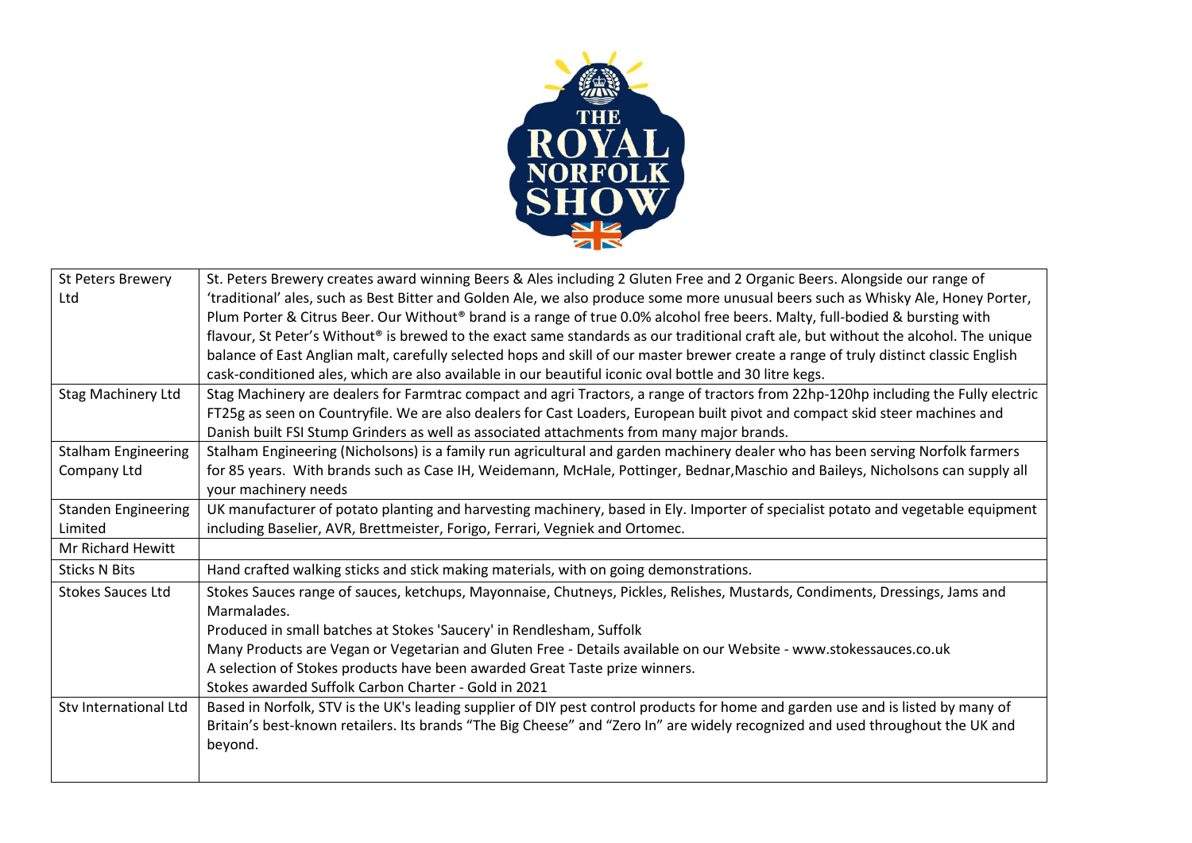| | |
|---|---|
| St Peters Brewery Ltd | St. Peters Brewery creates award winning Beers & Ales including 2 Gluten Free and 2 Organic Beers. Alongside our range of 'traditional' ales, such as Best Bitter and Golden Ale, we also produce some more unusual beers such as Whisky Ale, Honey Porter, Plum Porter & Citrus Beer. Our Without® brand is a range of true 0.0% alcohol free beers. Malty, full-bodied & bursting with flavour, St Peter's Without® is brewed to the exact same standards as our traditional craft ale, but without the alcohol. The unique balance of East Anglian malt, carefully selected hops and skill of our master brewer create a range of truly distinct classic English cask-conditioned ales, which are also available in our beautiful iconic oval bottle and 30 litre kegs. |
| Stag Machinery Ltd | Stag Machinery are dealers for Farmtrac compact and agri Tractors, a range of tractors from 22hp-120hp including the Fully electric FT25g as seen on Countryfile. We are also dealers for Cast Loaders, European built pivot and compact skid steer machines and Danish built FSI Stump Grinders as well as associated attachments from many major brands. |
| Stalham Engineering Company Ltd | Stalham Engineering (Nicholsons) is a family run agricultural and garden machinery dealer who has been serving Norfolk farmers for 85 years. With brands such as Case IH, Weidemann, McHale, Pottinger, Bednar,Maschio and Baileys, Nicholsons can supply all your machinery needs |
| Standen Engineering Limited | UK manufacturer of potato planting and harvesting machinery, based in Ely. Importer of specialist potato and vegetable equipment including Baselier, AVR, Brettmeister, Forigo, Ferrari, Vegniek and Ortomec. |
| Mr Richard Hewitt | |
| Sticks N Bits | Hand crafted walking sticks and stick making materials, with on going demonstrations. |
| Stokes Sauces Ltd | Stokes Sauces range of sauces, ketchups, Mayonnaise, Chutneys, Pickles, Relishes, Mustards, Condiments, Dressings, Jams and Marmalades.<br>Produced in small batches at Stokes 'Saucery' in Rendlesham, Suffolk<br>Many Products are Vegan or Vegetarian and Gluten Free - Details available on our Website - www.stokessauces.co.uk<br>A selection of Stokes products have been awarded Great Taste prize winners.<br>Stokes awarded Suffolk Carbon Charter - Gold in 2021 |
| Stv International Ltd | Based in Norfolk, STV is the UK's leading supplier of DIY pest control products for home and garden use and is listed by many of Britain's best-known retailers. Its brands "The Big Cheese" and "Zero In" are widely recognized and used throughout the UK and beyond. |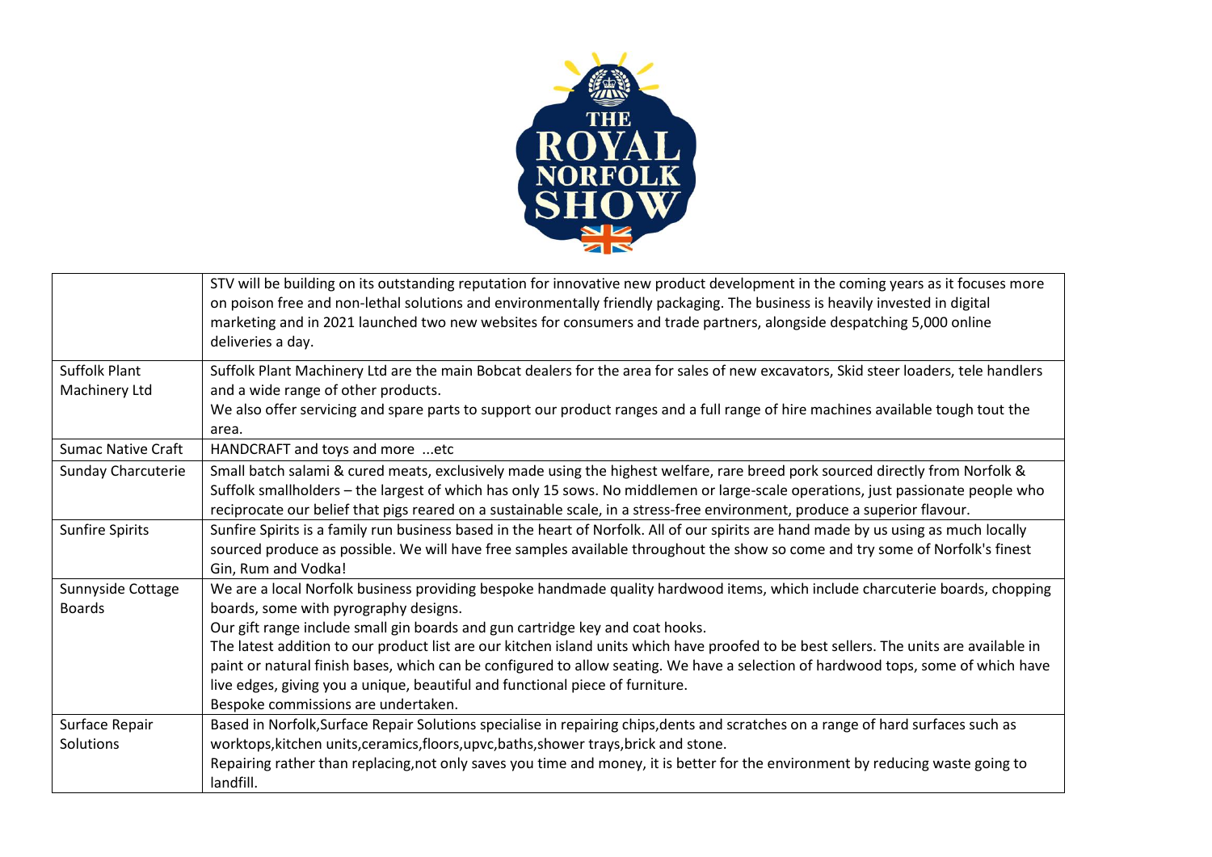| | |
|---|---|
| | STV will be building on its outstanding reputation for innovative new product development in the coming years as it focuses more on poison free and non-lethal solutions and environmentally friendly packaging. The business is heavily invested in digital marketing and in 2021 launched two new websites for consumers and trade partners, alongside despatching 5,000 online deliveries a day. |
| Suffolk Plant Machinery Ltd | Suffolk Plant Machinery Ltd are the main Bobcat dealers for the area for sales of new excavators, Skid steer loaders, tele handlers and a wide range of other products.<br>We also offer servicing and spare parts to support our product ranges and a full range of hire machines available tough tout the area. |
| Sumac Native Craft | HANDCRAFT and toys and more ...etc |
| Sunday Charcuterie | Small batch salami & cured meats, exclusively made using the highest welfare, rare breed pork sourced directly from Norfolk & Suffolk smallholders – the largest of which has only 15 sows. No middlemen or large-scale operations, just passionate people who reciprocate our belief that pigs reared on a sustainable scale, in a stress-free environment, produce a superior flavour. |
| Sunfire Spirits | Sunfire Spirits is a family run business based in the heart of Norfolk. All of our spirits are hand made by us using as much locally sourced produce as possible. We will have free samples available throughout the show so come and try some of Norfolk's finest Gin, Rum and Vodka! |
| Sunnyside Cottage Boards | We are a local Norfolk business providing bespoke handmade quality hardwood items, which include charcuterie boards, chopping boards, some with pyrography designs.<br>Our gift range include small gin boards and gun cartridge key and coat hooks.<br>The latest addition to our product list are our kitchen island units which have proofed to be best sellers. The units are available in paint or natural finish bases, which can be configured to allow seating. We have a selection of hardwood tops, some of which have live edges, giving you a unique, beautiful and functional piece of furniture.<br>Bespoke commissions are undertaken. |
| Surface Repair Solutions | Based in Norfolk,Surface Repair Solutions specialise in repairing chips,dents and scratches on a range of hard surfaces such as worktops,kitchen units,ceramics,floors,upvc,baths,shower trays,brick and stone.<br>Repairing rather than replacing,not only saves you time and money, it is better for the environment by reducing waste going to landfill. |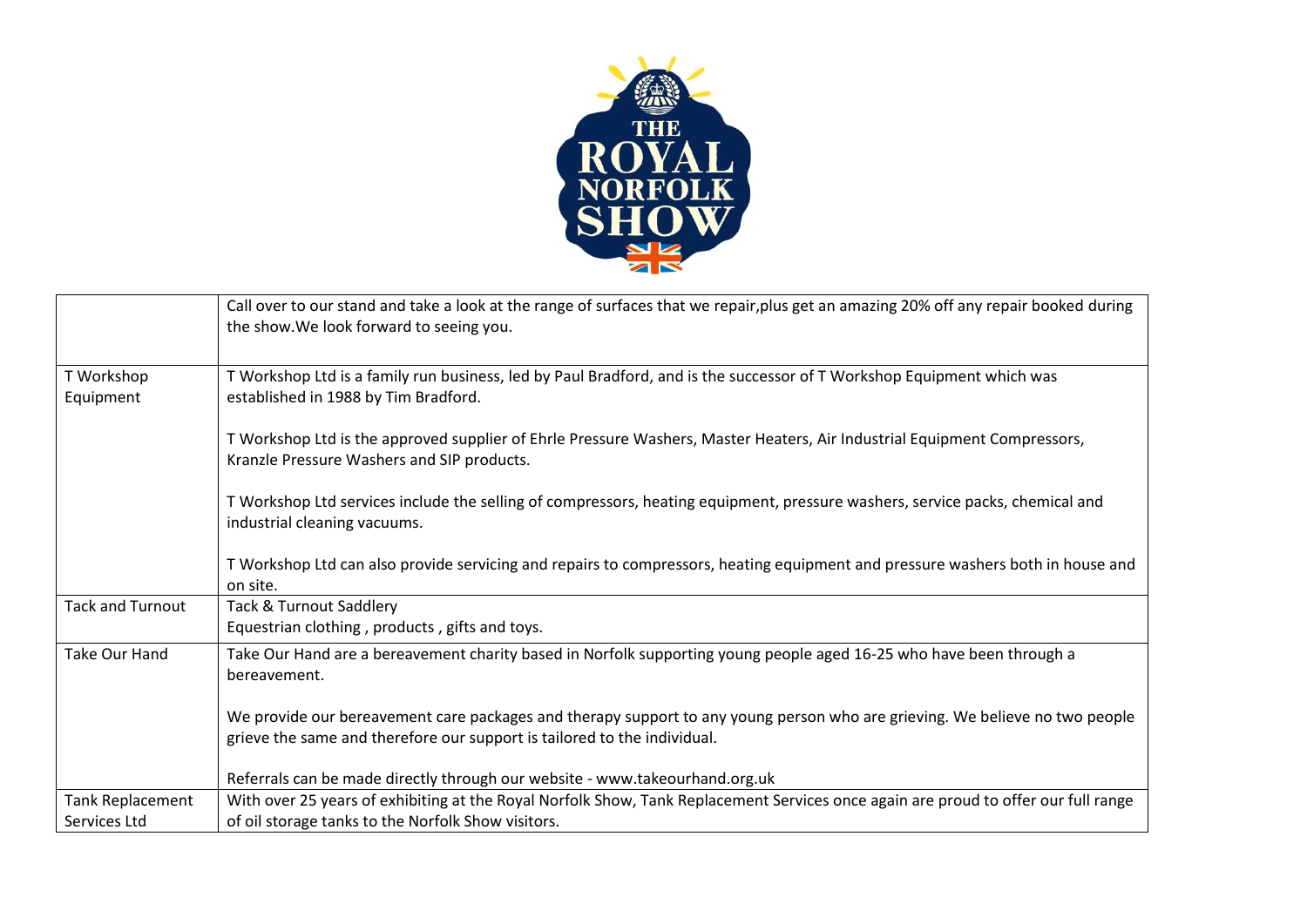| | |
|---|---|
| | Call over to our stand and take a look at the range of surfaces that we repair,plus get an amazing 20% off any repair booked during the show.We look forward to seeing you. |
| T Workshop Equipment | T Workshop Ltd is a family run business, led by Paul Bradford, and is the successor of T Workshop Equipment which was established in 1988 by Tim Bradford.<br><br>T Workshop Ltd is the approved supplier of Ehrle Pressure Washers, Master Heaters, Air Industrial Equipment Compressors, Kranzle Pressure Washers and SIP products.<br><br>T Workshop Ltd services include the selling of compressors, heating equipment, pressure washers, service packs, chemical and industrial cleaning vacuums.<br><br>T Workshop Ltd can also provide servicing and repairs to compressors, heating equipment and pressure washers both in house and on site. |
| Tack and Turnout | Tack & Turnout Saddlery<br>Equestrian clothing , products , gifts and toys. |
| Take Our Hand | Take Our Hand are a bereavement charity based in Norfolk supporting young people aged 16-25 who have been through a bereavement.<br><br>We provide our bereavement care packages and therapy support to any young person who are grieving. We believe no two people grieve the same and therefore our support is tailored to the individual.<br><br>Referrals can be made directly through our website - www.takeourhand.org.uk |
| Tank Replacement Services Ltd | With over 25 years of exhibiting at the Royal Norfolk Show, Tank Replacement Services once again are proud to offer our full range of oil storage tanks to the Norfolk Show visitors. |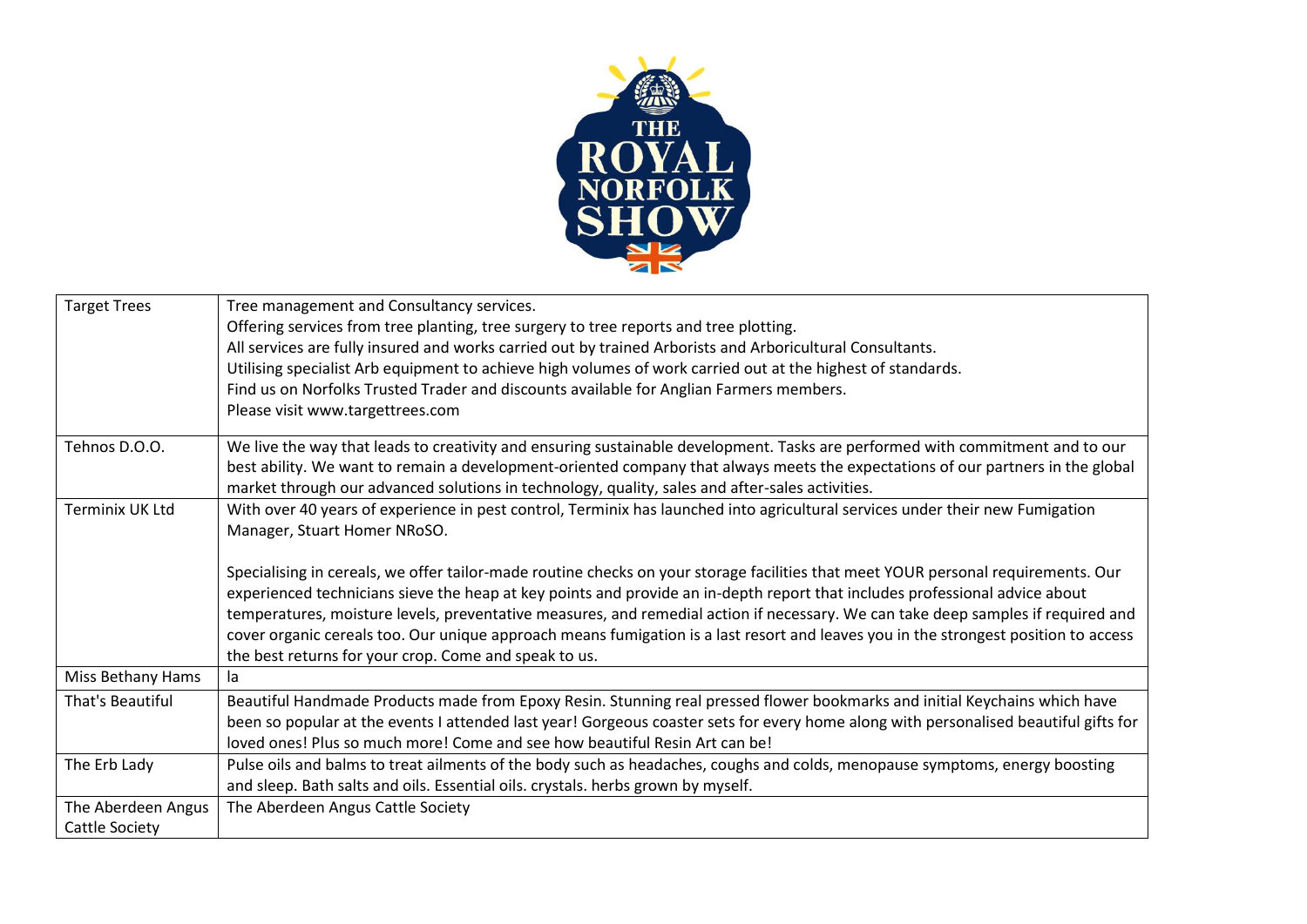| | |
|---|---|
| Target Trees | Tree management and Consultancy services.<br>Offering services from tree planting, tree surgery to tree reports and tree plotting.<br>All services are fully insured and works carried out by trained Arborists and Arboricultural Consultants.<br>Utilising specialist Arb equipment to achieve high volumes of work carried out at the highest of standards.<br>Find us on Norfolks Trusted Trader and discounts available for Anglian Farmers members.<br>Please visit www.targettrees.com |
| Tehnos D.O.O. | We live the way that leads to creativity and ensuring sustainable development. Tasks are performed with commitment and to our best ability. We want to remain a development-oriented company that always meets the expectations of our partners in the global market through our advanced solutions in technology, quality, sales and after-sales activities. |
| Terminix UK Ltd | With over 40 years of experience in pest control, Terminix has launched into agricultural services under their new Fumigation Manager, Stuart Homer NRoSO.<br><br>Specialising in cereals, we offer tailor-made routine checks on your storage facilities that meet YOUR personal requirements. Our experienced technicians sieve the heap at key points and provide an in-depth report that includes professional advice about temperatures, moisture levels, preventative measures, and remedial action if necessary. We can take deep samples if required and cover organic cereals too. Our unique approach means fumigation is a last resort and leaves you in the strongest position to access the best returns for your crop. Come and speak to us. |
| Miss Bethany Hams | la |
| That's Beautiful | Beautiful Handmade Products made from Epoxy Resin. Stunning real pressed flower bookmarks and initial Keychains which have been so popular at the events I attended last year! Gorgeous coaster sets for every home along with personalised beautiful gifts for loved ones! Plus so much more! Come and see how beautiful Resin Art can be! |
| The Erb Lady | Pulse oils and balms to treat ailments of the body such as headaches, coughs and colds, menopause symptoms, energy boosting and sleep. Bath salts and oils. Essential oils. crystals. herbs grown by myself. |
| The Aberdeen Angus Cattle Society | The Aberdeen Angus Cattle Society |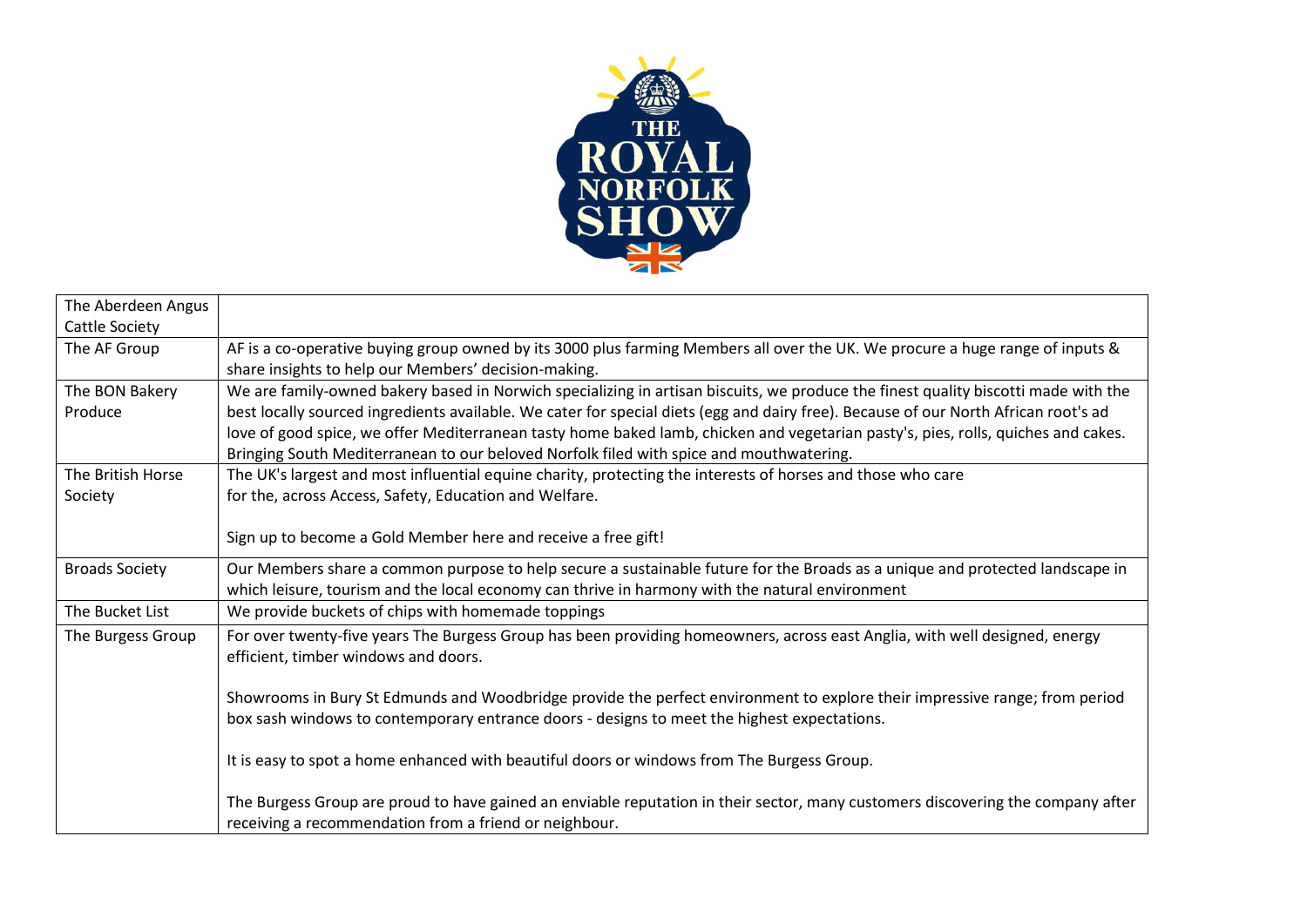| | |
|---|---|
| The Aberdeen Angus Cattle Society | |
| The AF Group | AF is a co-operative buying group owned by its 3000 plus farming Members all over the UK. We procure a huge range of inputs & share insights to help our Members' decision-making. |
| The BON Bakery Produce | We are family-owned bakery based in Norwich specializing in artisan biscuits, we produce the finest quality biscotti made with the best locally sourced ingredients available. We cater for special diets (egg and dairy free). Because of our North African root's ad love of good spice, we offer Mediterranean tasty home baked lamb, chicken and vegetarian pasty's, pies, rolls, quiches and cakes. Bringing South Mediterranean to our beloved Norfolk filed with spice and mouthwatering. |
| The British Horse Society | The UK's largest and most influential equine charity, protecting the interests of horses and those who care for the, across Access, Safety, Education and Welfare.<br><br>Sign up to become a Gold Member here and receive a free gift! |
| Broads Society | Our Members share a common purpose to help secure a sustainable future for the Broads as a unique and protected landscape in which leisure, tourism and the local economy can thrive in harmony with the natural environment |
| The Bucket List | We provide buckets of chips with homemade toppings |
| The Burgess Group | For over twenty-five years The Burgess Group has been providing homeowners, across east Anglia, with well designed, energy efficient, timber windows and doors.<br><br>Showrooms in Bury St Edmunds and Woodbridge provide the perfect environment to explore their impressive range; from period box sash windows to contemporary entrance doors - designs to meet the highest expectations.<br><br>It is easy to spot a home enhanced with beautiful doors or windows from The Burgess Group.<br><br>The Burgess Group are proud to have gained an enviable reputation in their sector, many customers discovering the company after receiving a recommendation from a friend or neighbour. |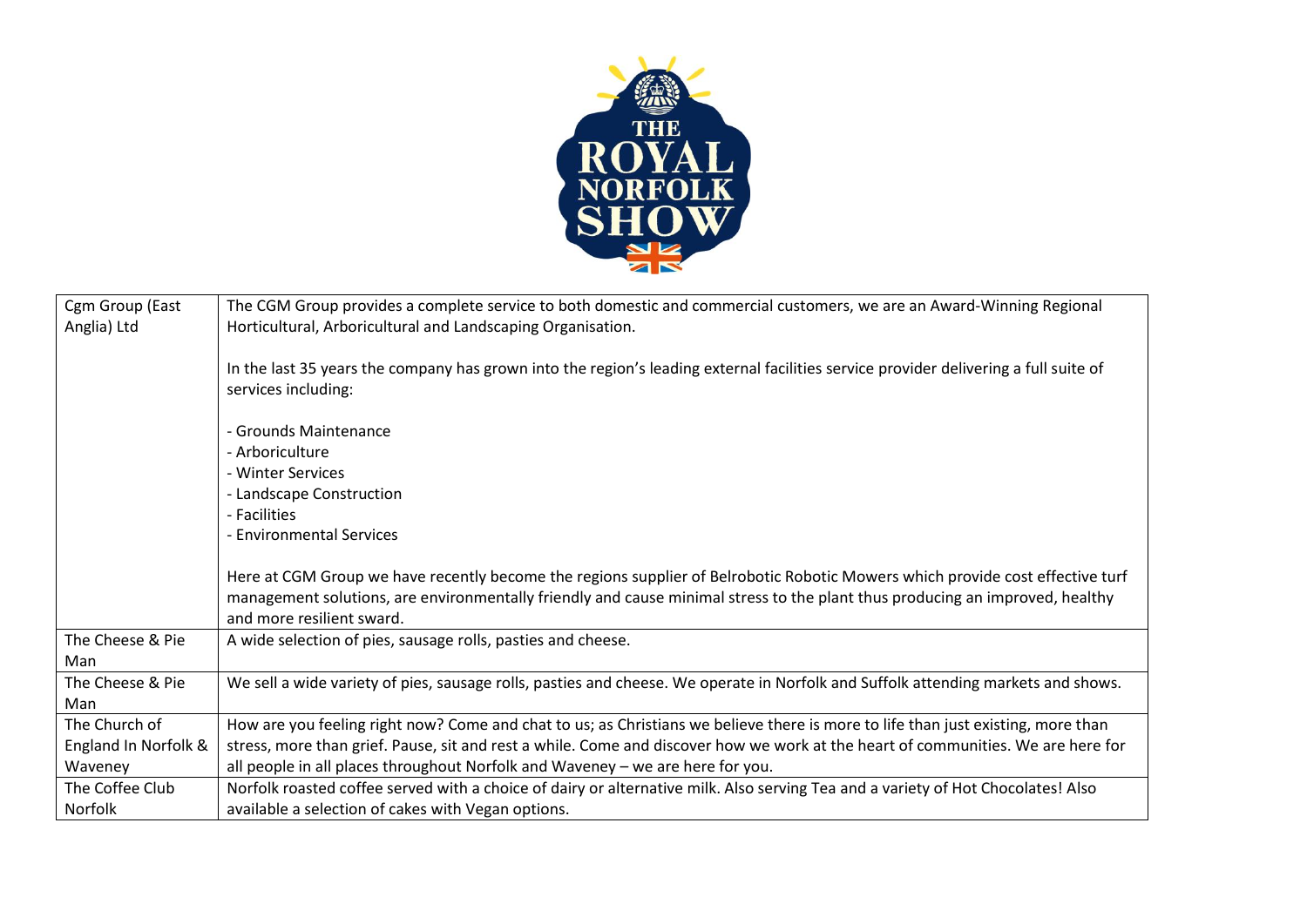| Cgm Group (East Anglia) Ltd | The CGM Group provides a complete service to both domestic and commercial customers, we are an Award-Winning Regional Horticultural, Arboricultural and Landscaping Organisation.<br><br>In the last 35 years the company has grown into the region's leading external facilities service provider delivering a full suite of services including:<br><br>- Grounds Maintenance<br>- Arboriculture<br>- Winter Services<br>- Landscape Construction<br>- Facilities<br>- Environmental Services<br><br>Here at CGM Group we have recently become the regions supplier of Belrobotic Robotic Mowers which provide cost effective turf management solutions, are environmentally friendly and cause minimal stress to the plant thus producing an improved, healthy and more resilient sward. |
|---|---|
| The Cheese & Pie Man | A wide selection of pies, sausage rolls, pasties and cheese. |
| The Cheese & Pie Man | We sell a wide variety of pies, sausage rolls, pasties and cheese. We operate in Norfolk and Suffolk attending markets and shows. |
| The Church of England In Norfolk & Waveney | How are you feeling right now? Come and chat to us; as Christians we believe there is more to life than just existing, more than stress, more than grief. Pause, sit and rest a while. Come and discover how we work at the heart of communities. We are here for all people in all places throughout Norfolk and Waveney – we are here for you. |
| The Coffee Club Norfolk | Norfolk roasted coffee served with a choice of dairy or alternative milk. Also serving Tea and a variety of Hot Chocolates! Also available a selection of cakes with Vegan options. |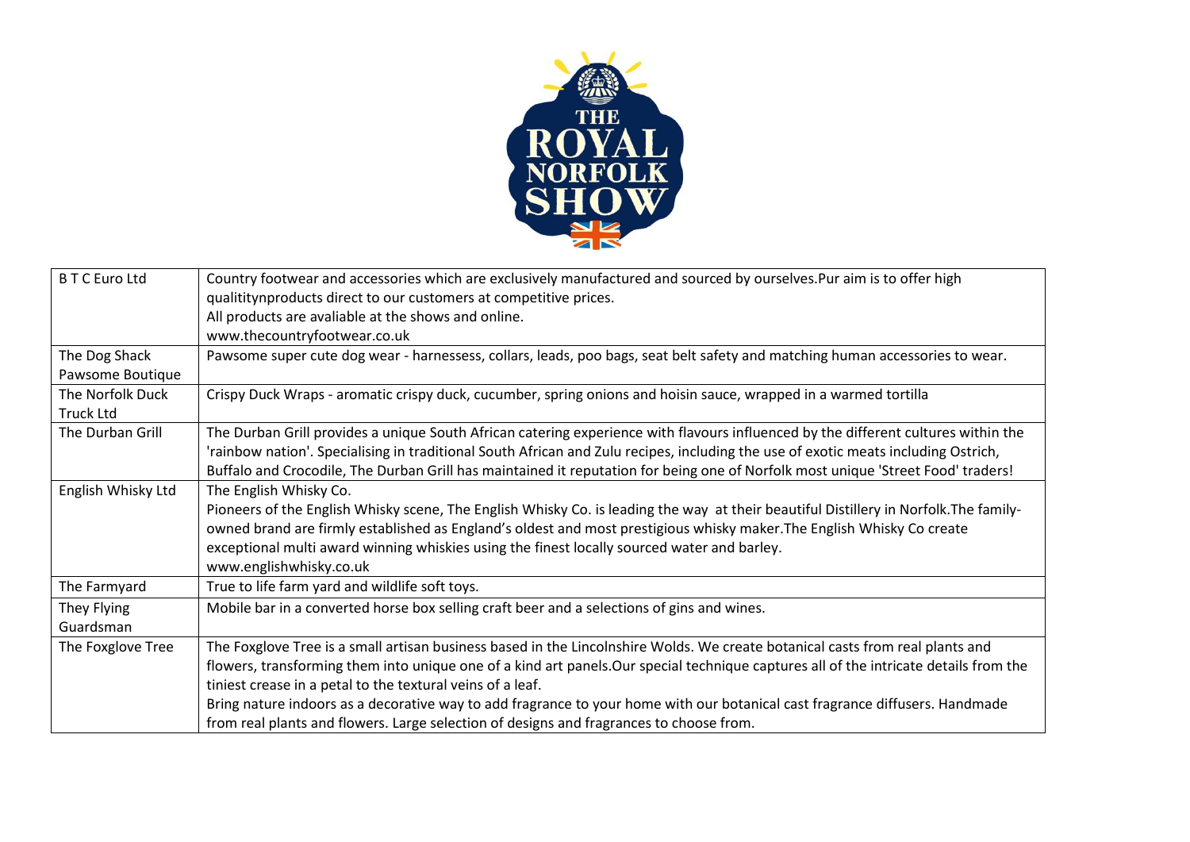| B T C Euro Ltd | Country footwear and accessories which are exclusively manufactured and sourced by ourselves.Pur aim is to offer high qualititynproducts direct to our customers at competitive prices.<br>All products are avaliable at the shows and online.<br>www.thecountryfootwear.co.uk |
|---|---|
| The Dog Shack Pawsome Boutique | Pawsome super cute dog wear - harnessess, collars, leads, poo bags, seat belt safety and matching human accessories to wear. |
| The Norfolk Duck Truck Ltd | Crispy Duck Wraps - aromatic crispy duck, cucumber, spring onions and hoisin sauce, wrapped in a warmed tortilla |
| The Durban Grill | The Durban Grill provides a unique South African catering experience with flavours influenced by the different cultures within the 'rainbow nation'. Specialising in traditional South African and Zulu recipes, including the use of exotic meats including Ostrich, Buffalo and Crocodile, The Durban Grill has maintained it reputation for being one of Norfolk most unique 'Street Food' traders! |
| English Whisky Ltd | The English Whisky Co.<br>Pioneers of the English Whisky scene, The English Whisky Co. is leading the way at their beautiful Distillery in Norfolk.The family-owned brand are firmly established as England's oldest and most prestigious whisky maker.The English Whisky Co create exceptional multi award winning whiskies using the finest locally sourced water and barley.<br>www.englishwhisky.co.uk |
| The Farmyard | True to life farm yard and wildlife soft toys. |
| They Flying Guardsman | Mobile bar in a converted horse box selling craft beer and a selections of gins and wines. |
| The Foxglove Tree | The Foxglove Tree is a small artisan business based in the Lincolnshire Wolds. We create botanical casts from real plants and flowers, transforming them into unique one of a kind art panels.Our special technique captures all of the intricate details from the tiniest crease in a petal to the textural veins of a leaf.<br>Bring nature indoors as a decorative way to add fragrance to your home with our botanical cast fragrance diffusers. Handmade from real plants and flowers. Large selection of designs and fragrances to choose from. |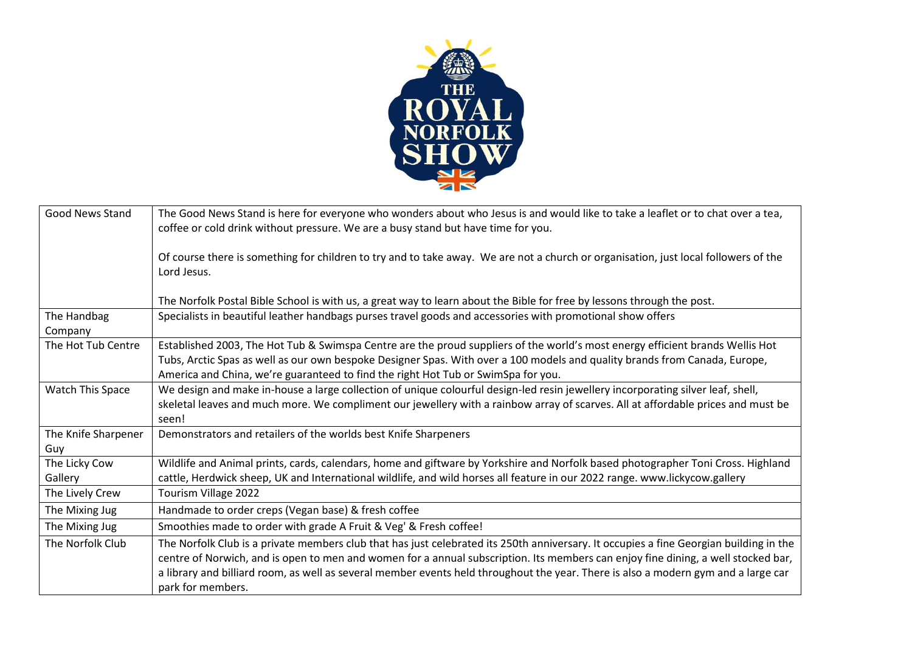| Good News Stand | The Good News Stand is here for everyone who wonders about who Jesus is and would like to take a leaflet or to chat over a tea, coffee or cold drink without pressure. We are a busy stand but have time for you.<br><br>Of course there is something for children to try and to take away. We are not a church or organisation, just local followers of the Lord Jesus.<br><br>The Norfolk Postal Bible School is with us, a great way to learn about the Bible for free by lessons through the post. |
|---|---|
| The Handbag Company | Specialists in beautiful leather handbags purses travel goods and accessories with promotional show offers |
| The Hot Tub Centre | Established 2003, The Hot Tub & Swimspa Centre are the proud suppliers of the world's most energy efficient brands Wellis Hot Tubs, Arctic Spas as well as our own bespoke Designer Spas. With over a 100 models and quality brands from Canada, Europe, America and China, we're guaranteed to find the right Hot Tub or SwimSpa for you. |
| Watch This Space | We design and make in-house a large collection of unique colourful design-led resin jewellery incorporating silver leaf, shell, skeletal leaves and much more. We compliment our jewellery with a rainbow array of scarves. All at affordable prices and must be seen! |
| The Knife Sharpener Guy | Demonstrators and retailers of the worlds best Knife Sharpeners |
| The Licky Cow Gallery | Wildlife and Animal prints, cards, calendars, home and giftware by Yorkshire and Norfolk based photographer Toni Cross. Highland cattle, Herdwick sheep, UK and International wildlife, and wild horses all feature in our 2022 range. www.lickycow.gallery |
| The Lively Crew | Tourism Village 2022 |
| The Mixing Jug | Handmade to order creps (Vegan base) & fresh coffee |
| The Mixing Jug | Smoothies made to order with grade A Fruit & Veg' & Fresh coffee! |
| The Norfolk Club | The Norfolk Club is a private members club that has just celebrated its 250th anniversary. It occupies a fine Georgian building in the centre of Norwich, and is open to men and women for a annual subscription. Its members can enjoy fine dining, a well stocked bar, a library and billiard room, as well as several member events held throughout the year. There is also a modern gym and a large car park for members. |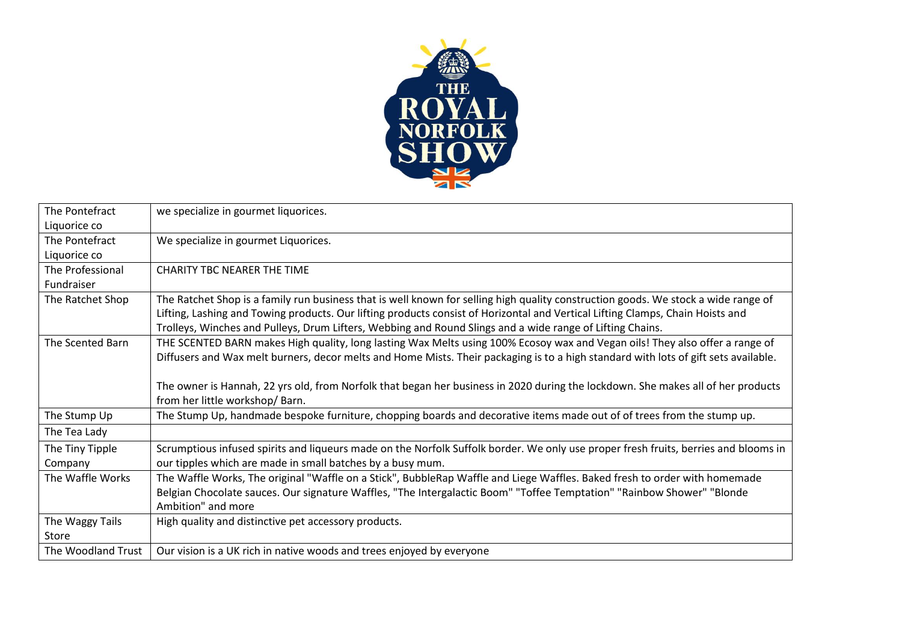| The Pontefract Liquorice co | we specialize in gourmet liquorices. |
|---|---|
| The Pontefract Liquorice co | We specialize in gourmet Liquorices. |
| The Professional Fundraiser | CHARITY TBC NEARER THE TIME |
| The Ratchet Shop | The Ratchet Shop is a family run business that is well known for selling high quality construction goods. We stock a wide range of Lifting, Lashing and Towing products. Our lifting products consist of Horizontal and Vertical Lifting Clamps, Chain Hoists and Trolleys, Winches and Pulleys, Drum Lifters, Webbing and Round Slings and a wide range of Lifting Chains. |
| The Scented Barn | THE SCENTED BARN makes High quality, long lasting Wax Melts using 100% Ecosoy wax and Vegan oils! They also offer a range of Diffusers and Wax melt burners, decor melts and Home Mists. Their packaging is to a high standard with lots of gift sets available.<br><br>The owner is Hannah, 22 yrs old, from Norfolk that began her business in 2020 during the lockdown. She makes all of her products from her little workshop/ Barn. |
| The Stump Up | The Stump Up, handmade bespoke furniture, chopping boards and decorative items made out of of trees from the stump up. |
| The Tea Lady | |
| The Tiny Tipple Company | Scrumptious infused spirits and liqueurs made on the Norfolk Suffolk border. We only use proper fresh fruits, berries and blooms in our tipples which are made in small batches by a busy mum. |
| The Waffle Works | The Waffle Works, The original "Waffle on a Stick", BubbleRap Waffle and Liege Waffles. Baked fresh to order with homemade Belgian Chocolate sauces. Our signature Waffles, "The Intergalactic Boom" "Toffee Temptation" "Rainbow Shower" "Blonde Ambition" and more |
| The Waggy Tails Store | High quality and distinctive pet accessory products. |
| The Woodland Trust | Our vision is a UK rich in native woods and trees enjoyed by everyone |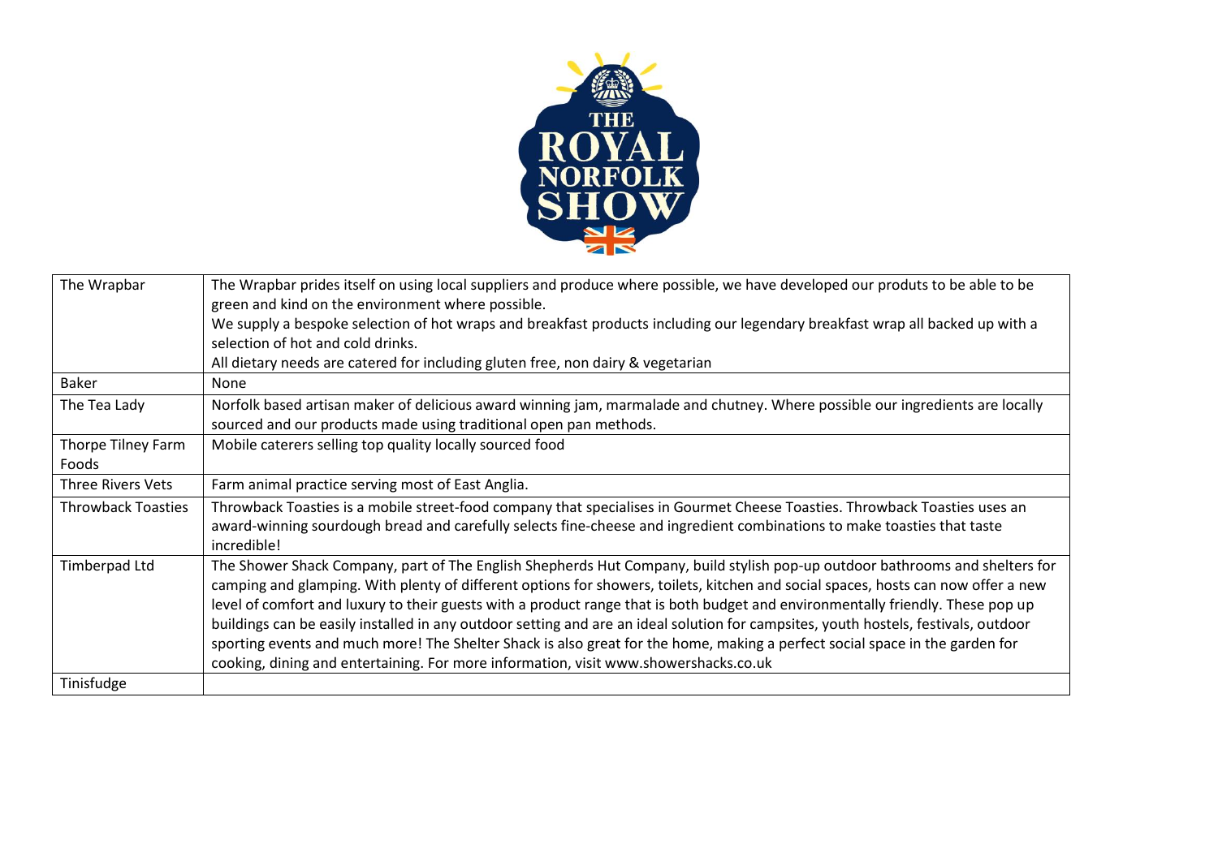| The Wrapbar | The Wrapbar prides itself on using local suppliers and produce where possible, we have developed our produts to be able to be green and kind on the environment where possible.<br>We supply a bespoke selection of hot wraps and breakfast products including our legendary breakfast wrap all backed up with a selection of hot and cold drinks.<br>All dietary needs are catered for including gluten free, non dairy & vegetarian |
|---|---|
| Baker | None |
| The Tea Lady | Norfolk based artisan maker of delicious award winning jam, marmalade and chutney. Where possible our ingredients are locally sourced and our products made using traditional open pan methods. |
| Thorpe Tilney Farm Foods | Mobile caterers selling top quality locally sourced food |
| Three Rivers Vets | Farm animal practice serving most of East Anglia. |
| Throwback Toasties | Throwback Toasties is a mobile street-food company that specialises in Gourmet Cheese Toasties. Throwback Toasties uses an award-winning sourdough bread and carefully selects fine-cheese and ingredient combinations to make toasties that taste incredible! |
| Timberpad Ltd | The Shower Shack Company, part of The English Shepherds Hut Company, build stylish pop-up outdoor bathrooms and shelters for camping and glamping. With plenty of different options for showers, toilets, kitchen and social spaces, hosts can now offer a new level of comfort and luxury to their guests with a product range that is both budget and environmentally friendly. These pop up buildings can be easily installed in any outdoor setting and are an ideal solution for campsites, youth hostels, festivals, outdoor sporting events and much more! The Shelter Shack is also great for the home, making a perfect social space in the garden for cooking, dining and entertaining. For more information, visit www.showershacks.co.uk |
| Tinisfudge | |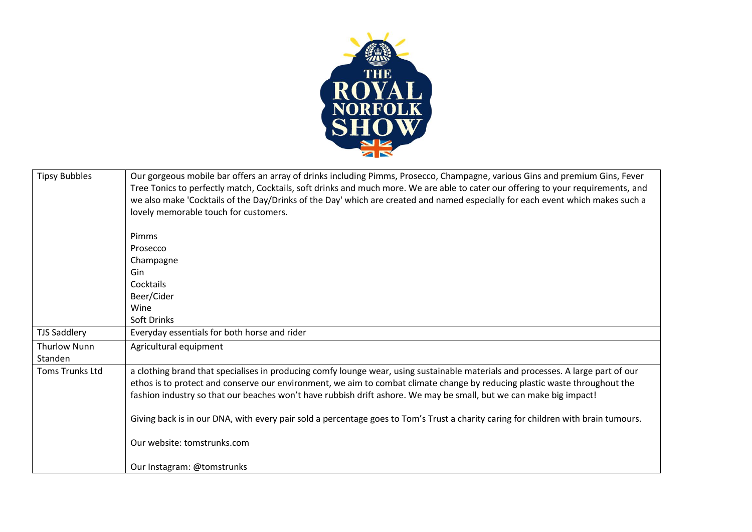| | |
|---|---|
| Tipsy Bubbles | Our gorgeous mobile bar offers an array of drinks including Pimms, Prosecco, Champagne, various Gins and premium Gins, Fever Tree Tonics to perfectly match, Cocktails, soft drinks and much more. We are able to cater our offering to your requirements, and we also make 'Cocktails of the Day/Drinks of the Day' which are created and named especially for each event which makes such a lovely memorable touch for customers.<br><br>Pimms<br>Prosecco<br>Champagne<br>Gin<br>Cocktails<br>Beer/Cider<br>Wine<br>Soft Drinks |
| TJS Saddlery | Everyday essentials for both horse and rider |
| Thurlow Nunn Standen | Agricultural equipment |
| Toms Trunks Ltd | a clothing brand that specialises in producing comfy lounge wear, using sustainable materials and processes. A large part of our ethos is to protect and conserve our environment, we aim to combat climate change by reducing plastic waste throughout the fashion industry so that our beaches won't have rubbish drift ashore. We may be small, but we can make big impact!<br><br>Giving back is in our DNA, with every pair sold a percentage goes to Tom's Trust a charity caring for children with brain tumours.<br><br>Our website: tomstrunks.com<br><br>Our Instagram: @tomstrunks |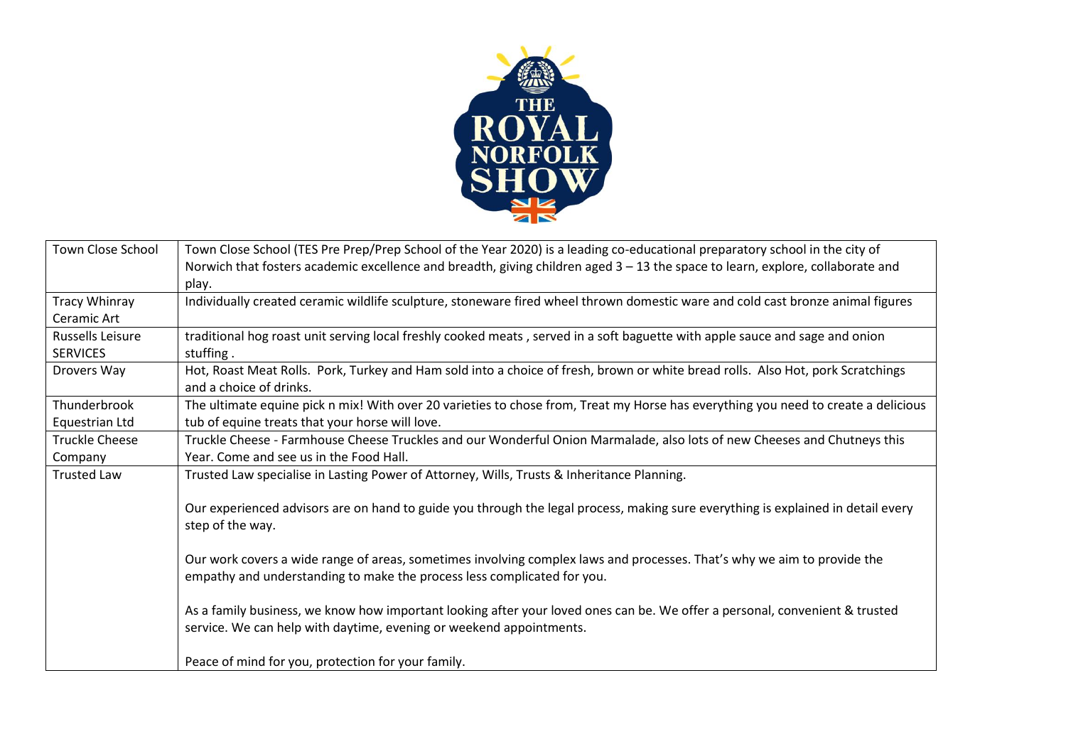| Town Close School | Town Close School (TES Pre Prep/Prep School of the Year 2020) is a leading co-educational preparatory school in the city of Norwich that fosters academic excellence and breadth, giving children aged 3 – 13 the space to learn, explore, collaborate and play. |
|---|---|
| Tracy Whinray Ceramic Art | Individually created ceramic wildlife sculpture, stoneware fired wheel thrown domestic ware and cold cast bronze animal figures |
| Russells Leisure SERVICES | traditional hog roast unit serving local freshly cooked meats , served in a soft baguette with apple sauce and sage and onion stuffing . |
| Drovers Way | Hot, Roast Meat Rolls. Pork, Turkey and Ham sold into a choice of fresh, brown or white bread rolls. Also Hot, pork Scratchings and a choice of drinks. |
| Thunderbrook Equestrian Ltd | The ultimate equine pick n mix! With over 20 varieties to chose from, Treat my Horse has everything you need to create a delicious tub of equine treats that your horse will love. |
| Truckle Cheese Company | Truckle Cheese - Farmhouse Cheese Truckles and our Wonderful Onion Marmalade, also lots of new Cheeses and Chutneys this Year. Come and see us in the Food Hall. |
| Trusted Law | Trusted Law specialise in Lasting Power of Attorney, Wills, Trusts & Inheritance Planning.<br><br>Our experienced advisors are on hand to guide you through the legal process, making sure everything is explained in detail every step of the way.<br><br>Our work covers a wide range of areas, sometimes involving complex laws and processes. That's why we aim to provide the empathy and understanding to make the process less complicated for you.<br><br>As a family business, we know how important looking after your loved ones can be. We offer a personal, convenient & trusted service. We can help with daytime, evening or weekend appointments.<br><br>Peace of mind for you, protection for your family. |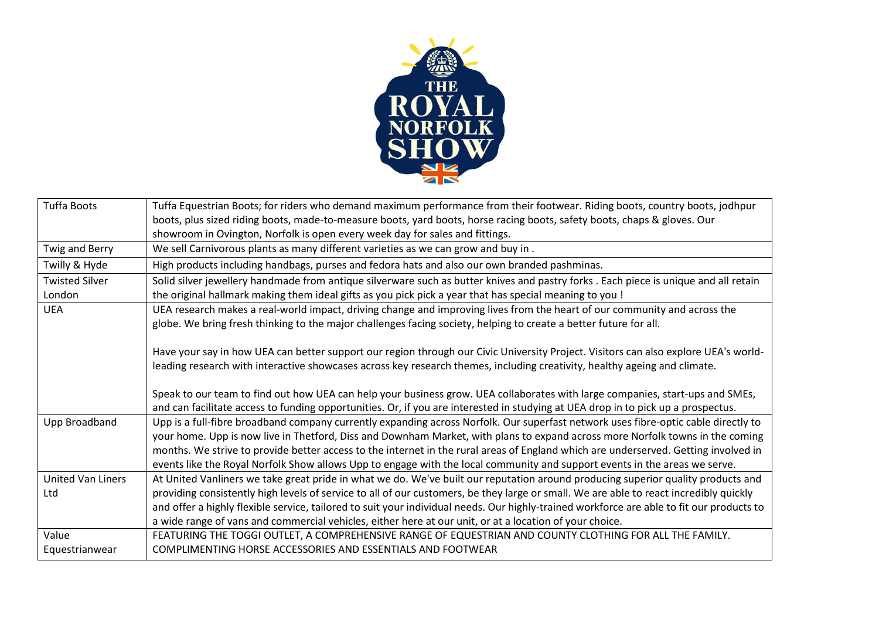| Tuffa Boots | Tuffa Equestrian Boots; for riders who demand maximum performance from their footwear. Riding boots, country boots, jodhpur boots, plus sized riding boots, made-to-measure boots, yard boots, horse racing boots, safety boots, chaps & gloves. Our showroom in Ovington, Norfolk is open every week day for sales and fittings. |
|---|---|
| Twig and Berry | We sell Carnivorous plants as many different varieties as we can grow and buy in . |
| Twilly & Hyde | High products including handbags, purses and fedora hats and also our own branded pashminas. |
| Twisted Silver London | Solid silver jewellery handmade from antique silverware such as butter knives and pastry forks . Each piece is unique and all retain the original hallmark making them ideal gifts as you pick pick a year that has special meaning to you ! |
| UEA | UEA research makes a real-world impact, driving change and improving lives from the heart of our community and across the globe. We bring fresh thinking to the major challenges facing society, helping to create a better future for all.<br><br>Have your say in how UEA can better support our region through our Civic University Project. Visitors can also explore UEA's world-leading research with interactive showcases across key research themes, including creativity, healthy ageing and climate.<br><br>Speak to our team to find out how UEA can help your business grow. UEA collaborates with large companies, start-ups and SMEs, and can facilitate access to funding opportunities. Or, if you are interested in studying at UEA drop in to pick up a prospectus. |
| Upp Broadband | Upp is a full-fibre broadband company currently expanding across Norfolk. Our superfast network uses fibre-optic cable directly to your home. Upp is now live in Thetford, Diss and Downham Market, with plans to expand across more Norfolk towns in the coming months. We strive to provide better access to the internet in the rural areas of England which are underserved. Getting involved in events like the Royal Norfolk Show allows Upp to engage with the local community and support events in the areas we serve. |
| United Van Liners Ltd | At United Vanliners we take great pride in what we do. We've built our reputation around producing superior quality products and providing consistently high levels of service to all of our customers, be they large or small. We are able to react incredibly quickly and offer a highly flexible service, tailored to suit your individual needs. Our highly-trained workforce are able to fit our products to a wide range of vans and commercial vehicles, either here at our unit, or at a location of your choice. |
| Value Equestrianwear | FEATURING THE TOGGI OUTLET, A COMPREHENSIVE RANGE OF EQUESTRIAN AND COUNTY CLOTHING FOR ALL THE FAMILY. COMPLIMENTING HORSE ACCESSORIES AND ESSENTIALS AND FOOTWEAR |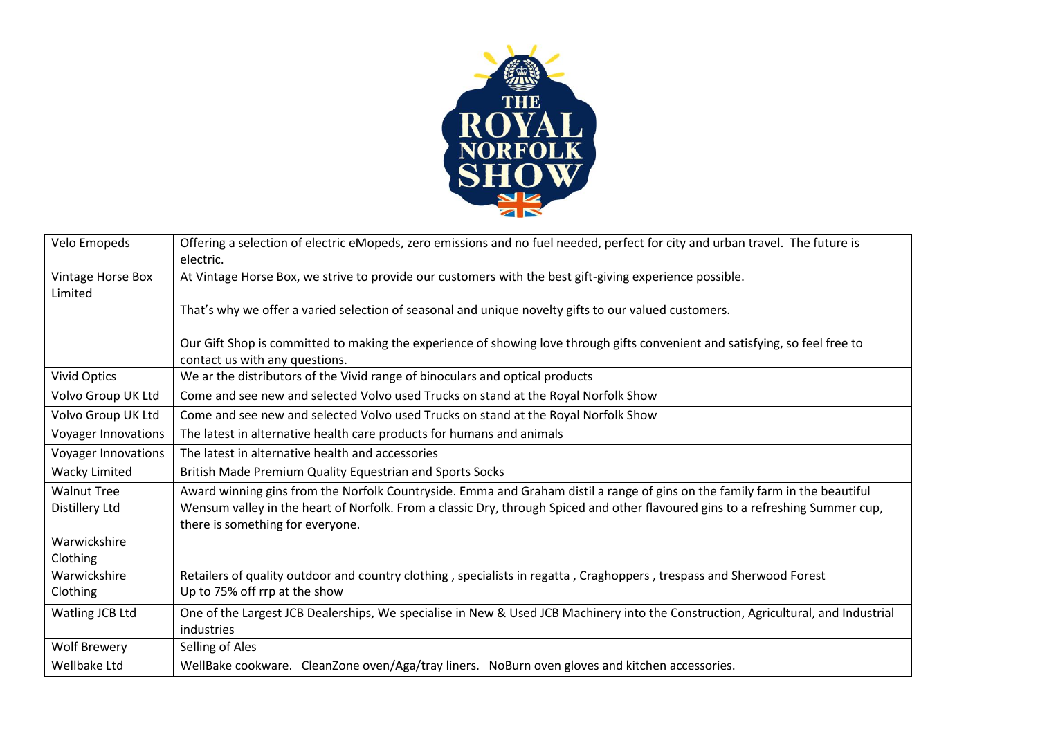| Velo Emopeds | Offering a selection of electric eMopeds, zero emissions and no fuel needed, perfect for city and urban travel. The future is electric. |
|---|---|
| Vintage Horse Box Limited | At Vintage Horse Box, we strive to provide our customers with the best gift-giving experience possible.<br><br>That's why we offer a varied selection of seasonal and unique novelty gifts to our valued customers.<br><br>Our Gift Shop is committed to making the experience of showing love through gifts convenient and satisfying, so feel free to contact us with any questions. |
| Vivid Optics | We ar the distributors of the Vivid range of binoculars and optical products |
| Volvo Group UK Ltd | Come and see new and selected Volvo used Trucks on stand at the Royal Norfolk Show |
| Volvo Group UK Ltd | Come and see new and selected Volvo used Trucks on stand at the Royal Norfolk Show |
| Voyager Innovations | The latest in alternative health care products for humans and animals |
| Voyager Innovations | The latest in alternative health and accessories |
| Wacky Limited | British Made Premium Quality Equestrian and Sports Socks |
| Walnut Tree Distillery Ltd | Award winning gins from the Norfolk Countryside. Emma and Graham distil a range of gins on the family farm in the beautiful Wensum valley in the heart of Norfolk. From a classic Dry, through Spiced and other flavoured gins to a refreshing Summer cup, there is something for everyone. |
| Warwickshire Clothing | |
| Warwickshire Clothing | Retailers of quality outdoor and country clothing , specialists in regatta , Craghoppers , trespass and Sherwood Forest<br>Up to 75% off rrp at the show |
| Watling JCB Ltd | One of the Largest JCB Dealerships, We specialise in New & Used JCB Machinery into the Construction, Agricultural, and Industrial industries |
| Wolf Brewery | Selling of Ales |
| Wellbake Ltd | WellBake cookware. CleanZone oven/Aga/tray liners. NoBurn oven gloves and kitchen accessories. |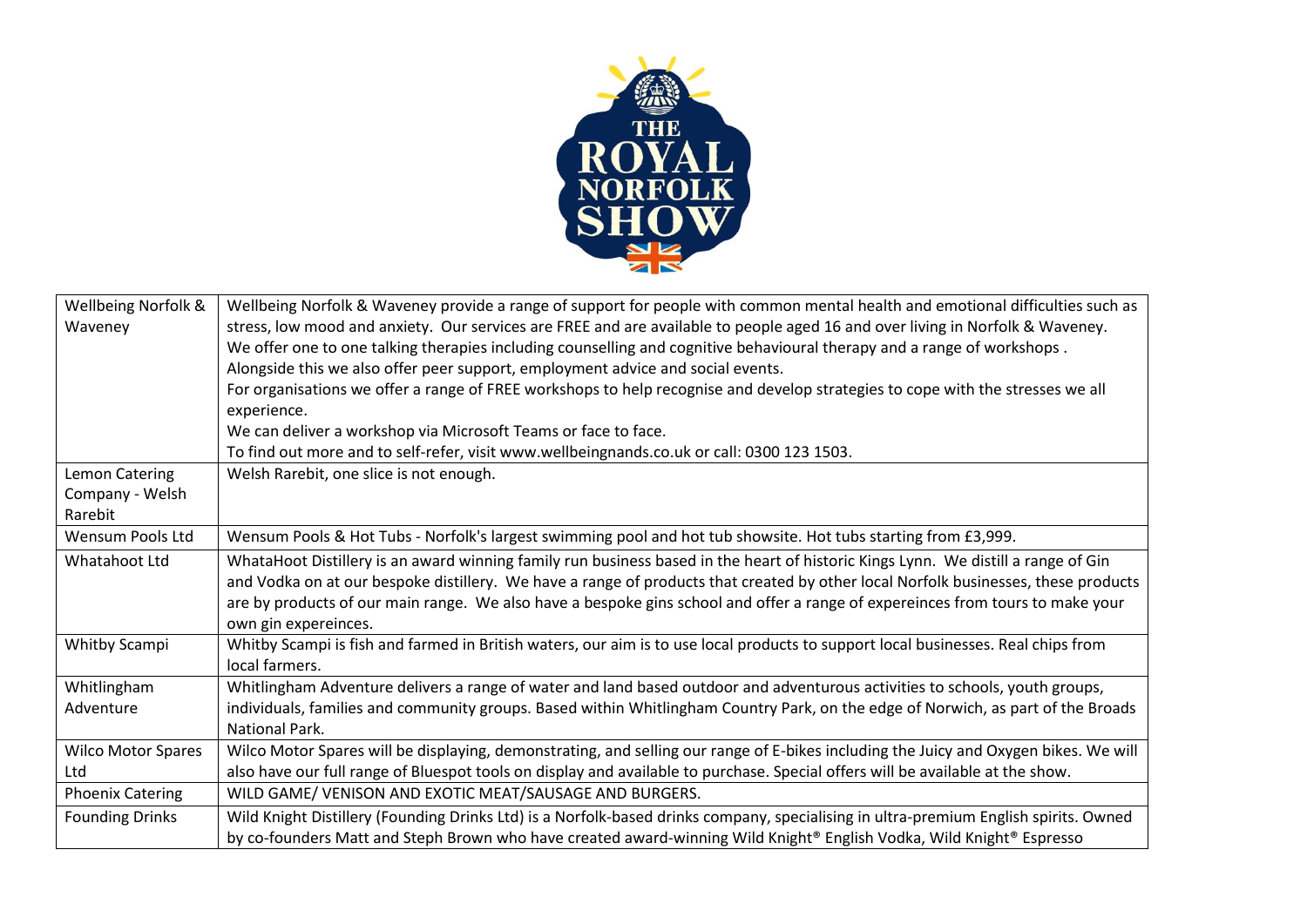| Wellbeing Norfolk & Waveney | Wellbeing Norfolk & Waveney provide a range of support for people with common mental health and emotional difficulties such as stress, low mood and anxiety. Our services are FREE and are available to people aged 16 and over living in Norfolk & Waveney. We offer one to one talking therapies including counselling and cognitive behavioural therapy and a range of workshops . Alongside this we also offer peer support, employment advice and social events. For organisations we offer a range of FREE workshops to help recognise and develop strategies to cope with the stresses we all experience. We can deliver a workshop via Microsoft Teams or face to face. To find out more and to self-refer, visit www.wellbeingnands.co.uk or call: 0300 123 1503. |
|---|---|
| Lemon Catering Company - Welsh Rarebit | Welsh Rarebit, one slice is not enough. |
| Wensum Pools Ltd | Wensum Pools & Hot Tubs - Norfolk's largest swimming pool and hot tub showsite. Hot tubs starting from £3,999. |
| Whatahoot Ltd | WhataHoot Distillery is an award winning family run business based in the heart of historic Kings Lynn. We distill a range of Gin and Vodka on at our bespoke distillery. We have a range of products that created by other local Norfolk businesses, these products are by products of our main range. We also have a bespoke gins school and offer a range of expereinces from tours to make your own gin expereinces. |
| Whitby Scampi | Whitby Scampi is fish and farmed in British waters, our aim is to use local products to support local businesses. Real chips from local farmers. |
| Whitlingham Adventure | Whitlingham Adventure delivers a range of water and land based outdoor and adventurous activities to schools, youth groups, individuals, families and community groups. Based within Whitlingham Country Park, on the edge of Norwich, as part of the Broads National Park. |
| Wilco Motor Spares Ltd | Wilco Motor Spares will be displaying, demonstrating, and selling our range of E-bikes including the Juicy and Oxygen bikes. We will also have our full range of Bluespot tools on display and available to purchase. Special offers will be available at the show. |
| Phoenix Catering | WILD GAME/ VENISON AND EXOTIC MEAT/SAUSAGE AND BURGERS. |
| Founding Drinks | Wild Knight Distillery (Founding Drinks Ltd) is a Norfolk-based drinks company, specialising in ultra-premium English spirits. Owned by co-founders Matt and Steph Brown who have created award-winning Wild Knight® English Vodka, Wild Knight® Espresso |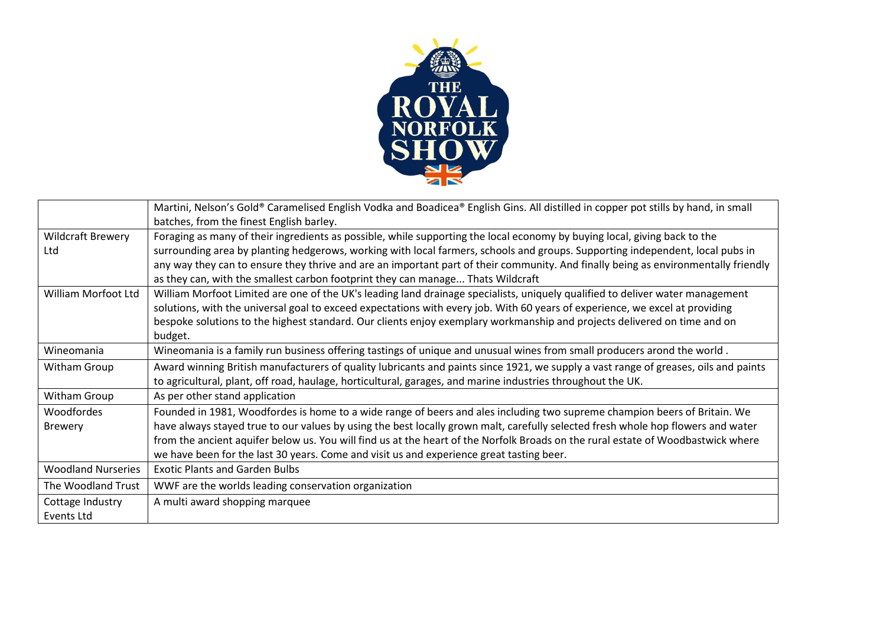| | |
|---|---|
| | Martini, Nelson's Gold® Caramelised English Vodka and Boadicea® English Gins. All distilled in copper pot stills by hand, in small batches, from the finest English barley. |
| Wildcraft Brewery Ltd | Foraging as many of their ingredients as possible, while supporting the local economy by buying local, giving back to the surrounding area by planting hedgerows, working with local farmers, schools and groups. Supporting independent, local pubs in any way they can to ensure they thrive and are an important part of their community. And finally being as environmentally friendly as they can, with the smallest carbon footprint they can manage... Thats Wildcraft |
| William Morfoot Ltd | William Morfoot Limited are one of the UK's leading land drainage specialists, uniquely qualified to deliver water management solutions, with the universal goal to exceed expectations with every job. With 60 years of experience, we excel at providing bespoke solutions to the highest standard. Our clients enjoy exemplary workmanship and projects delivered on time and on budget. |
| Wineomania | Wineomania is a family run business offering tastings of unique and unusual wines from small producers arond the world . |
| Witham Group | Award winning British manufacturers of quality lubricants and paints since 1921, we supply a vast range of greases, oils and paints to agricultural, plant, off road, haulage, horticultural, garages, and marine industries throughout the UK. |
| Witham Group | As per other stand application |
| Woodfordes Brewery | Founded in 1981, Woodfordes is home to a wide range of beers and ales including two supreme champion beers of Britain. We have always stayed true to our values by using the best locally grown malt, carefully selected fresh whole hop flowers and water from the ancient aquifer below us. You will find us at the heart of the Norfolk Broads on the rural estate of Woodbastwick where we have been for the last 30 years. Come and visit us and experience great tasting beer. |
| Woodland Nurseries | Exotic Plants and Garden Bulbs |
| The Woodland Trust | WWF are the worlds leading conservation organization |
| Cottage Industry Events Ltd | A multi award shopping marquee |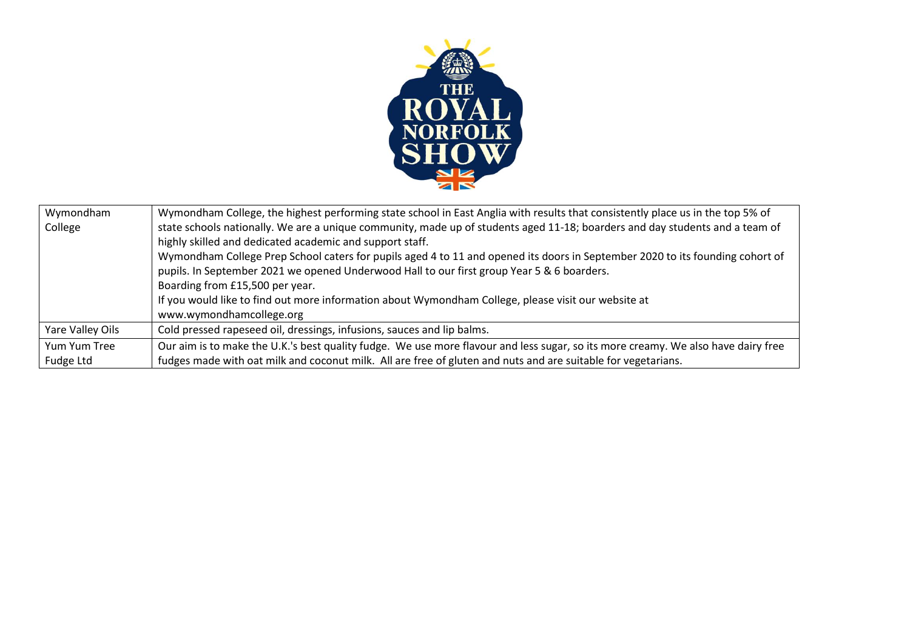| | |
|---|---|
| Wymondham College | Wymondham College, the highest performing state school in East Anglia with results that consistently place us in the top 5% of state schools nationally. We are a unique community, made up of students aged 11-18; boarders and day students and a team of highly skilled and dedicated academic and support staff.<br>Wymondham College Prep School caters for pupils aged 4 to 11 and opened its doors in September 2020 to its founding cohort of pupils. In September 2021 we opened Underwood Hall to our first group Year 5 & 6 boarders.<br>Boarding from £15,500 per year.<br>If you would like to find out more information about Wymondham College, please visit our website at www.wymondhamcollege.org |
| Yare Valley Oils | Cold pressed rapeseed oil, dressings, infusions, sauces and lip balms. |
| Yum Yum Tree Fudge Ltd | Our aim is to make the U.K.'s best quality fudge. We use more flavour and less sugar, so its more creamy. We also have dairy free fudges made with oat milk and coconut milk. All are free of gluten and nuts and are suitable for vegetarians. |